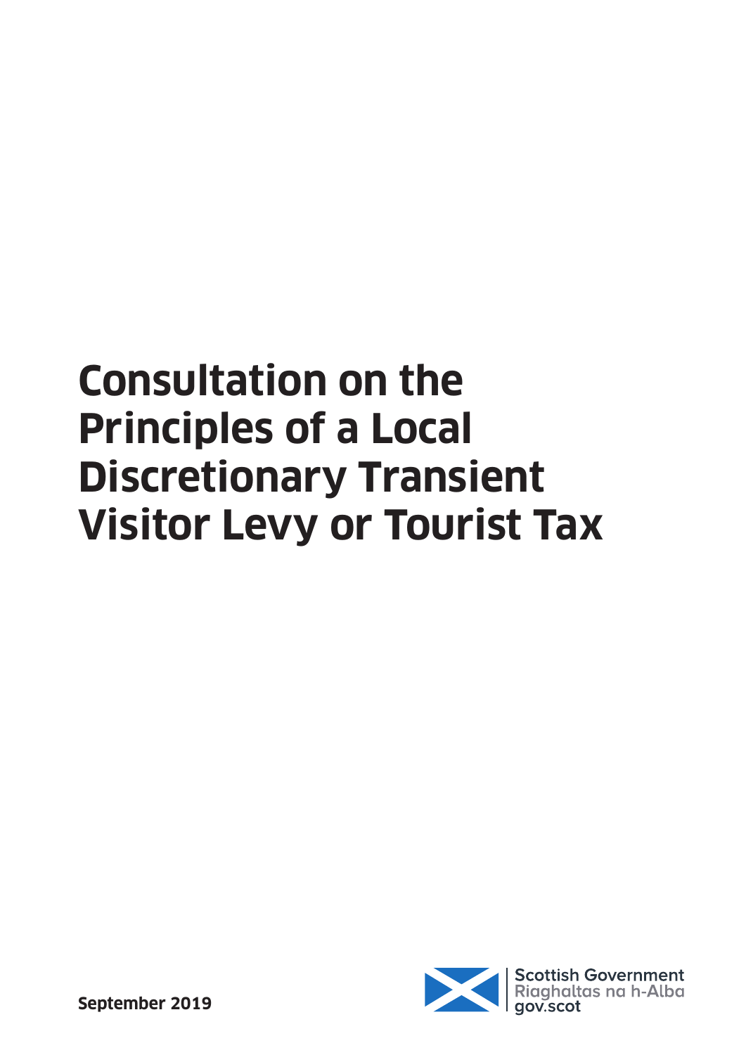# Consultation on the Principles of a Local Discretionary Transient Visitor Levy or Tourist Tax

**September 2019**

Scottish Government
Riaghaltas na h-Alba
gov.scot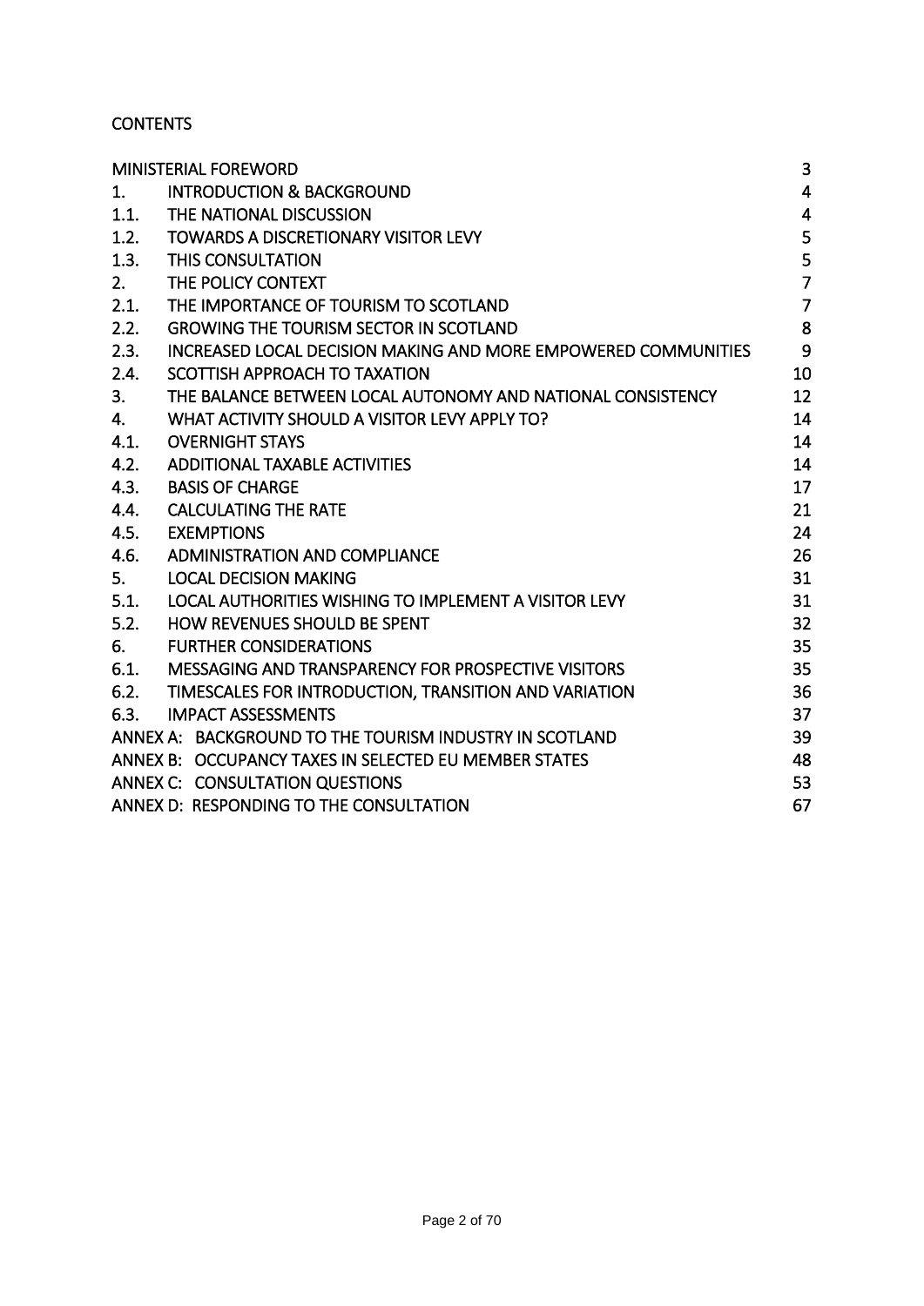# CONTENTS

| | | |
|---|---|---|
| MINISTERIAL FOREWORD | | 3 |
| 1. | INTRODUCTION & BACKGROUND | 4 |
| 1.1. | THE NATIONAL DISCUSSION | 4 |
| 1.2. | TOWARDS A DISCRETIONARY VISITOR LEVY | 5 |
| 1.3. | THIS CONSULTATION | 5 |
| 2. | THE POLICY CONTEXT | 7 |
| 2.1. | THE IMPORTANCE OF TOURISM TO SCOTLAND | 7 |
| 2.2. | GROWING THE TOURISM SECTOR IN SCOTLAND | 8 |
| 2.3. | INCREASED LOCAL DECISION MAKING AND MORE EMPOWERED COMMUNITIES | 9 |
| 2.4. | SCOTTISH APPROACH TO TAXATION | 10 |
| 3. | THE BALANCE BETWEEN LOCAL AUTONOMY AND NATIONAL CONSISTENCY | 12 |
| 4. | WHAT ACTIVITY SHOULD A VISITOR LEVY APPLY TO? | 14 |
| 4.1. | OVERNIGHT STAYS | 14 |
| 4.2. | ADDITIONAL TAXABLE ACTIVITIES | 14 |
| 4.3. | BASIS OF CHARGE | 17 |
| 4.4. | CALCULATING THE RATE | 21 |
| 4.5. | EXEMPTIONS | 24 |
| 4.6. | ADMINISTRATION AND COMPLIANCE | 26 |
| 5. | LOCAL DECISION MAKING | 31 |
| 5.1. | LOCAL AUTHORITIES WISHING TO IMPLEMENT A VISITOR LEVY | 31 |
| 5.2. | HOW REVENUES SHOULD BE SPENT | 32 |
| 6. | FURTHER CONSIDERATIONS | 35 |
| 6.1. | MESSAGING AND TRANSPARENCY FOR PROSPECTIVE VISITORS | 35 |
| 6.2. | TIMESCALES FOR INTRODUCTION, TRANSITION AND VARIATION | 36 |
| 6.3. | IMPACT ASSESSMENTS | 37 |
| ANNEX A: | BACKGROUND TO THE TOURISM INDUSTRY IN SCOTLAND | 39 |
| ANNEX B: | OCCUPANCY TAXES IN SELECTED EU MEMBER STATES | 48 |
| ANNEX C: | CONSULTATION QUESTIONS | 53 |
| ANNEX D: | RESPONDING TO THE CONSULTATION | 67 |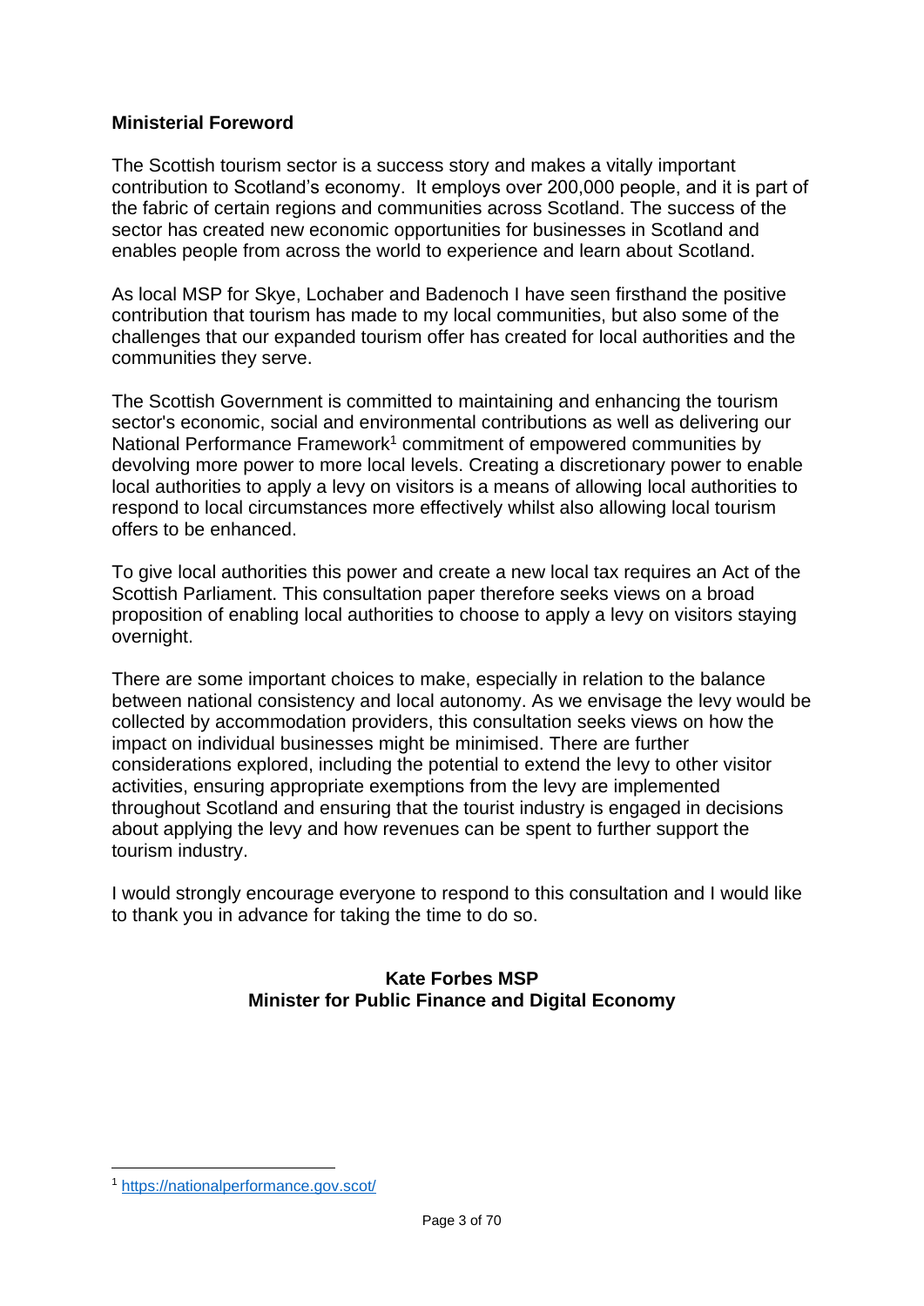**Ministerial Foreword**

The Scottish tourism sector is a success story and makes a vitally important contribution to Scotland's economy. It employs over 200,000 people, and it is part of the fabric of certain regions and communities across Scotland. The success of the sector has created new economic opportunities for businesses in Scotland and enables people from across the world to experience and learn about Scotland.

As local MSP for Skye, Lochaber and Badenoch I have seen firsthand the positive contribution that tourism has made to my local communities, but also some of the challenges that our expanded tourism offer has created for local authorities and the communities they serve.

The Scottish Government is committed to maintaining and enhancing the tourism sector's economic, social and environmental contributions as well as delivering our National Performance Framework[1] commitment of empowered communities by devolving more power to more local levels. Creating a discretionary power to enable local authorities to apply a levy on visitors is a means of allowing local authorities to respond to local circumstances more effectively whilst also allowing local tourism offers to be enhanced.

To give local authorities this power and create a new local tax requires an Act of the Scottish Parliament. This consultation paper therefore seeks views on a broad proposition of enabling local authorities to choose to apply a levy on visitors staying overnight.

There are some important choices to make, especially in relation to the balance between national consistency and local autonomy. As we envisage the levy would be collected by accommodation providers, this consultation seeks views on how the impact on individual businesses might be minimised. There are further considerations explored, including the potential to extend the levy to other visitor activities, ensuring appropriate exemptions from the levy are implemented throughout Scotland and ensuring that the tourist industry is engaged in decisions about applying the levy and how revenues can be spent to further support the tourism industry.

I would strongly encourage everyone to respond to this consultation and I would like to thank you in advance for taking the time to do so.

**Kate Forbes MSP**
**Minister for Public Finance and Digital Economy**

[1] https://nationalperformance.gov.scot/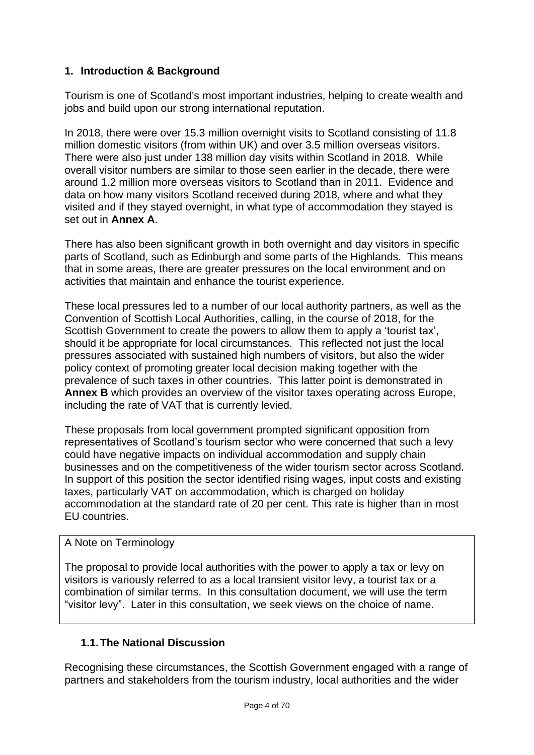## 1. Introduction & Background

Tourism is one of Scotland's most important industries, helping to create wealth and jobs and build upon our strong international reputation.

In 2018, there were over 15.3 million overnight visits to Scotland consisting of 11.8 million domestic visitors (from within UK) and over 3.5 million overseas visitors. There were also just under 138 million day visits within Scotland in 2018. While overall visitor numbers are similar to those seen earlier in the decade, there were around 1.2 million more overseas visitors to Scotland than in 2011. Evidence and data on how many visitors Scotland received during 2018, where and what they visited and if they stayed overnight, in what type of accommodation they stayed is set out in **Annex A**.

There has also been significant growth in both overnight and day visitors in specific parts of Scotland, such as Edinburgh and some parts of the Highlands. This means that in some areas, there are greater pressures on the local environment and on activities that maintain and enhance the tourist experience.

These local pressures led to a number of our local authority partners, as well as the Convention of Scottish Local Authorities, calling, in the course of 2018, for the Scottish Government to create the powers to allow them to apply a 'tourist tax', should it be appropriate for local circumstances. This reflected not just the local pressures associated with sustained high numbers of visitors, but also the wider policy context of promoting greater local decision making together with the prevalence of such taxes in other countries. This latter point is demonstrated in **Annex B** which provides an overview of the visitor taxes operating across Europe, including the rate of VAT that is currently levied.

These proposals from local government prompted significant opposition from representatives of Scotland's tourism sector who were concerned that such a levy could have negative impacts on individual accommodation and supply chain businesses and on the competitiveness of the wider tourism sector across Scotland. In support of this position the sector identified rising wages, input costs and existing taxes, particularly VAT on accommodation, which is charged on holiday accommodation at the standard rate of 20 per cent. This rate is higher than in most EU countries.

> A Note on Terminology
>
> The proposal to provide local authorities with the power to apply a tax or levy on visitors is variously referred to as a local transient visitor levy, a tourist tax or a combination of similar terms. In this consultation document, we will use the term "visitor levy". Later in this consultation, we seek views on the choice of name.

### 1.1. The National Discussion

Recognising these circumstances, the Scottish Government engaged with a range of partners and stakeholders from the tourism industry, local authorities and the wider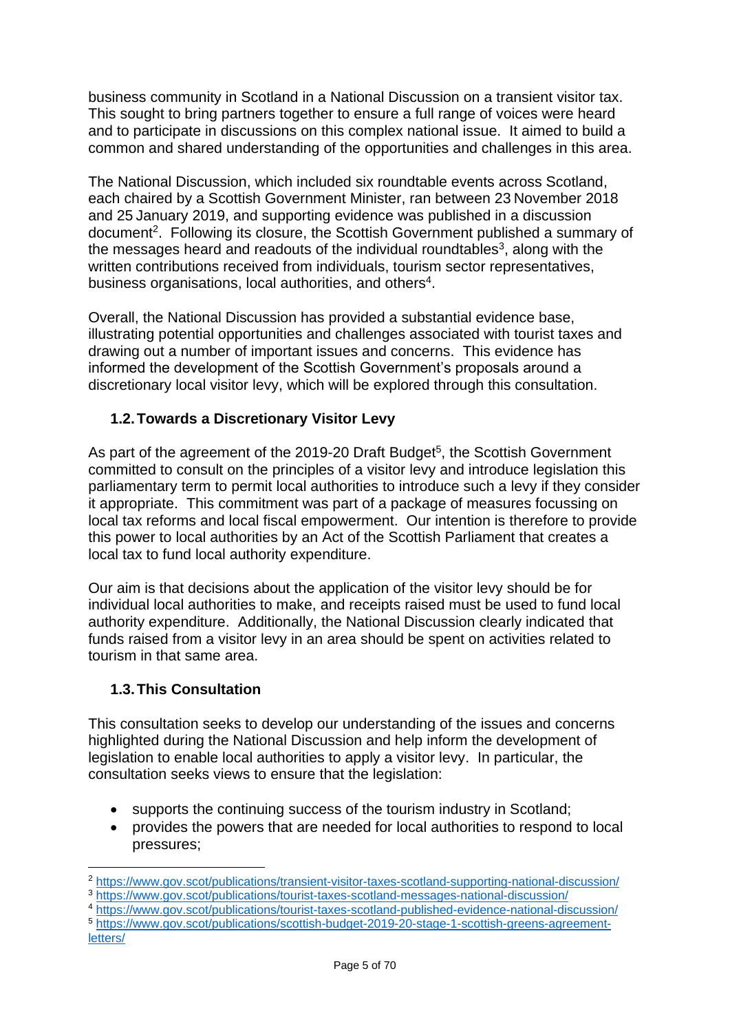business community in Scotland in a National Discussion on a transient visitor tax. This sought to bring partners together to ensure a full range of voices were heard and to participate in discussions on this complex national issue. It aimed to build a common and shared understanding of the opportunities and challenges in this area.

The National Discussion, which included six roundtable events across Scotland, each chaired by a Scottish Government Minister, ran between 23 November 2018 and 25 January 2019, and supporting evidence was published in a discussion document[2]. Following its closure, the Scottish Government published a summary of the messages heard and readouts of the individual roundtables[3], along with the written contributions received from individuals, tourism sector representatives, business organisations, local authorities, and others[4].

Overall, the National Discussion has provided a substantial evidence base, illustrating potential opportunities and challenges associated with tourist taxes and drawing out a number of important issues and concerns. This evidence has informed the development of the Scottish Government's proposals around a discretionary local visitor levy, which will be explored through this consultation.

### 1.2. Towards a Discretionary Visitor Levy

As part of the agreement of the 2019-20 Draft Budget[5], the Scottish Government committed to consult on the principles of a visitor levy and introduce legislation this parliamentary term to permit local authorities to introduce such a levy if they consider it appropriate. This commitment was part of a package of measures focussing on local tax reforms and local fiscal empowerment. Our intention is therefore to provide this power to local authorities by an Act of the Scottish Parliament that creates a local tax to fund local authority expenditure.

Our aim is that decisions about the application of the visitor levy should be for individual local authorities to make, and receipts raised must be used to fund local authority expenditure. Additionally, the National Discussion clearly indicated that funds raised from a visitor levy in an area should be spent on activities related to tourism in that same area.

### 1.3. This Consultation

This consultation seeks to develop our understanding of the issues and concerns highlighted during the National Discussion and help inform the development of legislation to enable local authorities to apply a visitor levy. In particular, the consultation seeks views to ensure that the legislation:

- supports the continuing success of the tourism industry in Scotland;
- provides the powers that are needed for local authorities to respond to local pressures;

---

[2] https://www.gov.scot/publications/transient-visitor-taxes-scotland-supporting-national-discussion/

[3] https://www.gov.scot/publications/tourist-taxes-scotland-messages-national-discussion/

[4] https://www.gov.scot/publications/tourist-taxes-scotland-published-evidence-national-discussion/

[5] https://www.gov.scot/publications/scottish-budget-2019-20-stage-1-scottish-greens-agreement-letters/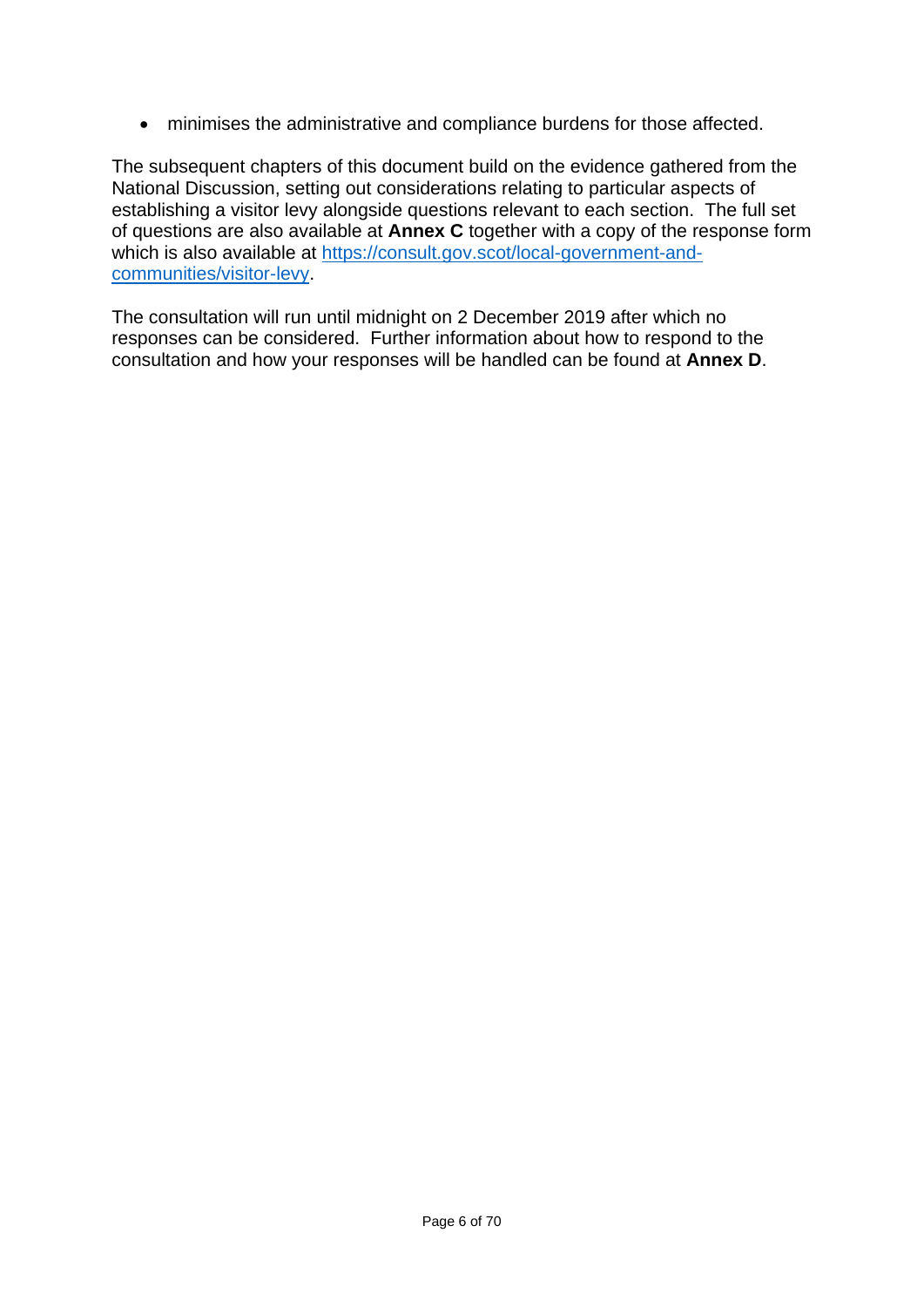- minimises the administrative and compliance burdens for those affected.

The subsequent chapters of this document build on the evidence gathered from the National Discussion, setting out considerations relating to particular aspects of establishing a visitor levy alongside questions relevant to each section. The full set of questions are also available at **Annex C** together with a copy of the response form which is also available at [https://consult.gov.scot/local-government-and-communities/visitor-levy](https://consult.gov.scot/local-government-and-communities/visitor-levy).

The consultation will run until midnight on 2 December 2019 after which no responses can be considered. Further information about how to respond to the consultation and how your responses will be handled can be found at **Annex D**.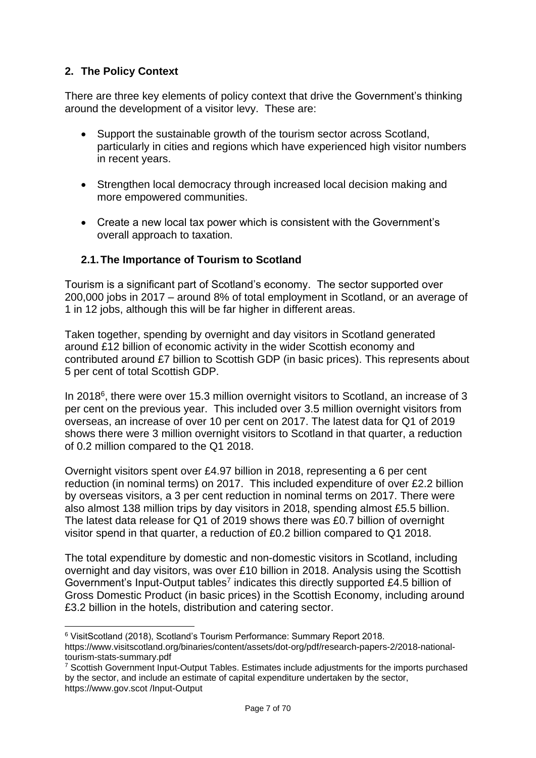## 2. The Policy Context

There are three key elements of policy context that drive the Government's thinking around the development of a visitor levy. These are:

- Support the sustainable growth of the tourism sector across Scotland, particularly in cities and regions which have experienced high visitor numbers in recent years.
- Strengthen local democracy through increased local decision making and more empowered communities.
- Create a new local tax power which is consistent with the Government's overall approach to taxation.

### 2.1. The Importance of Tourism to Scotland

Tourism is a significant part of Scotland's economy. The sector supported over 200,000 jobs in 2017 – around 8% of total employment in Scotland, or an average of 1 in 12 jobs, although this will be far higher in different areas.

Taken together, spending by overnight and day visitors in Scotland generated around £12 billion of economic activity in the wider Scottish economy and contributed around £7 billion to Scottish GDP (in basic prices). This represents about 5 per cent of total Scottish GDP.

In 2018[6], there were over 15.3 million overnight visitors to Scotland, an increase of 3 per cent on the previous year. This included over 3.5 million overnight visitors from overseas, an increase of over 10 per cent on 2017. The latest data for Q1 of 2019 shows there were 3 million overnight visitors to Scotland in that quarter, a reduction of 0.2 million compared to the Q1 2018.

Overnight visitors spent over £4.97 billion in 2018, representing a 6 per cent reduction (in nominal terms) on 2017. This included expenditure of over £2.2 billion by overseas visitors, a 3 per cent reduction in nominal terms on 2017. There were also almost 138 million trips by day visitors in 2018, spending almost £5.5 billion. The latest data release for Q1 of 2019 shows there was £0.7 billion of overnight visitor spend in that quarter, a reduction of £0.2 billion compared to Q1 2018.

The total expenditure by domestic and non-domestic visitors in Scotland, including overnight and day visitors, was over £10 billion in 2018. Analysis using the Scottish Government's Input-Output tables[7] indicates this directly supported £4.5 billion of Gross Domestic Product (in basic prices) in the Scottish Economy, including around £3.2 billion in the hotels, distribution and catering sector.

---

[6] VisitScotland (2018), Scotland's Tourism Performance: Summary Report 2018. https://www.visitscotland.org/binaries/content/assets/dot-org/pdf/research-papers-2/2018-national-tourism-stats-summary.pdf

[7] Scottish Government Input-Output Tables. Estimates include adjustments for the imports purchased by the sector, and include an estimate of capital expenditure undertaken by the sector, https://www.gov.scot /Input-Output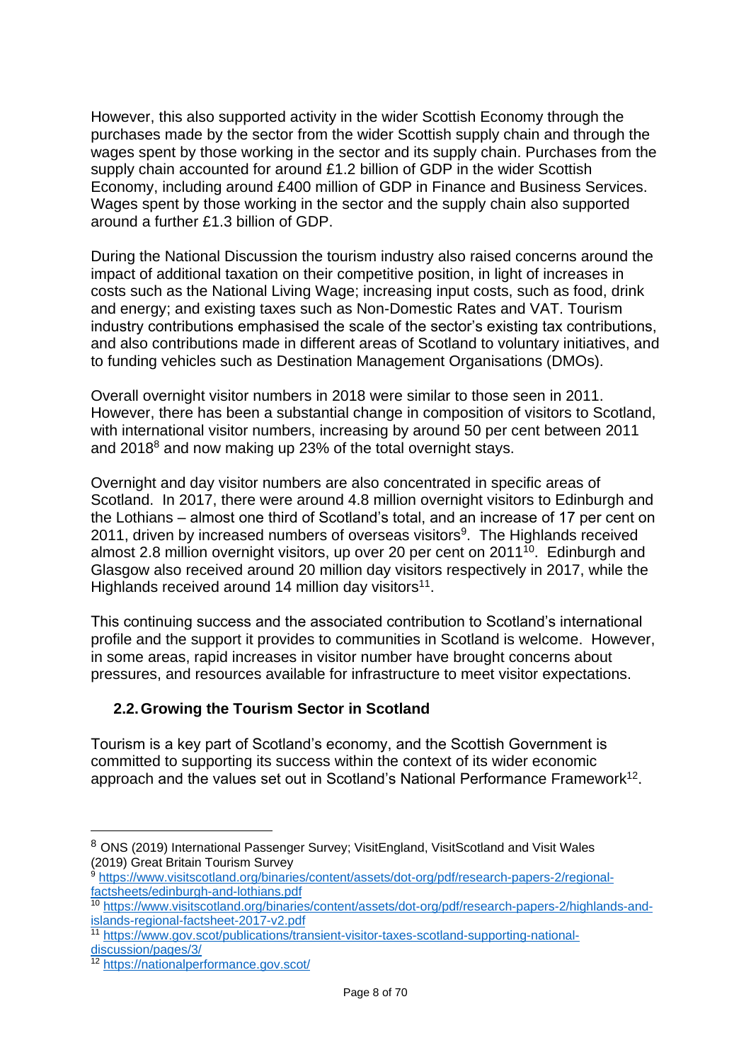However, this also supported activity in the wider Scottish Economy through the purchases made by the sector from the wider Scottish supply chain and through the wages spent by those working in the sector and its supply chain. Purchases from the supply chain accounted for around £1.2 billion of GDP in the wider Scottish Economy, including around £400 million of GDP in Finance and Business Services. Wages spent by those working in the sector and the supply chain also supported around a further £1.3 billion of GDP.

During the National Discussion the tourism industry also raised concerns around the impact of additional taxation on their competitive position, in light of increases in costs such as the National Living Wage; increasing input costs, such as food, drink and energy; and existing taxes such as Non-Domestic Rates and VAT. Tourism industry contributions emphasised the scale of the sector's existing tax contributions, and also contributions made in different areas of Scotland to voluntary initiatives, and to funding vehicles such as Destination Management Organisations (DMOs).

Overall overnight visitor numbers in 2018 were similar to those seen in 2011. However, there has been a substantial change in composition of visitors to Scotland, with international visitor numbers, increasing by around 50 per cent between 2011 and 2018[8] and now making up 23% of the total overnight stays.

Overnight and day visitor numbers are also concentrated in specific areas of Scotland. In 2017, there were around 4.8 million overnight visitors to Edinburgh and the Lothians – almost one third of Scotland's total, and an increase of 17 per cent on 2011, driven by increased numbers of overseas visitors[9]. The Highlands received almost 2.8 million overnight visitors, up over 20 per cent on 2011[10]. Edinburgh and Glasgow also received around 20 million day visitors respectively in 2017, while the Highlands received around 14 million day visitors[11].

This continuing success and the associated contribution to Scotland's international profile and the support it provides to communities in Scotland is welcome. However, in some areas, rapid increases in visitor number have brought concerns about pressures, and resources available for infrastructure to meet visitor expectations.

## 2.2. Growing the Tourism Sector in Scotland

Tourism is a key part of Scotland's economy, and the Scottish Government is committed to supporting its success within the context of its wider economic approach and the values set out in Scotland's National Performance Framework[12].

---

[8] ONS (2019) International Passenger Survey; VisitEngland, VisitScotland and Visit Wales (2019) Great Britain Tourism Survey

[9] https://www.visitscotland.org/binaries/content/assets/dot-org/pdf/research-papers-2/regional-factsheets/edinburgh-and-lothians.pdf

[10] https://www.visitscotland.org/binaries/content/assets/dot-org/pdf/research-papers-2/highlands-and-islands-regional-factsheet-2017-v2.pdf

[11] https://www.gov.scot/publications/transient-visitor-taxes-scotland-supporting-national-discussion/pages/3/

[12] https://nationalperformance.gov.scot/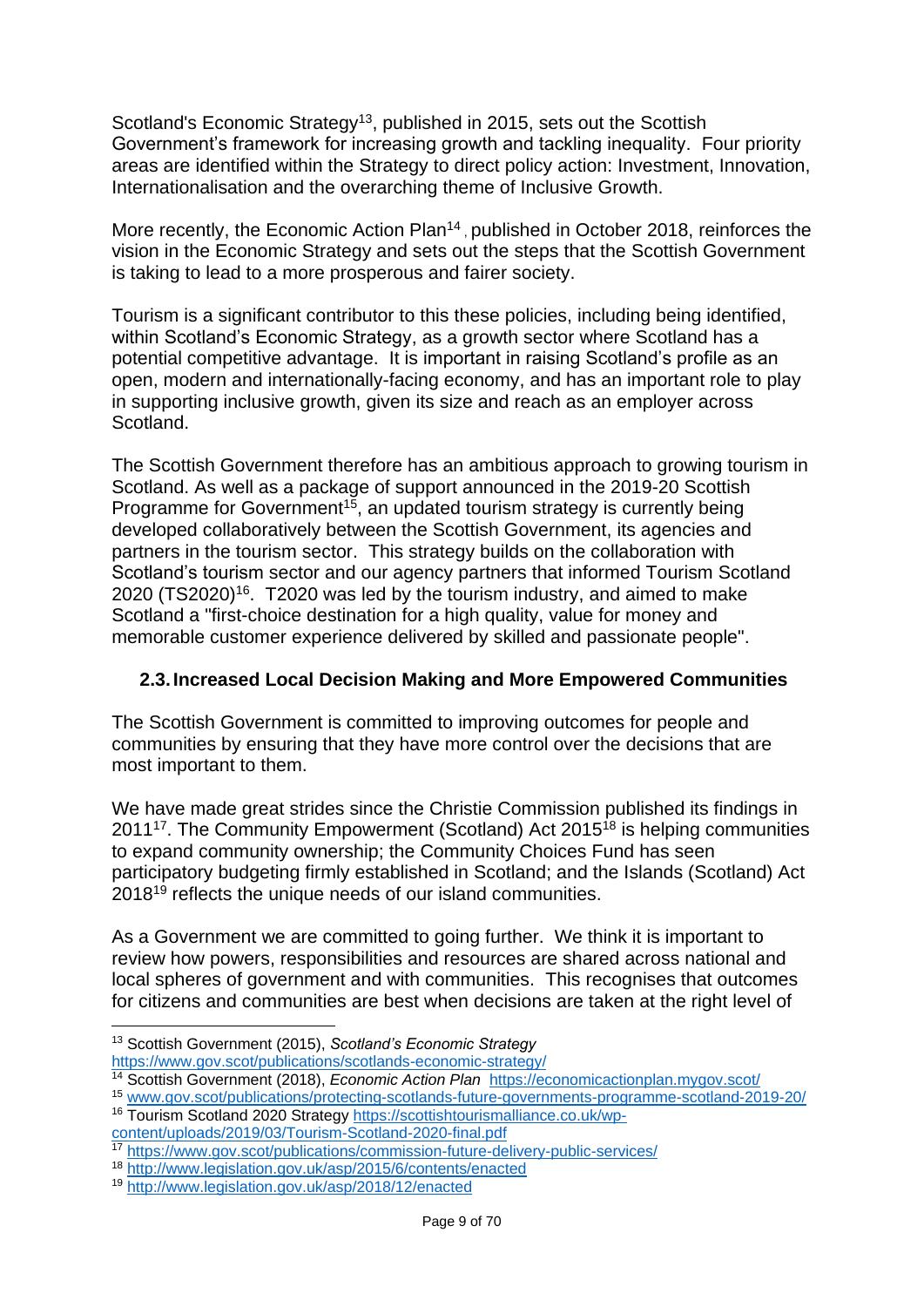Scotland's Economic Strategy[13], published in 2015, sets out the Scottish Government's framework for increasing growth and tackling inequality. Four priority areas are identified within the Strategy to direct policy action: Investment, Innovation, Internationalisation and the overarching theme of Inclusive Growth.

More recently, the Economic Action Plan[14], published in October 2018, reinforces the vision in the Economic Strategy and sets out the steps that the Scottish Government is taking to lead to a more prosperous and fairer society.

Tourism is a significant contributor to this these policies, including being identified, within Scotland's Economic Strategy, as a growth sector where Scotland has a potential competitive advantage. It is important in raising Scotland's profile as an open, modern and internationally-facing economy, and has an important role to play in supporting inclusive growth, given its size and reach as an employer across Scotland.

The Scottish Government therefore has an ambitious approach to growing tourism in Scotland. As well as a package of support announced in the 2019-20 Scottish Programme for Government[15], an updated tourism strategy is currently being developed collaboratively between the Scottish Government, its agencies and partners in the tourism sector. This strategy builds on the collaboration with Scotland's tourism sector and our agency partners that informed Tourism Scotland 2020 (TS2020)[16]. T2020 was led by the tourism industry, and aimed to make Scotland a "first-choice destination for a high quality, value for money and memorable customer experience delivered by skilled and passionate people".

### 2.3. Increased Local Decision Making and More Empowered Communities

The Scottish Government is committed to improving outcomes for people and communities by ensuring that they have more control over the decisions that are most important to them.

We have made great strides since the Christie Commission published its findings in 2011[17]. The Community Empowerment (Scotland) Act 2015[18] is helping communities to expand community ownership; the Community Choices Fund has seen participatory budgeting firmly established in Scotland; and the Islands (Scotland) Act 2018[19] reflects the unique needs of our island communities.

As a Government we are committed to going further. We think it is important to review how powers, responsibilities and resources are shared across national and local spheres of government and with communities. This recognises that outcomes for citizens and communities are best when decisions are taken at the right level of

---

[13] Scottish Government (2015), *Scotland's Economic Strategy* https://www.gov.scot/publications/scotlands-economic-strategy/

[14] Scottish Government (2018), *Economic Action Plan* https://economicactionplan.mygov.scot/

[15] www.gov.scot/publications/protecting-scotlands-future-governments-programme-scotland-2019-20/

[16] Tourism Scotland 2020 Strategy https://scottishtourismalliance.co.uk/wp-content/uploads/2019/03/Tourism-Scotland-2020-final.pdf

[17] https://www.gov.scot/publications/commission-future-delivery-public-services/

[18] http://www.legislation.gov.uk/asp/2015/6/contents/enacted

[19] http://www.legislation.gov.uk/asp/2018/12/enacted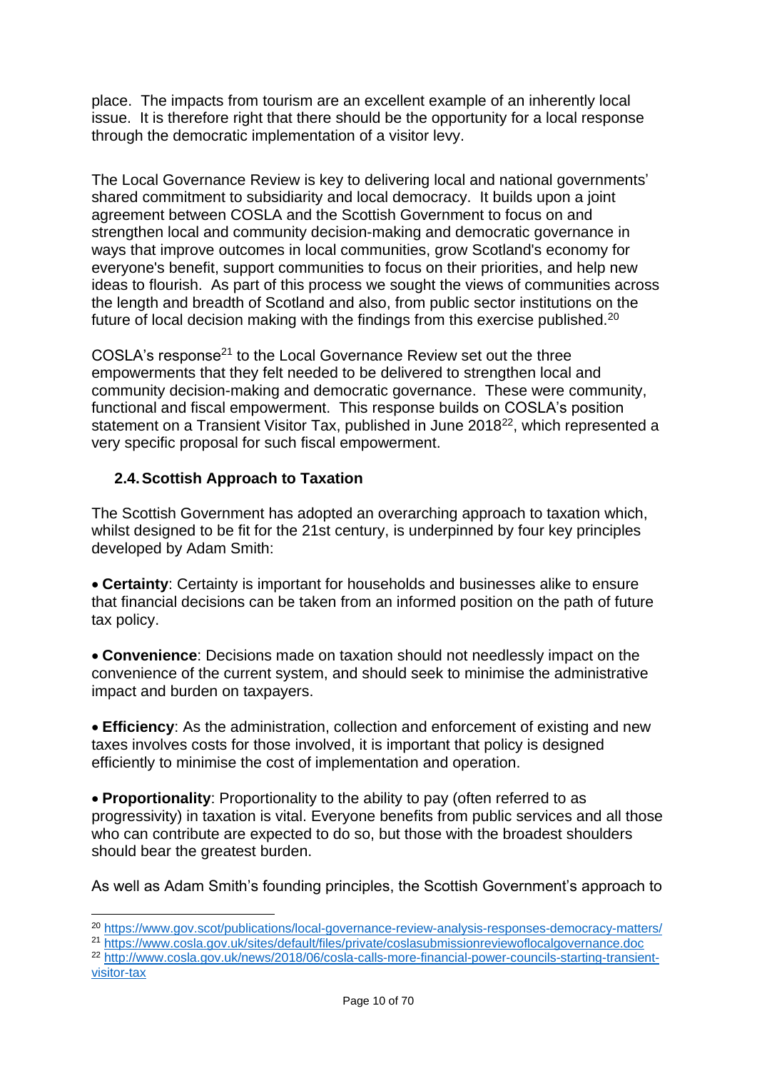place. The impacts from tourism are an excellent example of an inherently local issue. It is therefore right that there should be the opportunity for a local response through the democratic implementation of a visitor levy.

The Local Governance Review is key to delivering local and national governments' shared commitment to subsidiarity and local democracy. It builds upon a joint agreement between COSLA and the Scottish Government to focus on and strengthen local and community decision-making and democratic governance in ways that improve outcomes in local communities, grow Scotland's economy for everyone's benefit, support communities to focus on their priorities, and help new ideas to flourish. As part of this process we sought the views of communities across the length and breadth of Scotland and also, from public sector institutions on the future of local decision making with the findings from this exercise published.[20]

COSLA's response[21] to the Local Governance Review set out the three empowerments that they felt needed to be delivered to strengthen local and community decision-making and democratic governance. These were community, functional and fiscal empowerment. This response builds on COSLA's position statement on a Transient Visitor Tax, published in June 2018[22], which represented a very specific proposal for such fiscal empowerment.

### 2.4. Scottish Approach to Taxation

The Scottish Government has adopted an overarching approach to taxation which, whilst designed to be fit for the 21st century, is underpinned by four key principles developed by Adam Smith:

- **Certainty**: Certainty is important for households and businesses alike to ensure that financial decisions can be taken from an informed position on the path of future tax policy.

- **Convenience**: Decisions made on taxation should not needlessly impact on the convenience of the current system, and should seek to minimise the administrative impact and burden on taxpayers.

- **Efficiency**: As the administration, collection and enforcement of existing and new taxes involves costs for those involved, it is important that policy is designed efficiently to minimise the cost of implementation and operation.

- **Proportionality**: Proportionality to the ability to pay (often referred to as progressivity) in taxation is vital. Everyone benefits from public services and all those who can contribute are expected to do so, but those with the broadest shoulders should bear the greatest burden.

As well as Adam Smith's founding principles, the Scottish Government's approach to

---

[20] https://www.gov.scot/publications/local-governance-review-analysis-responses-democracy-matters/

[21] https://www.cosla.gov.uk/sites/default/files/private/coslasubmissionreviewoflocalgovernance.doc

[22] http://www.cosla.gov.uk/news/2018/06/cosla-calls-more-financial-power-councils-starting-transient-visitor-tax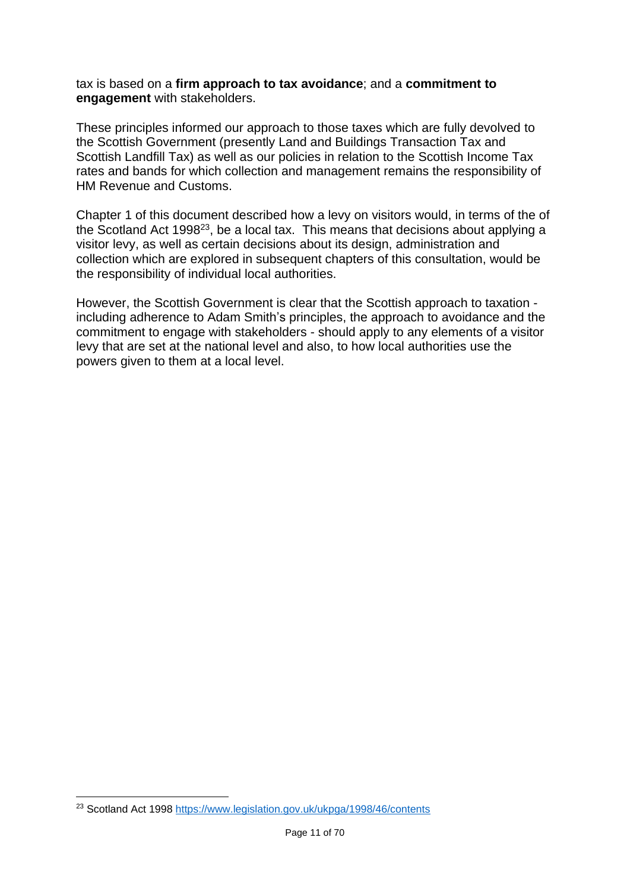tax is based on a **firm approach to tax avoidance**; and a **commitment to engagement** with stakeholders.

These principles informed our approach to those taxes which are fully devolved to the Scottish Government (presently Land and Buildings Transaction Tax and Scottish Landfill Tax) as well as our policies in relation to the Scottish Income Tax rates and bands for which collection and management remains the responsibility of HM Revenue and Customs.

Chapter 1 of this document described how a levy on visitors would, in terms of the of the Scotland Act 1998[23], be a local tax. This means that decisions about applying a visitor levy, as well as certain decisions about its design, administration and collection which are explored in subsequent chapters of this consultation, would be the responsibility of individual local authorities.

However, the Scottish Government is clear that the Scottish approach to taxation - including adherence to Adam Smith's principles, the approach to avoidance and the commitment to engage with stakeholders - should apply to any elements of a visitor levy that are set at the national level and also, to how local authorities use the powers given to them at a local level.

[23] Scotland Act 1998 https://www.legislation.gov.uk/ukpga/1998/46/contents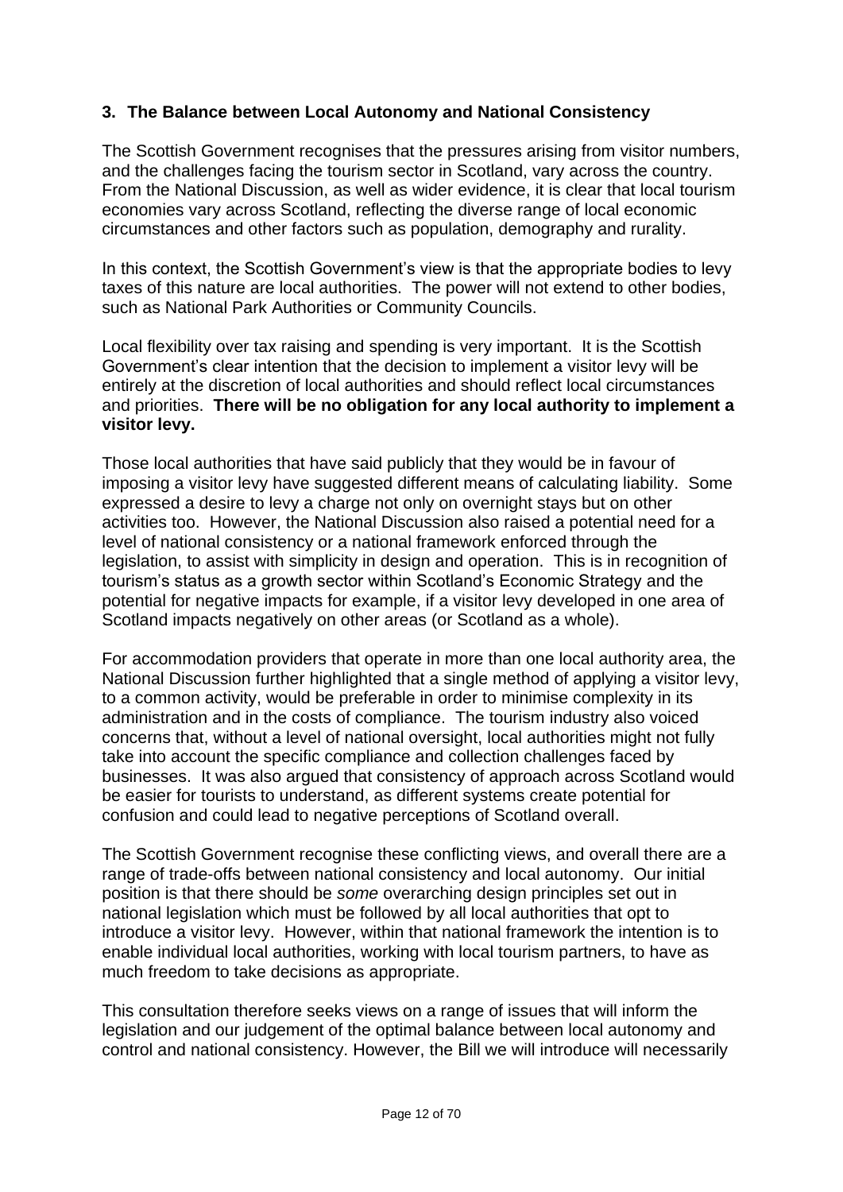## 3. The Balance between Local Autonomy and National Consistency

The Scottish Government recognises that the pressures arising from visitor numbers, and the challenges facing the tourism sector in Scotland, vary across the country. From the National Discussion, as well as wider evidence, it is clear that local tourism economies vary across Scotland, reflecting the diverse range of local economic circumstances and other factors such as population, demography and rurality.

In this context, the Scottish Government's view is that the appropriate bodies to levy taxes of this nature are local authorities. The power will not extend to other bodies, such as National Park Authorities or Community Councils.

Local flexibility over tax raising and spending is very important. It is the Scottish Government's clear intention that the decision to implement a visitor levy will be entirely at the discretion of local authorities and should reflect local circumstances and priorities. **There will be no obligation for any local authority to implement a visitor levy.**

Those local authorities that have said publicly that they would be in favour of imposing a visitor levy have suggested different means of calculating liability. Some expressed a desire to levy a charge not only on overnight stays but on other activities too. However, the National Discussion also raised a potential need for a level of national consistency or a national framework enforced through the legislation, to assist with simplicity in design and operation. This is in recognition of tourism's status as a growth sector within Scotland's Economic Strategy and the potential for negative impacts for example, if a visitor levy developed in one area of Scotland impacts negatively on other areas (or Scotland as a whole).

For accommodation providers that operate in more than one local authority area, the National Discussion further highlighted that a single method of applying a visitor levy, to a common activity, would be preferable in order to minimise complexity in its administration and in the costs of compliance. The tourism industry also voiced concerns that, without a level of national oversight, local authorities might not fully take into account the specific compliance and collection challenges faced by businesses. It was also argued that consistency of approach across Scotland would be easier for tourists to understand, as different systems create potential for confusion and could lead to negative perceptions of Scotland overall.

The Scottish Government recognise these conflicting views, and overall there are a range of trade-offs between national consistency and local autonomy. Our initial position is that there should be *some* overarching design principles set out in national legislation which must be followed by all local authorities that opt to introduce a visitor levy. However, within that national framework the intention is to enable individual local authorities, working with local tourism partners, to have as much freedom to take decisions as appropriate.

This consultation therefore seeks views on a range of issues that will inform the legislation and our judgement of the optimal balance between local autonomy and control and national consistency. However, the Bill we will introduce will necessarily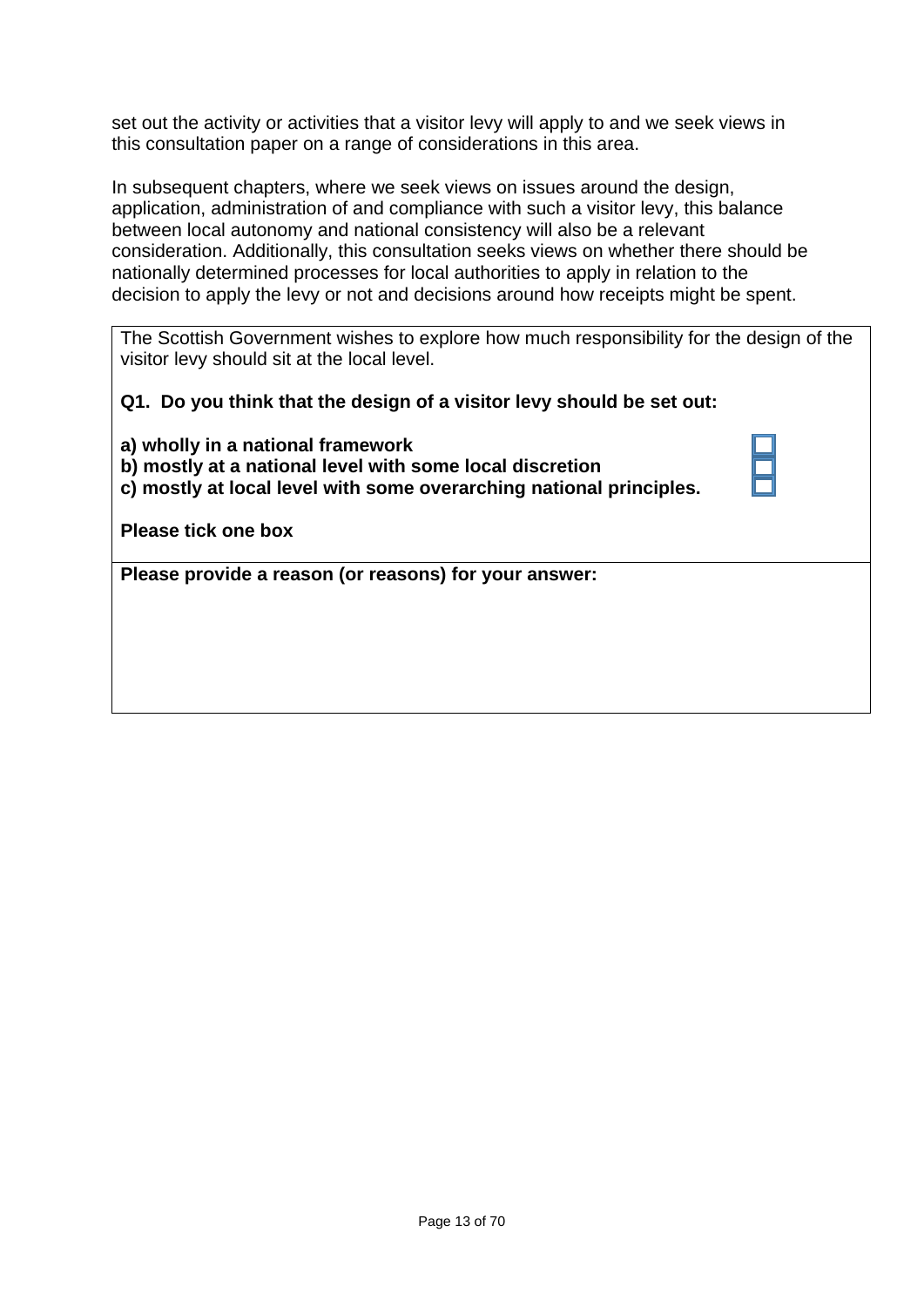set out the activity or activities that a visitor levy will apply to and we seek views in this consultation paper on a range of considerations in this area.

In subsequent chapters, where we seek views on issues around the design, application, administration of and compliance with such a visitor levy, this balance between local autonomy and national consistency will also be a relevant consideration. Additionally, this consultation seeks views on whether there should be nationally determined processes for local authorities to apply in relation to the decision to apply the levy or not and decisions around how receipts might be spent.

The Scottish Government wishes to explore how much responsibility for the design of the visitor levy should sit at the local level.

**Q1. Do you think that the design of a visitor levy should be set out:**

**a) wholly in a national framework** ☐
**b) mostly at a national level with some local discretion** ☐
**c) mostly at local level with some overarching national principles.** ☐

**Please tick one box**

**Please provide a reason (or reasons) for your answer:**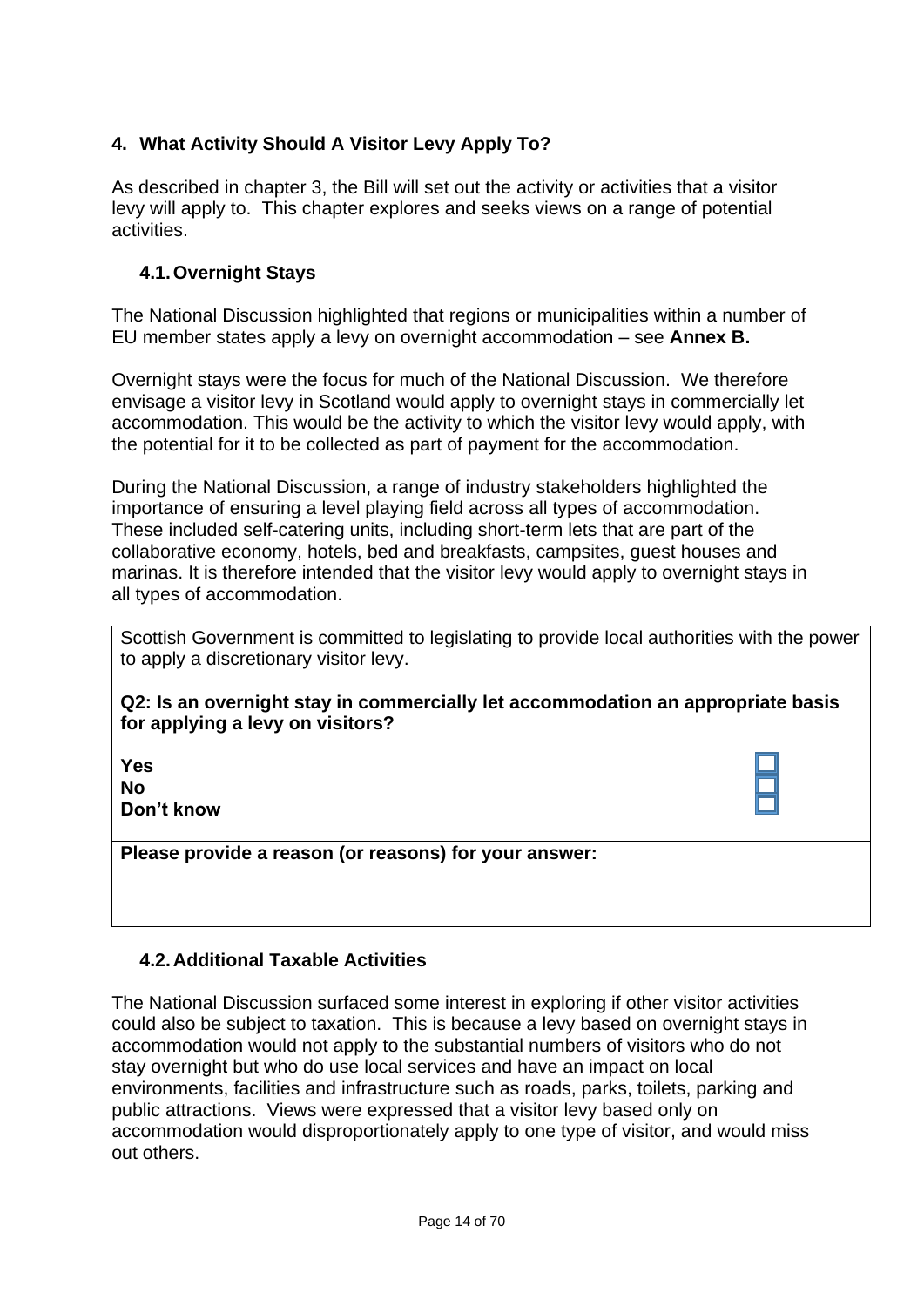## 4. What Activity Should A Visitor Levy Apply To?

As described in chapter 3, the Bill will set out the activity or activities that a visitor levy will apply to. This chapter explores and seeks views on a range of potential activities.

### 4.1. Overnight Stays

The National Discussion highlighted that regions or municipalities within a number of EU member states apply a levy on overnight accommodation – see **Annex B.**

Overnight stays were the focus for much of the National Discussion. We therefore envisage a visitor levy in Scotland would apply to overnight stays in commercially let accommodation. This would be the activity to which the visitor levy would apply, with the potential for it to be collected as part of payment for the accommodation.

During the National Discussion, a range of industry stakeholders highlighted the importance of ensuring a level playing field across all types of accommodation. These included self-catering units, including short-term lets that are part of the collaborative economy, hotels, bed and breakfasts, campsites, guest houses and marinas. It is therefore intended that the visitor levy would apply to overnight stays in all types of accommodation.

Scottish Government is committed to legislating to provide local authorities with the power to apply a discretionary visitor levy.

**Q2: Is an overnight stay in commercially let accommodation an appropriate basis for applying a levy on visitors?**

**Yes** ☐
**No** ☐
**Don't know** ☐

**Please provide a reason (or reasons) for your answer:**

### 4.2. Additional Taxable Activities

The National Discussion surfaced some interest in exploring if other visitor activities could also be subject to taxation. This is because a levy based on overnight stays in accommodation would not apply to the substantial numbers of visitors who do not stay overnight but who do use local services and have an impact on local environments, facilities and infrastructure such as roads, parks, toilets, parking and public attractions. Views were expressed that a visitor levy based only on accommodation would disproportionately apply to one type of visitor, and would miss out others.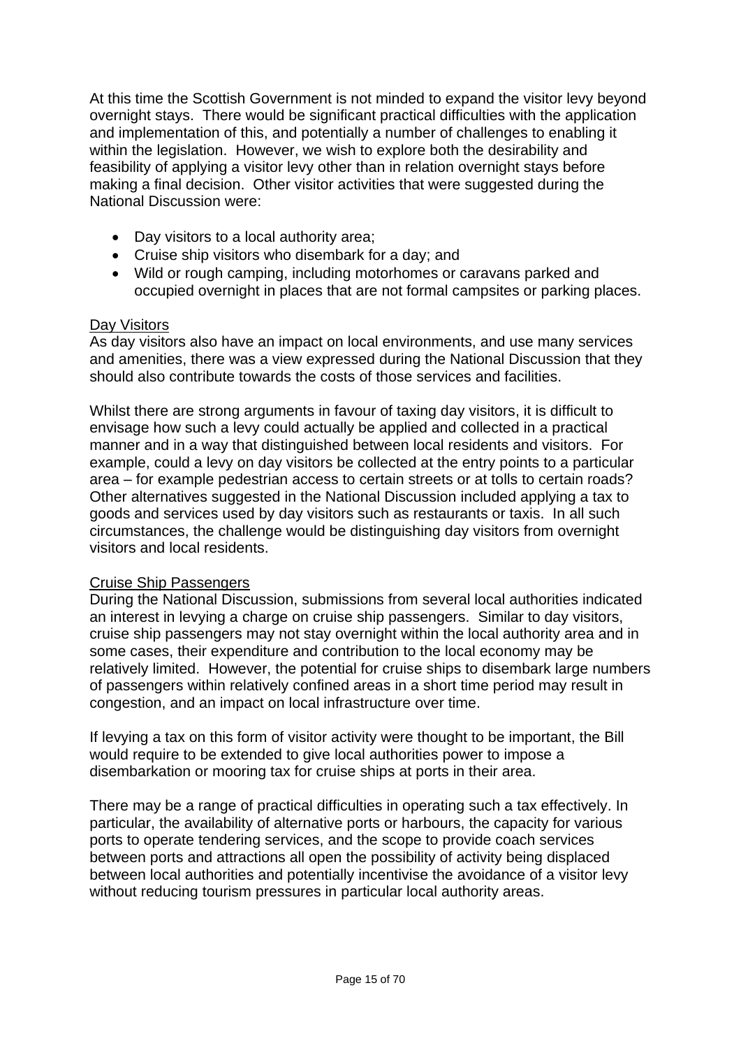At this time the Scottish Government is not minded to expand the visitor levy beyond overnight stays. There would be significant practical difficulties with the application and implementation of this, and potentially a number of challenges to enabling it within the legislation. However, we wish to explore both the desirability and feasibility of applying a visitor levy other than in relation overnight stays before making a final decision. Other visitor activities that were suggested during the National Discussion were:

- Day visitors to a local authority area;
- Cruise ship visitors who disembark for a day; and
- Wild or rough camping, including motorhomes or caravans parked and occupied overnight in places that are not formal campsites or parking places.

<u>Day Visitors</u>

As day visitors also have an impact on local environments, and use many services and amenities, there was a view expressed during the National Discussion that they should also contribute towards the costs of those services and facilities.

Whilst there are strong arguments in favour of taxing day visitors, it is difficult to envisage how such a levy could actually be applied and collected in a practical manner and in a way that distinguished between local residents and visitors. For example, could a levy on day visitors be collected at the entry points to a particular area – for example pedestrian access to certain streets or at tolls to certain roads? Other alternatives suggested in the National Discussion included applying a tax to goods and services used by day visitors such as restaurants or taxis. In all such circumstances, the challenge would be distinguishing day visitors from overnight visitors and local residents.

<u>Cruise Ship Passengers</u>

During the National Discussion, submissions from several local authorities indicated an interest in levying a charge on cruise ship passengers. Similar to day visitors, cruise ship passengers may not stay overnight within the local authority area and in some cases, their expenditure and contribution to the local economy may be relatively limited. However, the potential for cruise ships to disembark large numbers of passengers within relatively confined areas in a short time period may result in congestion, and an impact on local infrastructure over time.

If levying a tax on this form of visitor activity were thought to be important, the Bill would require to be extended to give local authorities power to impose a disembarkation or mooring tax for cruise ships at ports in their area.

There may be a range of practical difficulties in operating such a tax effectively. In particular, the availability of alternative ports or harbours, the capacity for various ports to operate tendering services, and the scope to provide coach services between ports and attractions all open the possibility of activity being displaced between local authorities and potentially incentivise the avoidance of a visitor levy without reducing tourism pressures in particular local authority areas.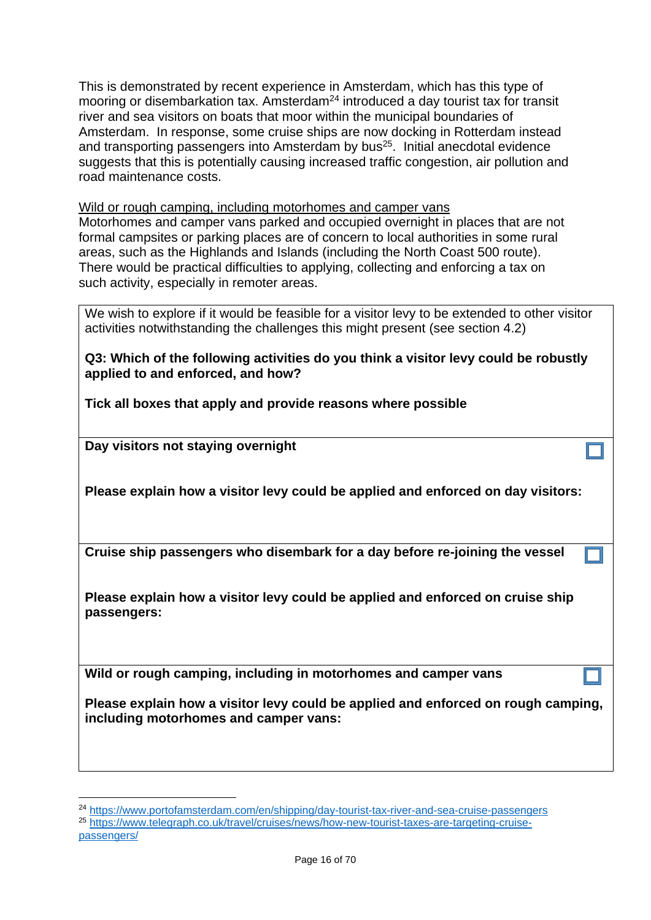This is demonstrated by recent experience in Amsterdam, which has this type of mooring or disembarkation tax. Amsterdam[24] introduced a day tourist tax for transit river and sea visitors on boats that moor within the municipal boundaries of Amsterdam. In response, some cruise ships are now docking in Rotterdam instead and transporting passengers into Amsterdam by bus[25]. Initial anecdotal evidence suggests that this is potentially causing increased traffic congestion, air pollution and road maintenance costs.

Wild or rough camping, including motorhomes and camper vans

Motorhomes and camper vans parked and occupied overnight in places that are not formal campsites or parking places are of concern to local authorities in some rural areas, such as the Highlands and Islands (including the North Coast 500 route). There would be practical difficulties to applying, collecting and enforcing a tax on such activity, especially in remoter areas.

We wish to explore if it would be feasible for a visitor levy to be extended to other visitor activities notwithstanding the challenges this might present (see section 4.2)

**Q3: Which of the following activities do you think a visitor levy could be robustly applied to and enforced, and how?**

**Tick all boxes that apply and provide reasons where possible**

**Day visitors not staying overnight** ☐

**Please explain how a visitor levy could be applied and enforced on day visitors:**

**Cruise ship passengers who disembark for a day before re-joining the vessel** ☐

**Please explain how a visitor levy could be applied and enforced on cruise ship passengers:**

**Wild or rough camping, including in motorhomes and camper vans** ☐

**Please explain how a visitor levy could be applied and enforced on rough camping, including motorhomes and camper vans:**

---

[24] https://www.portofamsterdam.com/en/shipping/day-tourist-tax-river-and-sea-cruise-passengers

[25] https://www.telegraph.co.uk/travel/cruises/news/how-new-tourist-taxes-are-targeting-cruise-passengers/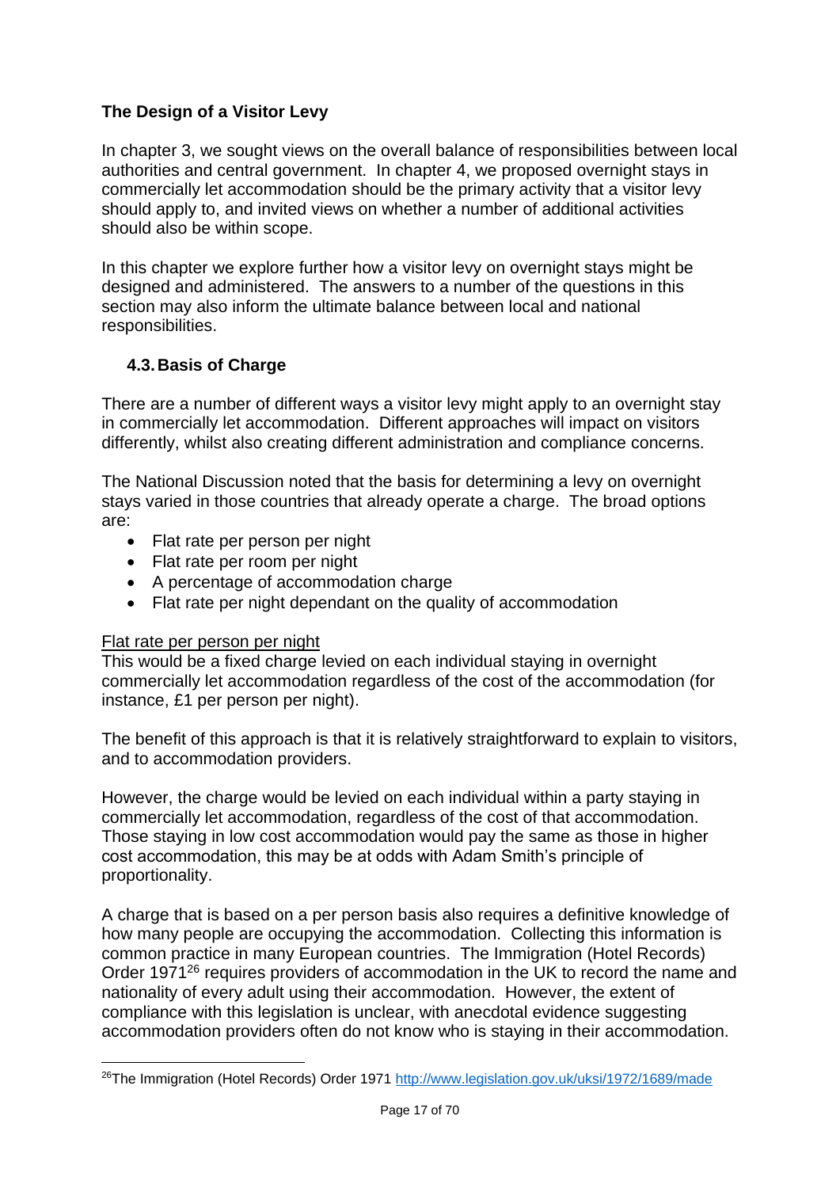## The Design of a Visitor Levy

In chapter 3, we sought views on the overall balance of responsibilities between local authorities and central government. In chapter 4, we proposed overnight stays in commercially let accommodation should be the primary activity that a visitor levy should apply to, and invited views on whether a number of additional activities should also be within scope.

In this chapter we explore further how a visitor levy on overnight stays might be designed and administered. The answers to a number of the questions in this section may also inform the ultimate balance between local and national responsibilities.

### 4.3. Basis of Charge

There are a number of different ways a visitor levy might apply to an overnight stay in commercially let accommodation. Different approaches will impact on visitors differently, whilst also creating different administration and compliance concerns.

The National Discussion noted that the basis for determining a levy on overnight stays varied in those countries that already operate a charge. The broad options are:

- Flat rate per person per night
- Flat rate per room per night
- A percentage of accommodation charge
- Flat rate per night dependant on the quality of accommodation

Flat rate per person per night

This would be a fixed charge levied on each individual staying in overnight commercially let accommodation regardless of the cost of the accommodation (for instance, £1 per person per night).

The benefit of this approach is that it is relatively straightforward to explain to visitors, and to accommodation providers.

However, the charge would be levied on each individual within a party staying in commercially let accommodation, regardless of the cost of that accommodation. Those staying in low cost accommodation would pay the same as those in higher cost accommodation, this may be at odds with Adam Smith's principle of proportionality.

A charge that is based on a per person basis also requires a definitive knowledge of how many people are occupying the accommodation. Collecting this information is common practice in many European countries. The Immigration (Hotel Records) Order 1971[26] requires providers of accommodation in the UK to record the name and nationality of every adult using their accommodation. However, the extent of compliance with this legislation is unclear, with anecdotal evidence suggesting accommodation providers often do not know who is staying in their accommodation.

[26]The Immigration (Hotel Records) Order 1971 http://www.legislation.gov.uk/uksi/1972/1689/made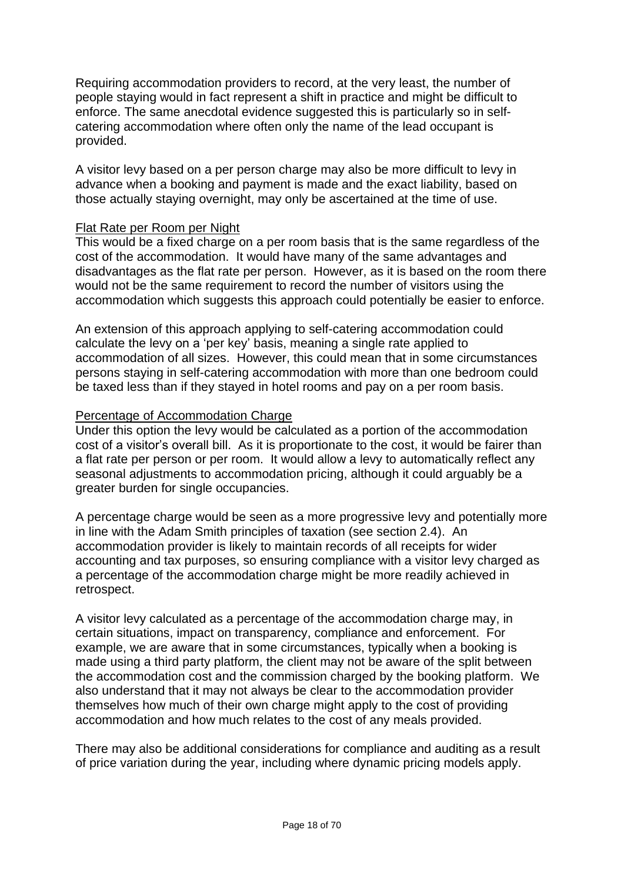Requiring accommodation providers to record, at the very least, the number of people staying would in fact represent a shift in practice and might be difficult to enforce. The same anecdotal evidence suggested this is particularly so in self-catering accommodation where often only the name of the lead occupant is provided.

A visitor levy based on a per person charge may also be more difficult to levy in advance when a booking and payment is made and the exact liability, based on those actually staying overnight, may only be ascertained at the time of use.

Flat Rate per Room per Night

This would be a fixed charge on a per room basis that is the same regardless of the cost of the accommodation. It would have many of the same advantages and disadvantages as the flat rate per person. However, as it is based on the room there would not be the same requirement to record the number of visitors using the accommodation which suggests this approach could potentially be easier to enforce.

An extension of this approach applying to self-catering accommodation could calculate the levy on a 'per key' basis, meaning a single rate applied to accommodation of all sizes. However, this could mean that in some circumstances persons staying in self-catering accommodation with more than one bedroom could be taxed less than if they stayed in hotel rooms and pay on a per room basis.

Percentage of Accommodation Charge

Under this option the levy would be calculated as a portion of the accommodation cost of a visitor's overall bill. As it is proportionate to the cost, it would be fairer than a flat rate per person or per room. It would allow a levy to automatically reflect any seasonal adjustments to accommodation pricing, although it could arguably be a greater burden for single occupancies.

A percentage charge would be seen as a more progressive levy and potentially more in line with the Adam Smith principles of taxation (see section 2.4). An accommodation provider is likely to maintain records of all receipts for wider accounting and tax purposes, so ensuring compliance with a visitor levy charged as a percentage of the accommodation charge might be more readily achieved in retrospect.

A visitor levy calculated as a percentage of the accommodation charge may, in certain situations, impact on transparency, compliance and enforcement. For example, we are aware that in some circumstances, typically when a booking is made using a third party platform, the client may not be aware of the split between the accommodation cost and the commission charged by the booking platform. We also understand that it may not always be clear to the accommodation provider themselves how much of their own charge might apply to the cost of providing accommodation and how much relates to the cost of any meals provided.

There may also be additional considerations for compliance and auditing as a result of price variation during the year, including where dynamic pricing models apply.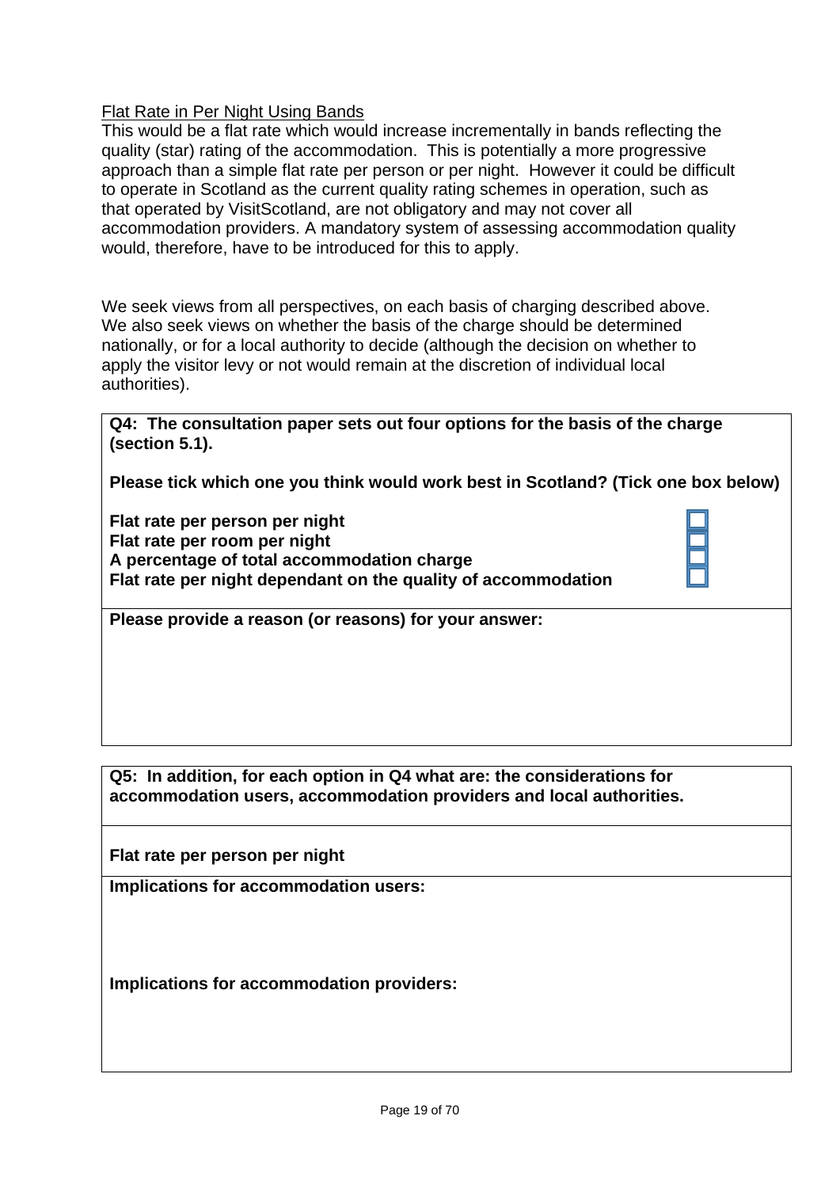Flat Rate in Per Night Using Bands

This would be a flat rate which would increase incrementally in bands reflecting the quality (star) rating of the accommodation. This is potentially a more progressive approach than a simple flat rate per person or per night. However it could be difficult to operate in Scotland as the current quality rating schemes in operation, such as that operated by VisitScotland, are not obligatory and may not cover all accommodation providers. A mandatory system of assessing accommodation quality would, therefore, have to be introduced for this to apply.

We seek views from all perspectives, on each basis of charging described above. We also seek views on whether the basis of the charge should be determined nationally, or for a local authority to decide (although the decision on whether to apply the visitor levy or not would remain at the discretion of individual local authorities).

**Q4: The consultation paper sets out four options for the basis of the charge (section 5.1).**

**Please tick which one you think would work best in Scotland? (Tick one box below)**

**Flat rate per person per night** ☐
**Flat rate per room per night** ☐
**A percentage of total accommodation charge** ☐
**Flat rate per night dependant on the quality of accommodation** ☐

**Please provide a reason (or reasons) for your answer:**

**Q5: In addition, for each option in Q4 what are: the considerations for accommodation users, accommodation providers and local authorities.**

**Flat rate per person per night**

**Implications for accommodation users:**

**Implications for accommodation providers:**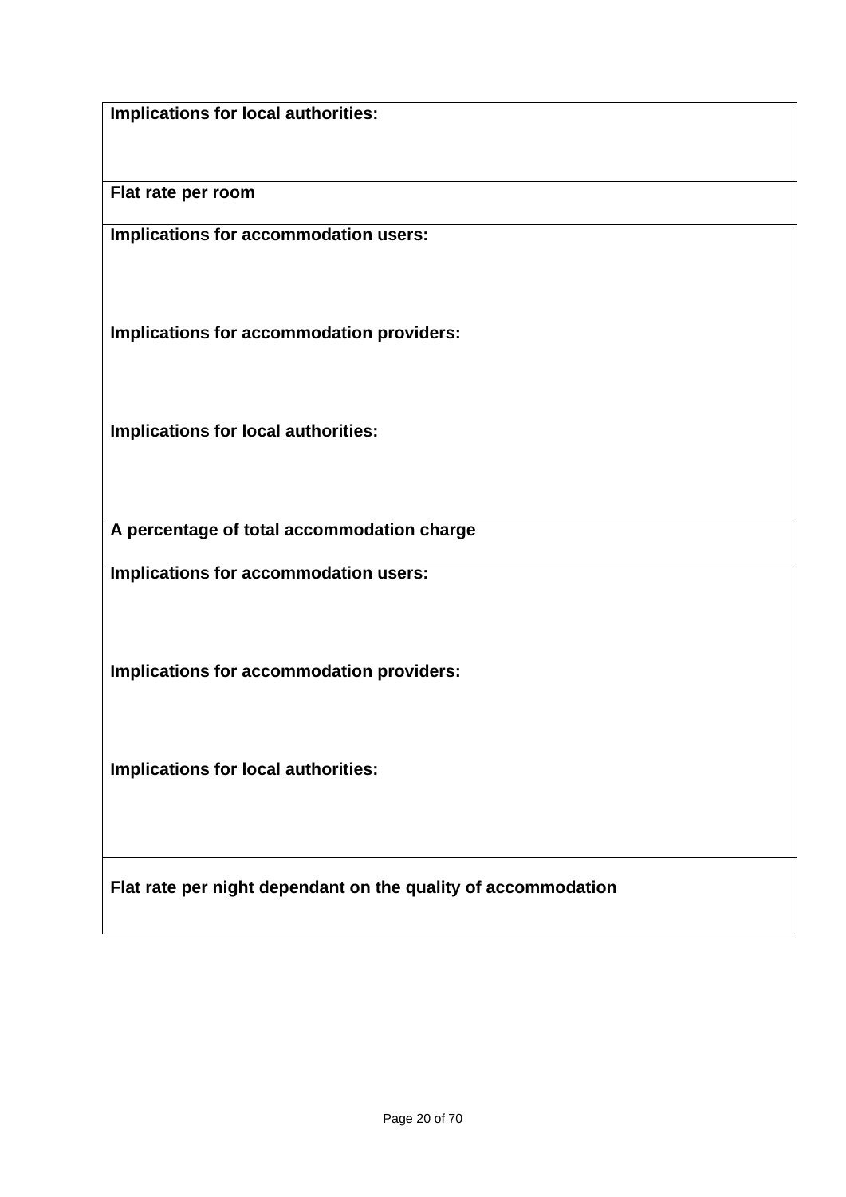| |
|---|
| **Implications for local authorities:** |
| **Flat rate per room** |
| **Implications for accommodation users:**<br><br>**Implications for accommodation providers:**<br><br>**Implications for local authorities:** |
| **A percentage of total accommodation charge** |
| **Implications for accommodation users:**<br><br>**Implications for accommodation providers:**<br><br>**Implications for local authorities:** |
| **Flat rate per night dependant on the quality of accommodation** |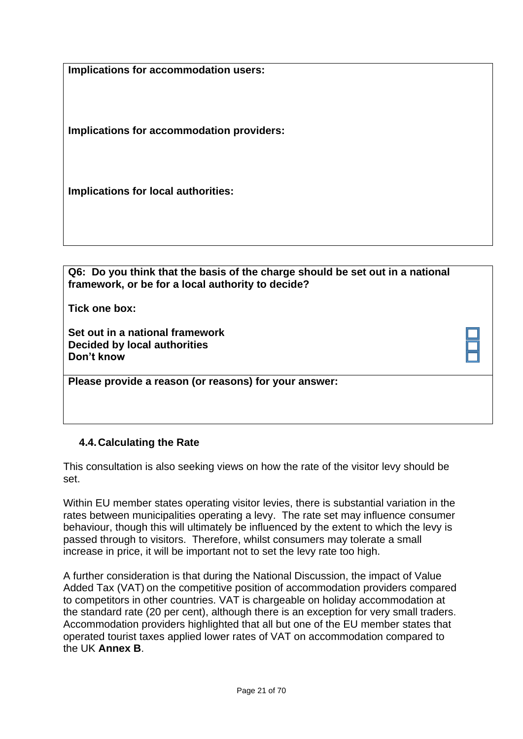**Implications for accommodation users:**

**Implications for accommodation providers:**

**Implications for local authorities:**

**Q6: Do you think that the basis of the charge should be set out in a national framework, or be for a local authority to decide?**

**Tick one box:**

| | |
|---|---|
| **Set out in a national framework** | ☐ |
| **Decided by local authorities** | ☐ |
| **Don't know** | ☐ |

**Please provide a reason (or reasons) for your answer:**

### 4.4. Calculating the Rate

This consultation is also seeking views on how the rate of the visitor levy should be set.

Within EU member states operating visitor levies, there is substantial variation in the rates between municipalities operating a levy. The rate set may influence consumer behaviour, though this will ultimately be influenced by the extent to which the levy is passed through to visitors. Therefore, whilst consumers may tolerate a small increase in price, it will be important not to set the levy rate too high.

A further consideration is that during the National Discussion, the impact of Value Added Tax (VAT) on the competitive position of accommodation providers compared to competitors in other countries. VAT is chargeable on holiday accommodation at the standard rate (20 per cent), although there is an exception for very small traders. Accommodation providers highlighted that all but one of the EU member states that operated tourist taxes applied lower rates of VAT on accommodation compared to the UK **Annex B**.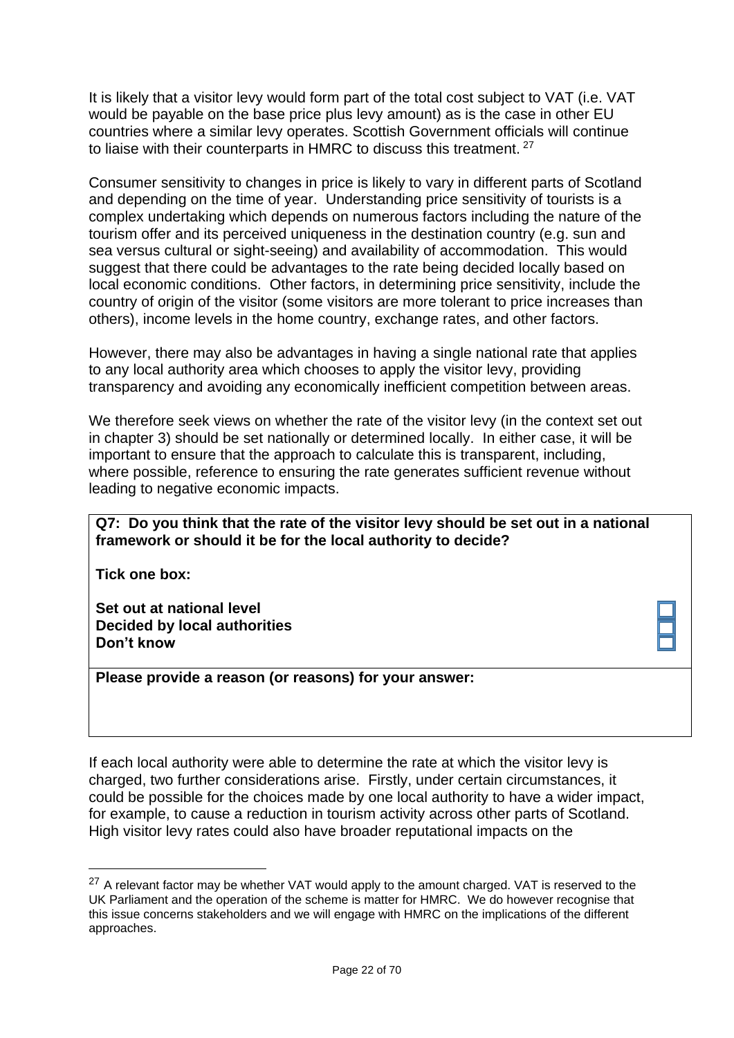It is likely that a visitor levy would form part of the total cost subject to VAT (i.e. VAT would be payable on the base price plus levy amount) as is the case in other EU countries where a similar levy operates. Scottish Government officials will continue to liaise with their counterparts in HMRC to discuss this treatment. [27]

Consumer sensitivity to changes in price is likely to vary in different parts of Scotland and depending on the time of year. Understanding price sensitivity of tourists is a complex undertaking which depends on numerous factors including the nature of the tourism offer and its perceived uniqueness in the destination country (e.g. sun and sea versus cultural or sight-seeing) and availability of accommodation. This would suggest that there could be advantages to the rate being decided locally based on local economic conditions. Other factors, in determining price sensitivity, include the country of origin of the visitor (some visitors are more tolerant to price increases than others), income levels in the home country, exchange rates, and other factors.

However, there may also be advantages in having a single national rate that applies to any local authority area which chooses to apply the visitor levy, providing transparency and avoiding any economically inefficient competition between areas.

We therefore seek views on whether the rate of the visitor levy (in the context set out in chapter 3) should be set nationally or determined locally. In either case, it will be important to ensure that the approach to calculate this is transparent, including, where possible, reference to ensuring the rate generates sufficient revenue without leading to negative economic impacts.

**Q7: Do you think that the rate of the visitor levy should be set out in a national framework or should it be for the local authority to decide?**

**Tick one box:**

**Set out at national level** ☐
**Decided by local authorities** ☐
**Don't know** ☐

**Please provide a reason (or reasons) for your answer:**

If each local authority were able to determine the rate at which the visitor levy is charged, two further considerations arise. Firstly, under certain circumstances, it could be possible for the choices made by one local authority to have a wider impact, for example, to cause a reduction in tourism activity across other parts of Scotland. High visitor levy rates could also have broader reputational impacts on the

[27] A relevant factor may be whether VAT would apply to the amount charged. VAT is reserved to the UK Parliament and the operation of the scheme is matter for HMRC. We do however recognise that this issue concerns stakeholders and we will engage with HMRC on the implications of the different approaches.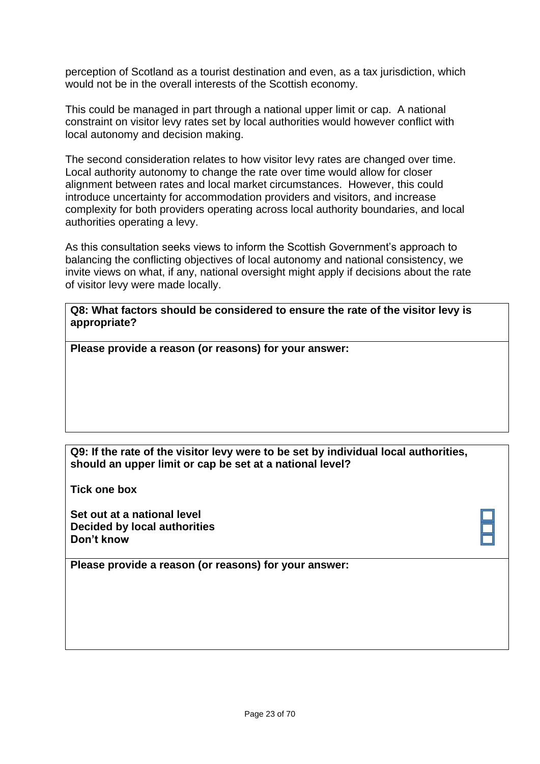perception of Scotland as a tourist destination and even, as a tax jurisdiction, which would not be in the overall interests of the Scottish economy.

This could be managed in part through a national upper limit or cap. A national constraint on visitor levy rates set by local authorities would however conflict with local autonomy and decision making.

The second consideration relates to how visitor levy rates are changed over time. Local authority autonomy to change the rate over time would allow for closer alignment between rates and local market circumstances. However, this could introduce uncertainty for accommodation providers and visitors, and increase complexity for both providers operating across local authority boundaries, and local authorities operating a levy.

As this consultation seeks views to inform the Scottish Government's approach to balancing the conflicting objectives of local autonomy and national consistency, we invite views on what, if any, national oversight might apply if decisions about the rate of visitor levy were made locally.

**Q8: What factors should be considered to ensure the rate of the visitor levy is appropriate?**

**Please provide a reason (or reasons) for your answer:**

**Q9: If the rate of the visitor levy were to be set by individual local authorities, should an upper limit or cap be set at a national level?**

**Tick one box**

**Set out at a national level** ☐
**Decided by local authorities** ☐
**Don't know** ☐

**Please provide a reason (or reasons) for your answer:**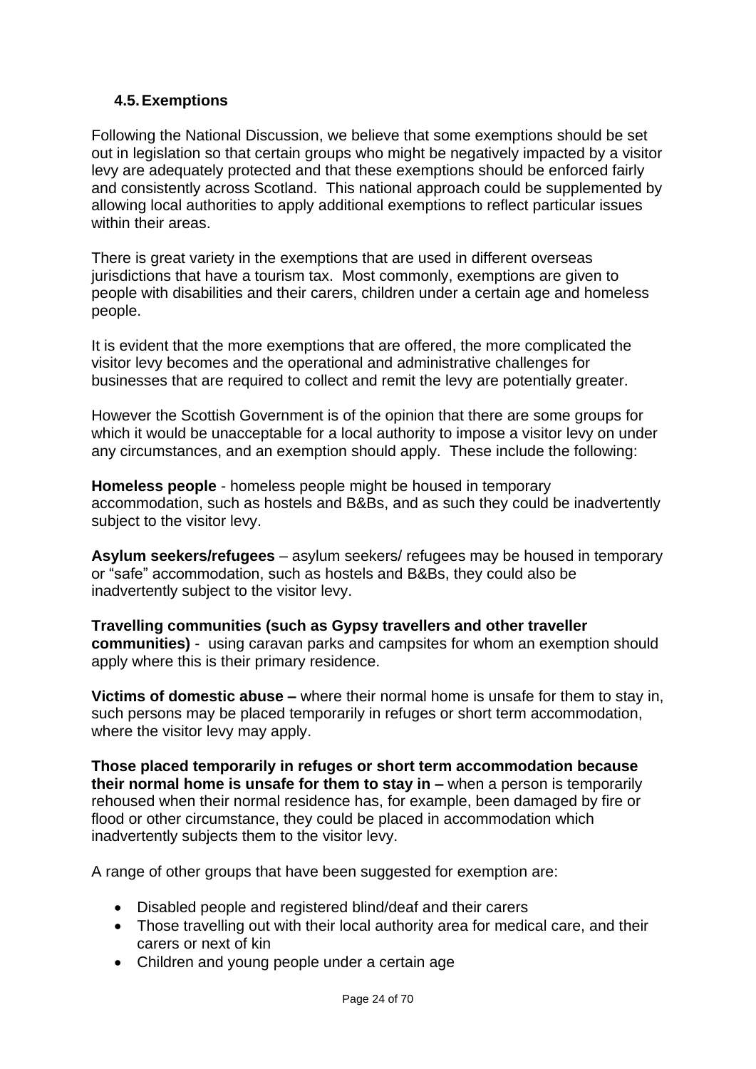### 4.5. Exemptions

Following the National Discussion, we believe that some exemptions should be set out in legislation so that certain groups who might be negatively impacted by a visitor levy are adequately protected and that these exemptions should be enforced fairly and consistently across Scotland. This national approach could be supplemented by allowing local authorities to apply additional exemptions to reflect particular issues within their areas.

There is great variety in the exemptions that are used in different overseas jurisdictions that have a tourism tax. Most commonly, exemptions are given to people with disabilities and their carers, children under a certain age and homeless people.

It is evident that the more exemptions that are offered, the more complicated the visitor levy becomes and the operational and administrative challenges for businesses that are required to collect and remit the levy are potentially greater.

However the Scottish Government is of the opinion that there are some groups for which it would be unacceptable for a local authority to impose a visitor levy on under any circumstances, and an exemption should apply. These include the following:

**Homeless people** - homeless people might be housed in temporary accommodation, such as hostels and B&Bs, and as such they could be inadvertently subject to the visitor levy.

**Asylum seekers/refugees** – asylum seekers/ refugees may be housed in temporary or "safe" accommodation, such as hostels and B&Bs, they could also be inadvertently subject to the visitor levy.

**Travelling communities (such as Gypsy travellers and other traveller communities)** - using caravan parks and campsites for whom an exemption should apply where this is their primary residence.

**Victims of domestic abuse –** where their normal home is unsafe for them to stay in, such persons may be placed temporarily in refuges or short term accommodation, where the visitor levy may apply.

**Those placed temporarily in refuges or short term accommodation because their normal home is unsafe for them to stay in –** when a person is temporarily rehoused when their normal residence has, for example, been damaged by fire or flood or other circumstance, they could be placed in accommodation which inadvertently subjects them to the visitor levy.

A range of other groups that have been suggested for exemption are:

- Disabled people and registered blind/deaf and their carers
- Those travelling out with their local authority area for medical care, and their carers or next of kin
- Children and young people under a certain age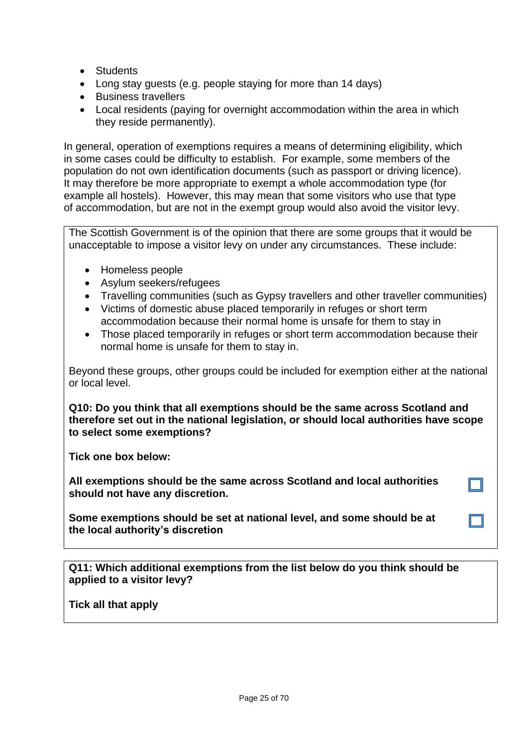- Students
- Long stay guests (e.g. people staying for more than 14 days)
- Business travellers
- Local residents (paying for overnight accommodation within the area in which they reside permanently).

In general, operation of exemptions requires a means of determining eligibility, which in some cases could be difficulty to establish. For example, some members of the population do not own identification documents (such as passport or driving licence). It may therefore be more appropriate to exempt a whole accommodation type (for example all hostels). However, this may mean that some visitors who use that type of accommodation, but are not in the exempt group would also avoid the visitor levy.

The Scottish Government is of the opinion that there are some groups that it would be unacceptable to impose a visitor levy on under any circumstances. These include:

- Homeless people
- Asylum seekers/refugees
- Travelling communities (such as Gypsy travellers and other traveller communities)
- Victims of domestic abuse placed temporarily in refuges or short term accommodation because their normal home is unsafe for them to stay in
- Those placed temporarily in refuges or short term accommodation because their normal home is unsafe for them to stay in.

Beyond these groups, other groups could be included for exemption either at the national or local level.

**Q10: Do you think that all exemptions should be the same across Scotland and therefore set out in the national legislation, or should local authorities have scope to select some exemptions?**

**Tick one box below:**

**All exemptions should be the same across Scotland and local authorities should not have any discretion.** ☐

**Some exemptions should be set at national level, and some should be at the local authority's discretion** ☐

**Q11: Which additional exemptions from the list below do you think should be applied to a visitor levy?**

**Tick all that apply**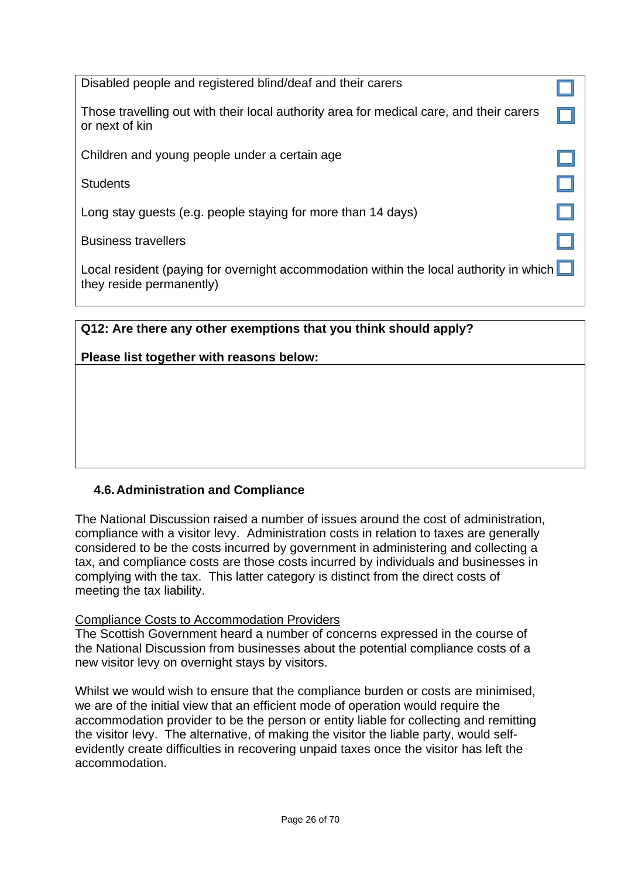| | |
|---|---|
| Disabled people and registered blind/deaf and their carers | ☐ |
| Those travelling out with their local authority area for medical care, and their carers or next of kin | ☐ |
| Children and young people under a certain age | ☐ |
| Students | ☐ |
| Long stay guests (e.g. people staying for more than 14 days) | ☐ |
| Business travellers | ☐ |
| Local resident (paying for overnight accommodation within the local authority in which they reside permanently) | ☐ |

**Q12: Are there any other exemptions that you think should apply?**

**Please list together with reasons below:**

### 4.6. Administration and Compliance

The National Discussion raised a number of issues around the cost of administration, compliance with a visitor levy. Administration costs in relation to taxes are generally considered to be the costs incurred by government in administering and collecting a tax, and compliance costs are those costs incurred by individuals and businesses in complying with the tax. This latter category is distinct from the direct costs of meeting the tax liability.

<u>Compliance Costs to Accommodation Providers</u>

The Scottish Government heard a number of concerns expressed in the course of the National Discussion from businesses about the potential compliance costs of a new visitor levy on overnight stays by visitors.

Whilst we would wish to ensure that the compliance burden or costs are minimised, we are of the initial view that an efficient mode of operation would require the accommodation provider to be the person or entity liable for collecting and remitting the visitor levy. The alternative, of making the visitor the liable party, would self-evidently create difficulties in recovering unpaid taxes once the visitor has left the accommodation.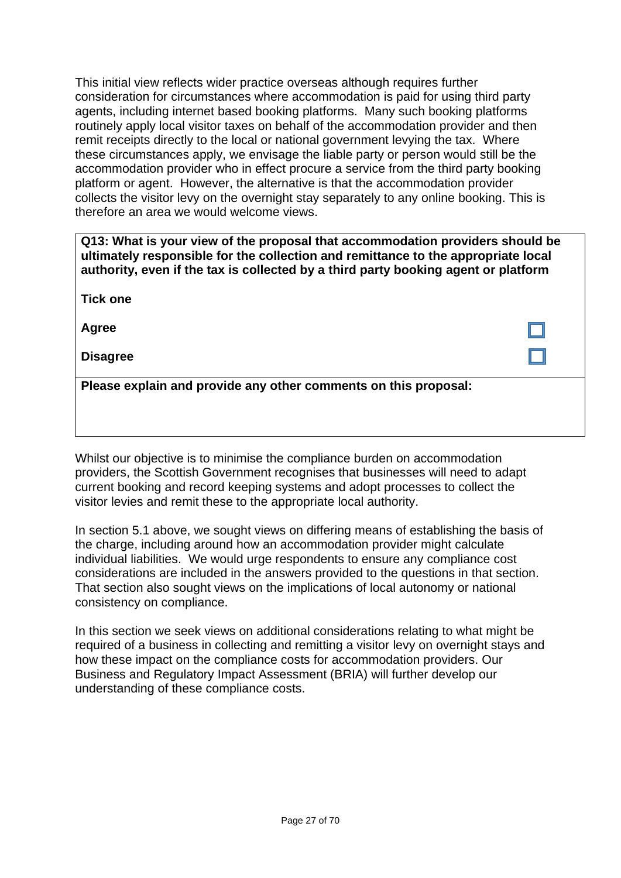This initial view reflects wider practice overseas although requires further consideration for circumstances where accommodation is paid for using third party agents, including internet based booking platforms. Many such booking platforms routinely apply local visitor taxes on behalf of the accommodation provider and then remit receipts directly to the local or national government levying the tax. Where these circumstances apply, we envisage the liable party or person would still be the accommodation provider who in effect procure a service from the third party booking platform or agent. However, the alternative is that the accommodation provider collects the visitor levy on the overnight stay separately to any online booking. This is therefore an area we would welcome views.

| **Q13: What is your view of the proposal that accommodation providers should be ultimately responsible for the collection and remittance to the appropriate local authority, even if the tax is collected by a third party booking agent or platform** | |
|---|---|
| **Tick one** | |
| **Agree** | ☐ |
| **Disagree** | ☐ |
| **Please explain and provide any other comments on this proposal:** | |

Whilst our objective is to minimise the compliance burden on accommodation providers, the Scottish Government recognises that businesses will need to adapt current booking and record keeping systems and adopt processes to collect the visitor levies and remit these to the appropriate local authority.

In section 5.1 above, we sought views on differing means of establishing the basis of the charge, including around how an accommodation provider might calculate individual liabilities. We would urge respondents to ensure any compliance cost considerations are included in the answers provided to the questions in that section. That section also sought views on the implications of local autonomy or national consistency on compliance.

In this section we seek views on additional considerations relating to what might be required of a business in collecting and remitting a visitor levy on overnight stays and how these impact on the compliance costs for accommodation providers. Our Business and Regulatory Impact Assessment (BRIA) will further develop our understanding of these compliance costs.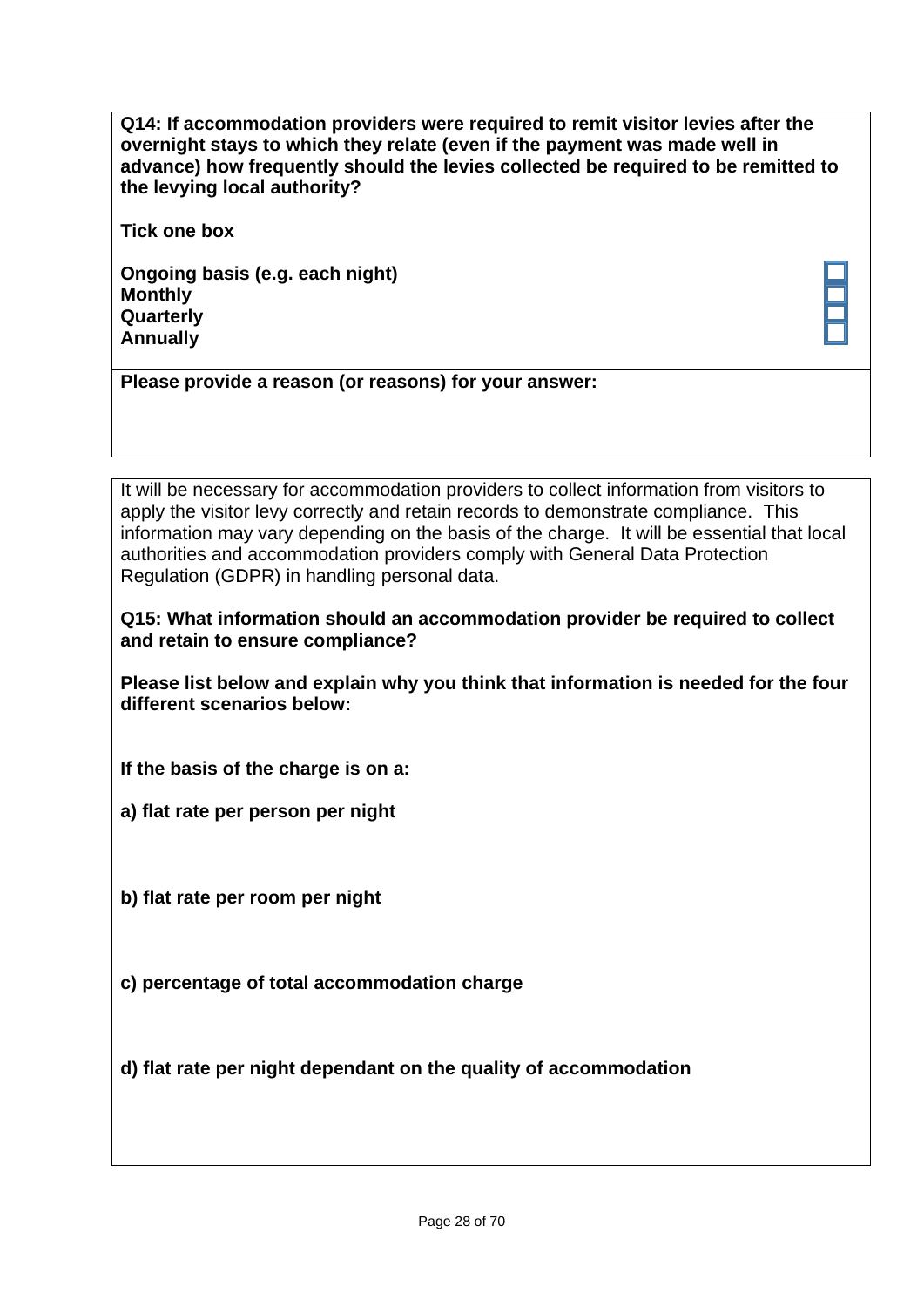**Q14: If accommodation providers were required to remit visitor levies after the overnight stays to which they relate (even if the payment was made well in advance) how frequently should the levies collected be required to be remitted to the levying local authority?**

**Tick one box**

**Ongoing basis (e.g. each night)** ☐
**Monthly** ☐
**Quarterly** ☐
**Annually** ☐

**Please provide a reason (or reasons) for your answer:**

It will be necessary for accommodation providers to collect information from visitors to apply the visitor levy correctly and retain records to demonstrate compliance. This information may vary depending on the basis of the charge. It will be essential that local authorities and accommodation providers comply with General Data Protection Regulation (GDPR) in handling personal data.

**Q15: What information should an accommodation provider be required to collect and retain to ensure compliance?**

**Please list below and explain why you think that information is needed for the four different scenarios below:**

**If the basis of the charge is on a:**

**a) flat rate per person per night**

**b) flat rate per room per night**

**c) percentage of total accommodation charge**

**d) flat rate per night dependant on the quality of accommodation**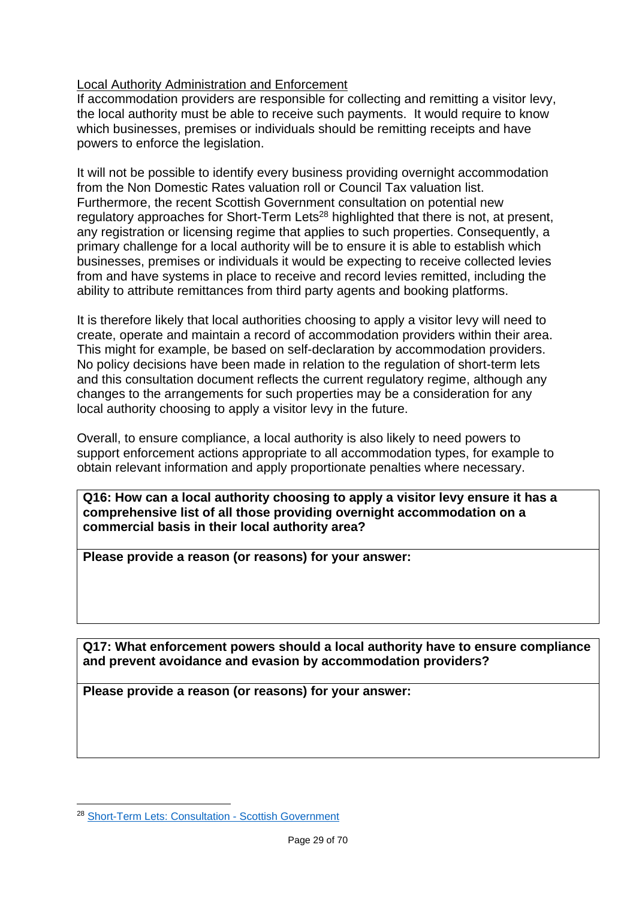Local Authority Administration and Enforcement

If accommodation providers are responsible for collecting and remitting a visitor levy, the local authority must be able to receive such payments. It would require to know which businesses, premises or individuals should be remitting receipts and have powers to enforce the legislation.

It will not be possible to identify every business providing overnight accommodation from the Non Domestic Rates valuation roll or Council Tax valuation list. Furthermore, the recent Scottish Government consultation on potential new regulatory approaches for Short-Term Lets[28] highlighted that there is not, at present, any registration or licensing regime that applies to such properties. Consequently, a primary challenge for a local authority will be to ensure it is able to establish which businesses, premises or individuals it would be expecting to receive collected levies from and have systems in place to receive and record levies remitted, including the ability to attribute remittances from third party agents and booking platforms.

It is therefore likely that local authorities choosing to apply a visitor levy will need to create, operate and maintain a record of accommodation providers within their area. This might for example, be based on self-declaration by accommodation providers. No policy decisions have been made in relation to the regulation of short-term lets and this consultation document reflects the current regulatory regime, although any changes to the arrangements for such properties may be a consideration for any local authority choosing to apply a visitor levy in the future.

Overall, to ensure compliance, a local authority is also likely to need powers to support enforcement actions appropriate to all accommodation types, for example to obtain relevant information and apply proportionate penalties where necessary.

| **Q16: How can a local authority choosing to apply a visitor levy ensure it has a comprehensive list of all those providing overnight accommodation on a commercial basis in their local authority area?** |
|---|
| **Please provide a reason (or reasons) for your answer:** |

| **Q17: What enforcement powers should a local authority have to ensure compliance and prevent avoidance and evasion by accommodation providers?** |
|---|
| **Please provide a reason (or reasons) for your answer:** |

[28] Short-Term Lets: Consultation - Scottish Government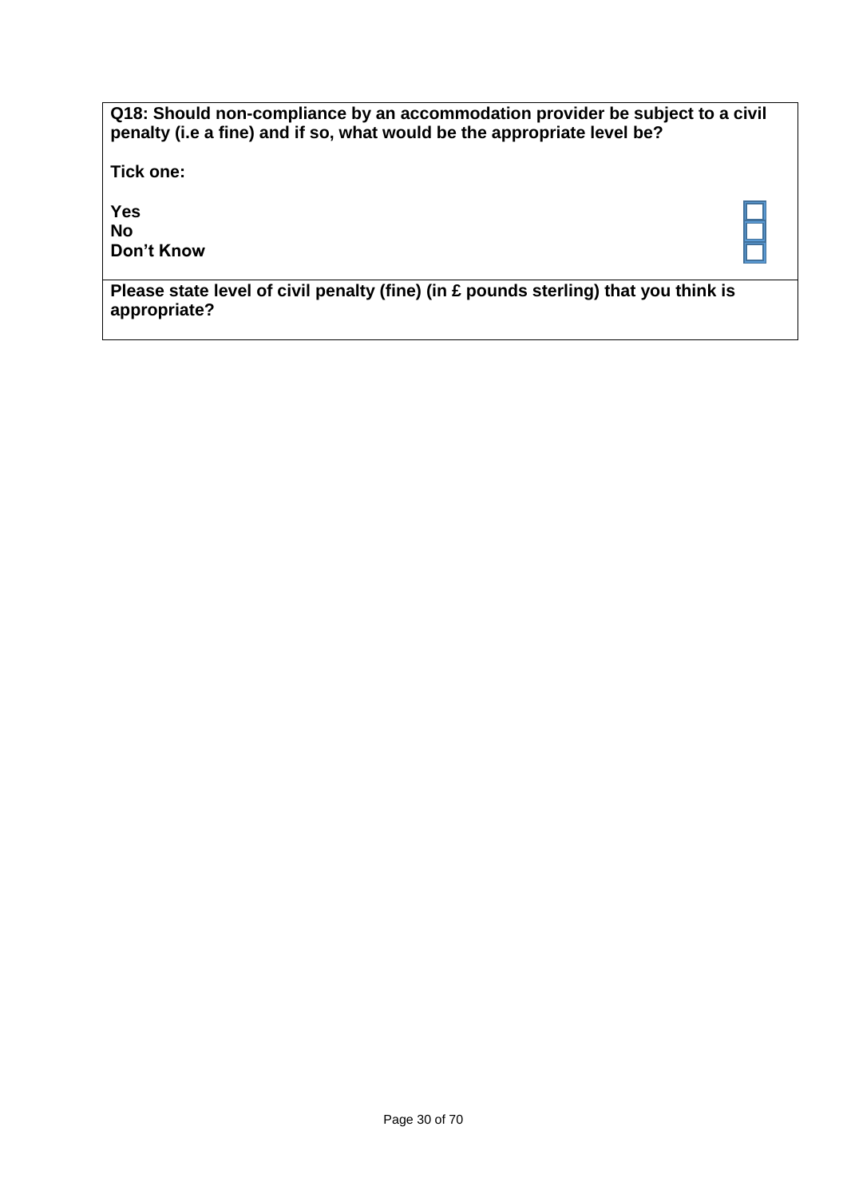**Q18: Should non-compliance by an accommodation provider be subject to a civil penalty (i.e a fine) and if so, what would be the appropriate level be?**

**Tick one:**

**Yes** ☐
**No** ☐
**Don't Know** ☐

**Please state level of civil penalty (fine) (in £ pounds sterling) that you think is appropriate?**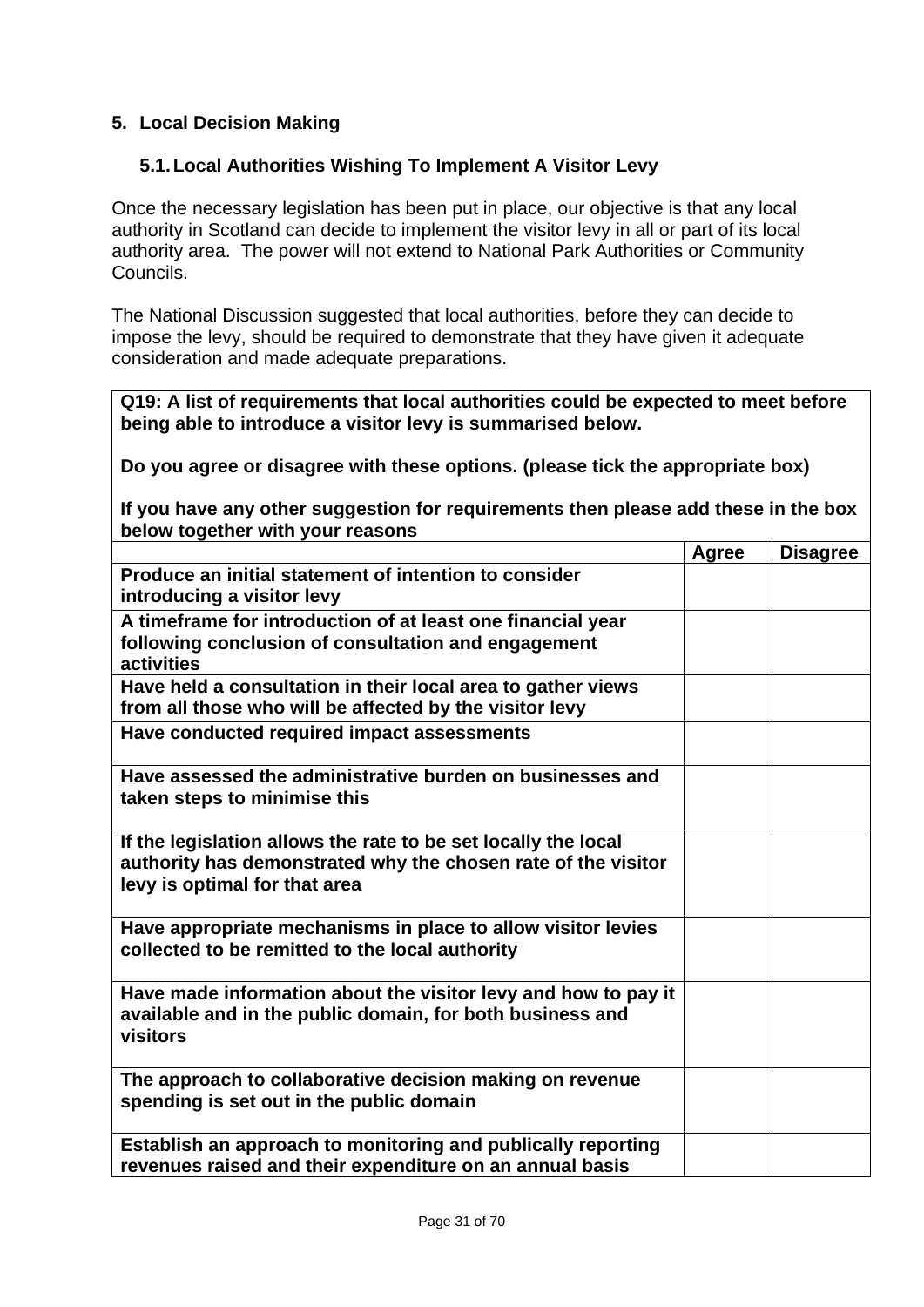## 5. Local Decision Making

### 5.1. Local Authorities Wishing To Implement A Visitor Levy

Once the necessary legislation has been put in place, our objective is that any local authority in Scotland can decide to implement the visitor levy in all or part of its local authority area. The power will not extend to National Park Authorities or Community Councils.

The National Discussion suggested that local authorities, before they can decide to impose the levy, should be required to demonstrate that they have given it adequate consideration and made adequate preparations.

**Q19: A list of requirements that local authorities could be expected to meet before being able to introduce a visitor levy is summarised below.**

**Do you agree or disagree with these options. (please tick the appropriate box)**

**If you have any other suggestion for requirements then please add these in the box below together with your reasons**

| | Agree | Disagree |
|---|---|---|
| **Produce an initial statement of intention to consider introducing a visitor levy** | | |
| **A timeframe for introduction of at least one financial year following conclusion of consultation and engagement activities** | | |
| **Have held a consultation in their local area to gather views from all those who will be affected by the visitor levy** | | |
| **Have conducted required impact assessments** | | |
| **Have assessed the administrative burden on businesses and taken steps to minimise this** | | |
| **If the legislation allows the rate to be set locally the local authority has demonstrated why the chosen rate of the visitor levy is optimal for that area** | | |
| **Have appropriate mechanisms in place to allow visitor levies collected to be remitted to the local authority** | | |
| **Have made information about the visitor levy and how to pay it available and in the public domain, for both business and visitors** | | |
| **The approach to collaborative decision making on revenue spending is set out in the public domain** | | |
| **Establish an approach to monitoring and publically reporting revenues raised and their expenditure on an annual basis** | | |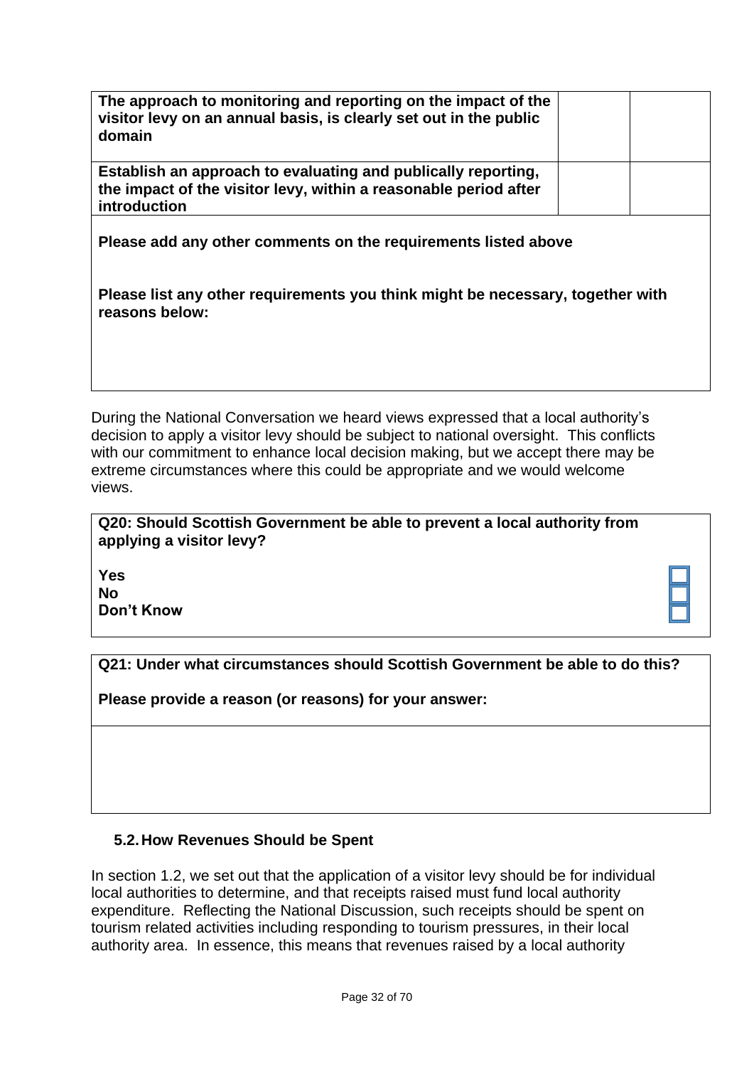| | | |
|---|---|---|
| **The approach to monitoring and reporting on the impact of the visitor levy on an annual basis, is clearly set out in the public domain** | | |
| **Establish an approach to evaluating and publically reporting, the impact of the visitor levy, within a reasonable period after introduction** | | |

**Please add any other comments on the requirements listed above**

**Please list any other requirements you think might be necessary, together with reasons below:**

During the National Conversation we heard views expressed that a local authority's decision to apply a visitor levy should be subject to national oversight. This conflicts with our commitment to enhance local decision making, but we accept there may be extreme circumstances where this could be appropriate and we would welcome views.

**Q20: Should Scottish Government be able to prevent a local authority from applying a visitor levy?**

**Yes** ☐
**No** ☐
**Don't Know** ☐

**Q21: Under what circumstances should Scottish Government be able to do this?**

**Please provide a reason (or reasons) for your answer:**

### 5.2. How Revenues Should be Spent

In section 1.2, we set out that the application of a visitor levy should be for individual local authorities to determine, and that receipts raised must fund local authority expenditure. Reflecting the National Discussion, such receipts should be spent on tourism related activities including responding to tourism pressures, in their local authority area. In essence, this means that revenues raised by a local authority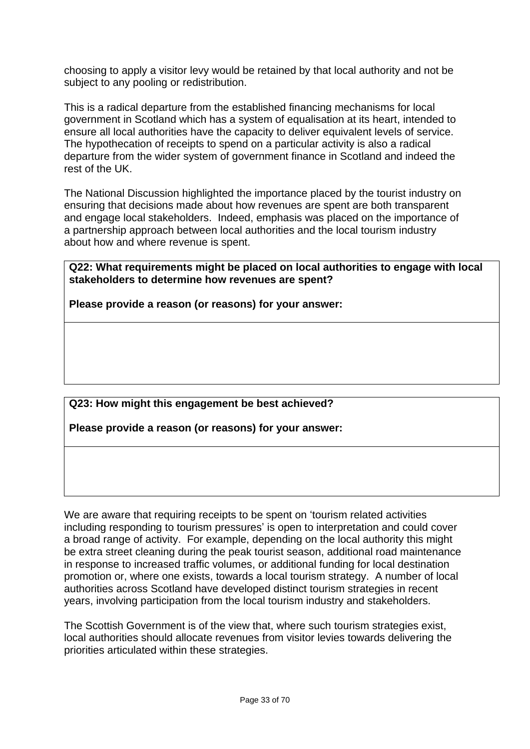choosing to apply a visitor levy would be retained by that local authority and not be subject to any pooling or redistribution.

This is a radical departure from the established financing mechanisms for local government in Scotland which has a system of equalisation at its heart, intended to ensure all local authorities have the capacity to deliver equivalent levels of service. The hypothecation of receipts to spend on a particular activity is also a radical departure from the wider system of government finance in Scotland and indeed the rest of the UK.

The National Discussion highlighted the importance placed by the tourist industry on ensuring that decisions made about how revenues are spent are both transparent and engage local stakeholders. Indeed, emphasis was placed on the importance of a partnership approach between local authorities and the local tourism industry about how and where revenue is spent.

| **Q22: What requirements might be placed on local authorities to engage with local stakeholders to determine how revenues are spent?**<br><br>**Please provide a reason (or reasons) for your answer:** |
|---|
| |

| **Q23: How might this engagement be best achieved?**<br><br>**Please provide a reason (or reasons) for your answer:** |
|---|
| |

We are aware that requiring receipts to be spent on 'tourism related activities including responding to tourism pressures' is open to interpretation and could cover a broad range of activity. For example, depending on the local authority this might be extra street cleaning during the peak tourist season, additional road maintenance in response to increased traffic volumes, or additional funding for local destination promotion or, where one exists, towards a local tourism strategy. A number of local authorities across Scotland have developed distinct tourism strategies in recent years, involving participation from the local tourism industry and stakeholders.

The Scottish Government is of the view that, where such tourism strategies exist, local authorities should allocate revenues from visitor levies towards delivering the priorities articulated within these strategies.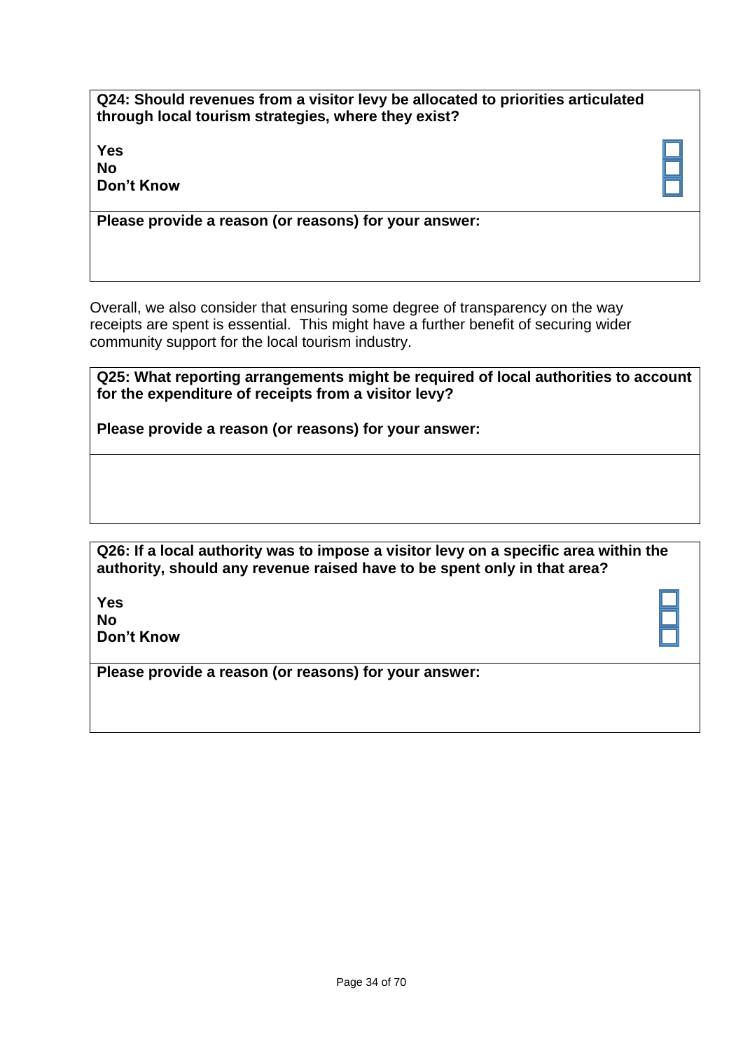**Q24: Should revenues from a visitor levy be allocated to priorities articulated through local tourism strategies, where they exist?**

**Yes** ☐
**No** ☐
**Don't Know** ☐

**Please provide a reason (or reasons) for your answer:**

Overall, we also consider that ensuring some degree of transparency on the way receipts are spent is essential. This might have a further benefit of securing wider community support for the local tourism industry.

**Q25: What reporting arrangements might be required of local authorities to account for the expenditure of receipts from a visitor levy?**

**Please provide a reason (or reasons) for your answer:**

**Q26: If a local authority was to impose a visitor levy on a specific area within the authority, should any revenue raised have to be spent only in that area?**

**Yes** ☐
**No** ☐
**Don't Know** ☐

**Please provide a reason (or reasons) for your answer:**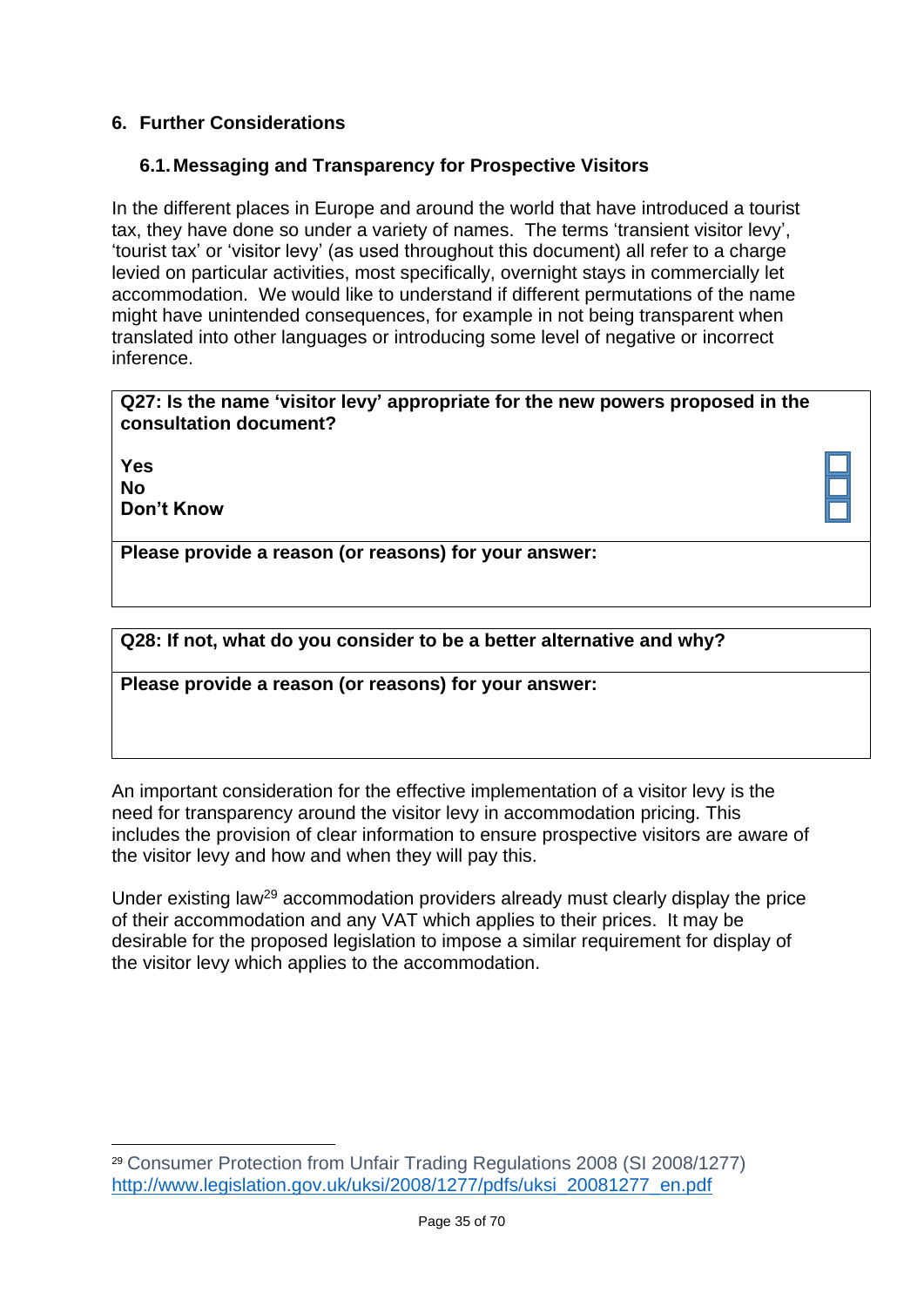## 6. Further Considerations

### 6.1. Messaging and Transparency for Prospective Visitors

In the different places in Europe and around the world that have introduced a tourist tax, they have done so under a variety of names. The terms 'transient visitor levy', 'tourist tax' or 'visitor levy' (as used throughout this document) all refer to a charge levied on particular activities, most specifically, overnight stays in commercially let accommodation. We would like to understand if different permutations of the name might have unintended consequences, for example in not being transparent when translated into other languages or introducing some level of negative or incorrect inference.

**Q27: Is the name 'visitor levy' appropriate for the new powers proposed in the consultation document?**

**Yes** ☐
**No** ☐
**Don't Know** ☐

**Please provide a reason (or reasons) for your answer:**

**Q28: If not, what do you consider to be a better alternative and why?**

**Please provide a reason (or reasons) for your answer:**

An important consideration for the effective implementation of a visitor levy is the need for transparency around the visitor levy in accommodation pricing. This includes the provision of clear information to ensure prospective visitors are aware of the visitor levy and how and when they will pay this.

Under existing law[29] accommodation providers already must clearly display the price of their accommodation and any VAT which applies to their prices. It may be desirable for the proposed legislation to impose a similar requirement for display of the visitor levy which applies to the accommodation.

---

[29] Consumer Protection from Unfair Trading Regulations 2008 (SI 2008/1277) http://www.legislation.gov.uk/uksi/2008/1277/pdfs/uksi_20081277_en.pdf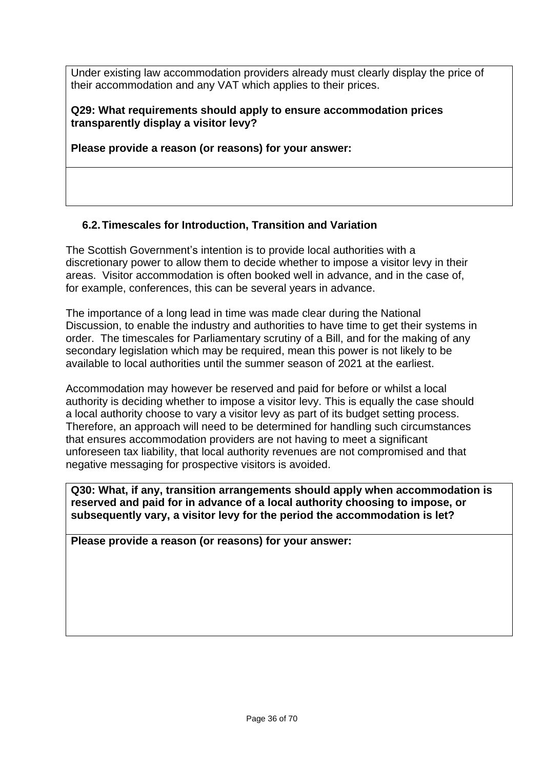Under existing law accommodation providers already must clearly display the price of their accommodation and any VAT which applies to their prices.

**Q29: What requirements should apply to ensure accommodation prices transparently display a visitor levy?**

**Please provide a reason (or reasons) for your answer:**

## 6.2. Timescales for Introduction, Transition and Variation

The Scottish Government's intention is to provide local authorities with a discretionary power to allow them to decide whether to impose a visitor levy in their areas. Visitor accommodation is often booked well in advance, and in the case of, for example, conferences, this can be several years in advance.

The importance of a long lead in time was made clear during the National Discussion, to enable the industry and authorities to have time to get their systems in order. The timescales for Parliamentary scrutiny of a Bill, and for the making of any secondary legislation which may be required, mean this power is not likely to be available to local authorities until the summer season of 2021 at the earliest.

Accommodation may however be reserved and paid for before or whilst a local authority is deciding whether to impose a visitor levy. This is equally the case should a local authority choose to vary a visitor levy as part of its budget setting process. Therefore, an approach will need to be determined for handling such circumstances that ensures accommodation providers are not having to meet a significant unforeseen tax liability, that local authority revenues are not compromised and that negative messaging for prospective visitors is avoided.

**Q30: What, if any, transition arrangements should apply when accommodation is reserved and paid for in advance of a local authority choosing to impose, or subsequently vary, a visitor levy for the period the accommodation is let?**

**Please provide a reason (or reasons) for your answer:**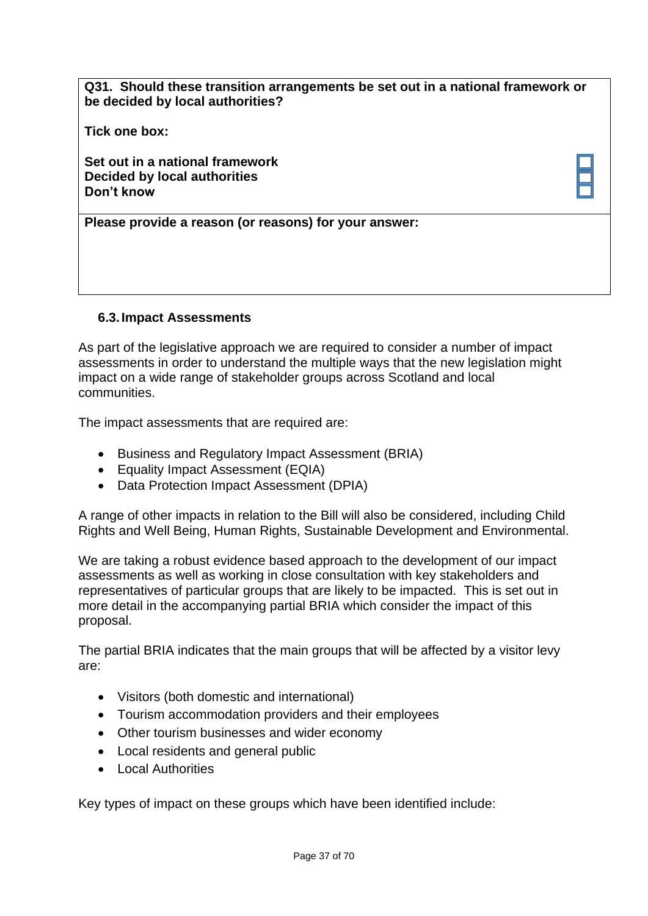**Q31. Should these transition arrangements be set out in a national framework or be decided by local authorities?**

**Tick one box:**

**Set out in a national framework** ☐
**Decided by local authorities** ☐
**Don't know** ☐

**Please provide a reason (or reasons) for your answer:**

### 6.3. Impact Assessments

As part of the legislative approach we are required to consider a number of impact assessments in order to understand the multiple ways that the new legislation might impact on a wide range of stakeholder groups across Scotland and local communities.

The impact assessments that are required are:

- Business and Regulatory Impact Assessment (BRIA)
- Equality Impact Assessment (EQIA)
- Data Protection Impact Assessment (DPIA)

A range of other impacts in relation to the Bill will also be considered, including Child Rights and Well Being, Human Rights, Sustainable Development and Environmental.

We are taking a robust evidence based approach to the development of our impact assessments as well as working in close consultation with key stakeholders and representatives of particular groups that are likely to be impacted. This is set out in more detail in the accompanying partial BRIA which consider the impact of this proposal.

The partial BRIA indicates that the main groups that will be affected by a visitor levy are:

- Visitors (both domestic and international)
- Tourism accommodation providers and their employees
- Other tourism businesses and wider economy
- Local residents and general public
- Local Authorities

Key types of impact on these groups which have been identified include: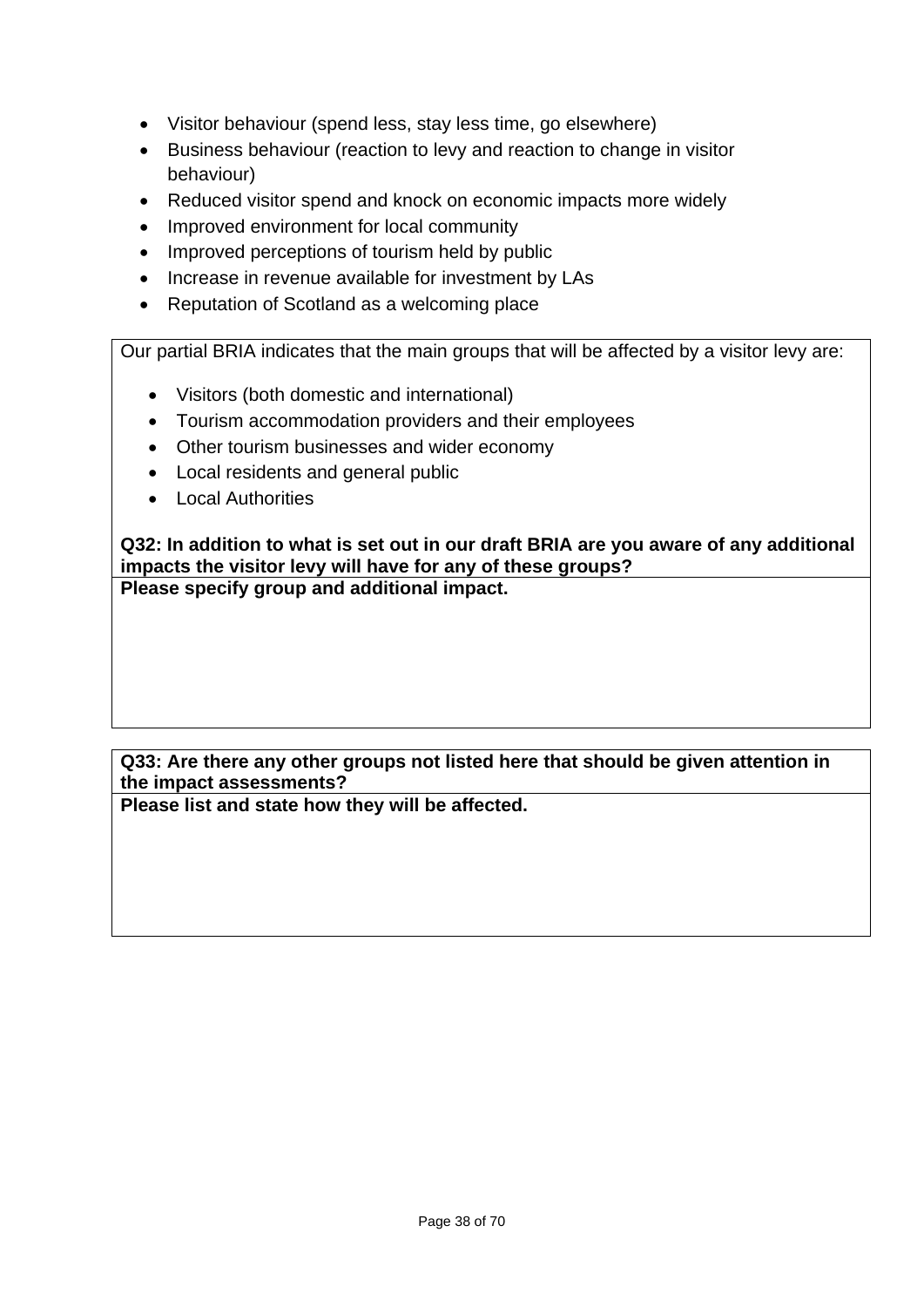- Visitor behaviour (spend less, stay less time, go elsewhere)
- Business behaviour (reaction to levy and reaction to change in visitor behaviour)
- Reduced visitor spend and knock on economic impacts more widely
- Improved environment for local community
- Improved perceptions of tourism held by public
- Increase in revenue available for investment by LAs
- Reputation of Scotland as a welcoming place

Our partial BRIA indicates that the main groups that will be affected by a visitor levy are:

- Visitors (both domestic and international)
- Tourism accommodation providers and their employees
- Other tourism businesses and wider economy
- Local residents and general public
- Local Authorities

**Q32: In addition to what is set out in our draft BRIA are you aware of any additional impacts the visitor levy will have for any of these groups?**

**Please specify group and additional impact.**

**Q33: Are there any other groups not listed here that should be given attention in the impact assessments?**

**Please list and state how they will be affected.**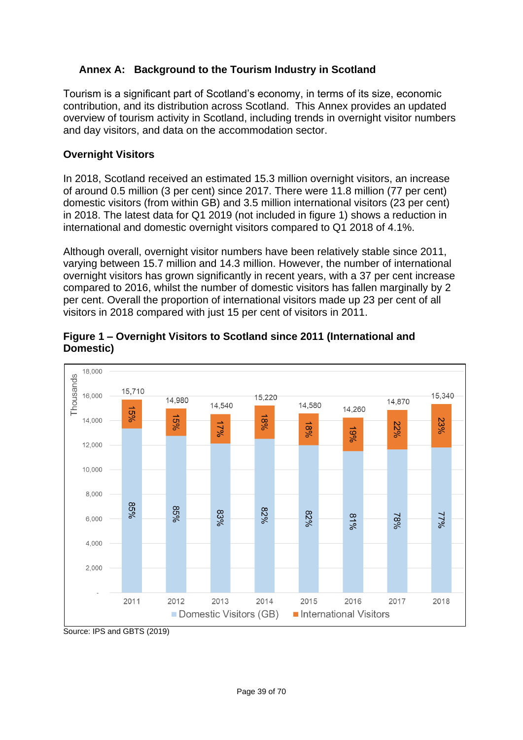## Annex A: Background to the Tourism Industry in Scotland

Tourism is a significant part of Scotland's economy, in terms of its size, economic contribution, and its distribution across Scotland. This Annex provides an updated overview of tourism activity in Scotland, including trends in overnight visitor numbers and day visitors, and data on the accommodation sector.

### Overnight Visitors

In 2018, Scotland received an estimated 15.3 million overnight visitors, an increase of around 0.5 million (3 per cent) since 2017. There were 11.8 million (77 per cent) domestic visitors (from within GB) and 3.5 million international visitors (23 per cent) in 2018. The latest data for Q1 2019 (not included in figure 1) shows a reduction in international and domestic overnight visitors compared to Q1 2018 of 4.1%.

Although overall, overnight visitor numbers have been relatively stable since 2011, varying between 15.7 million and 14.3 million. However, the number of international overnight visitors has grown significantly in recent years, with a 37 per cent increase compared to 2016, whilst the number of domestic visitors has fallen marginally by 2 per cent. Overall the proportion of international visitors made up 23 per cent of all visitors in 2018 compared with just 15 per cent of visitors in 2011.

**Figure 1 – Overnight Visitors to Scotland since 2011 (International and Domestic)**

| Year | Total (Thousands) | Domestic Visitors (GB) | International Visitors |
|---|---|---|---|
| 2011 | 15,710 | 85% | 15% |
| 2012 | 14,980 | 85% | 15% |
| 2013 | 14,540 | 83% | 17% |
| 2014 | 15,220 | 82% | 18% |
| 2015 | 14,580 | 82% | 18% |
| 2016 | 14,260 | 81% | 19% |
| 2017 | 14,870 | 78% | 22% |
| 2018 | 15,340 | 77% | 23% |

Source: IPS and GBTS (2019)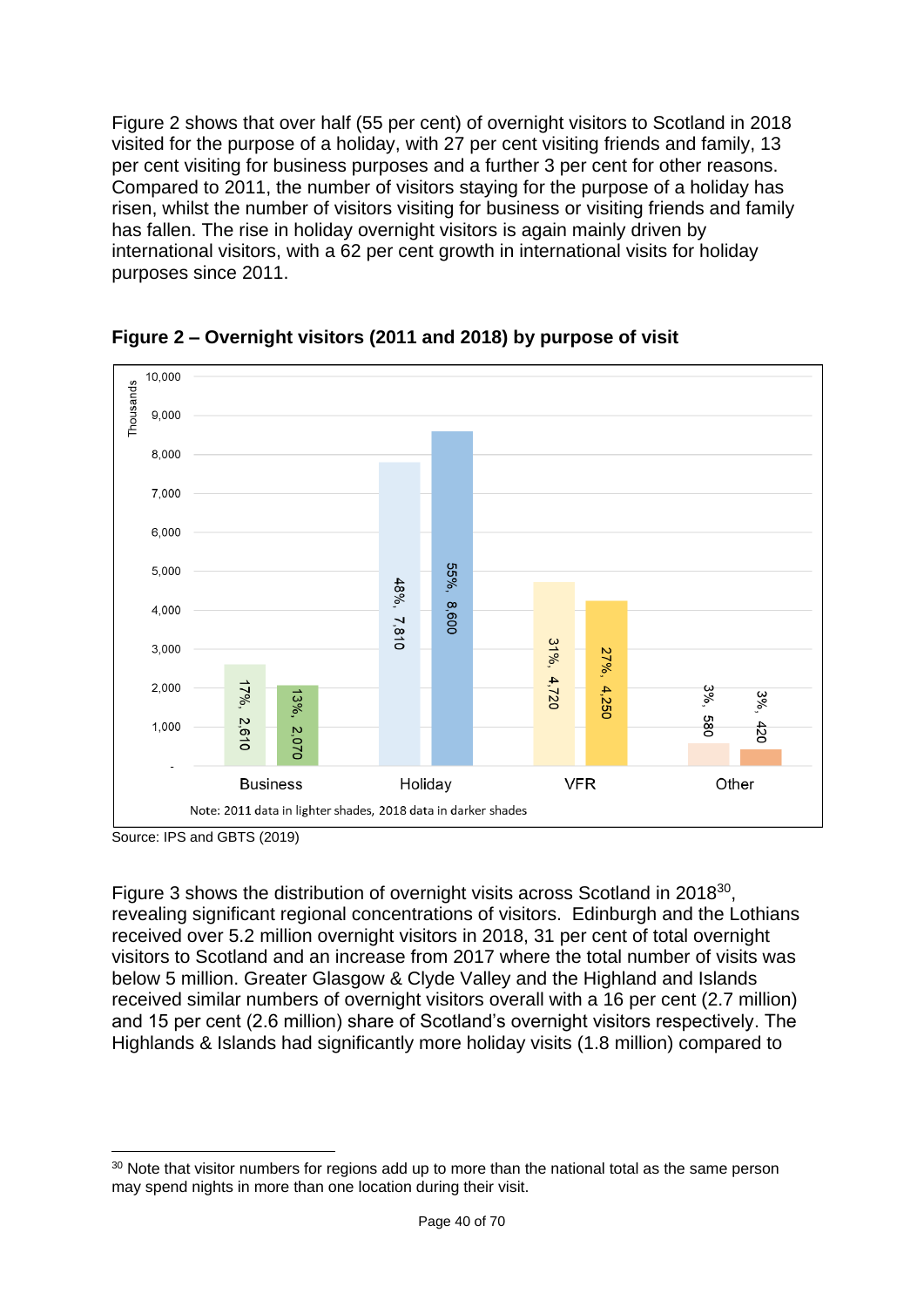Figure 2 shows that over half (55 per cent) of overnight visitors to Scotland in 2018 visited for the purpose of a holiday, with 27 per cent visiting friends and family, 13 per cent visiting for business purposes and a further 3 per cent for other reasons. Compared to 2011, the number of visitors staying for the purpose of a holiday has risen, whilst the number of visitors visiting for business or visiting friends and family has fallen. The rise in holiday overnight visitors is again mainly driven by international visitors, with a 62 per cent growth in international visits for holiday purposes since 2011.

**Figure 2 – Overnight visitors (2011 and 2018) by purpose of visit**

| Purpose (Thousands) | 2011 | 2018 |
|---|---|---|
| Business | 17%, 2,610 | 13%, 2,070 |
| Holiday | 48%, 7,810 | 55%, 8,600 |
| VFR | 31%, 4,720 | 27%, 4,250 |
| Other | 3%, 580 | 3%, 420 |

Note: 2011 data in lighter shades, 2018 data in darker shades

Source: IPS and GBTS (2019)

Figure 3 shows the distribution of overnight visits across Scotland in 2018[30], revealing significant regional concentrations of visitors. Edinburgh and the Lothians received over 5.2 million overnight visitors in 2018, 31 per cent of total overnight visitors to Scotland and an increase from 2017 where the total number of visits was below 5 million. Greater Glasgow & Clyde Valley and the Highland and Islands received similar numbers of overnight visitors overall with a 16 per cent (2.7 million) and 15 per cent (2.6 million) share of Scotland's overnight visitors respectively. The Highlands & Islands had significantly more holiday visits (1.8 million) compared to

[30] Note that visitor numbers for regions add up to more than the national total as the same person may spend nights in more than one location during their visit.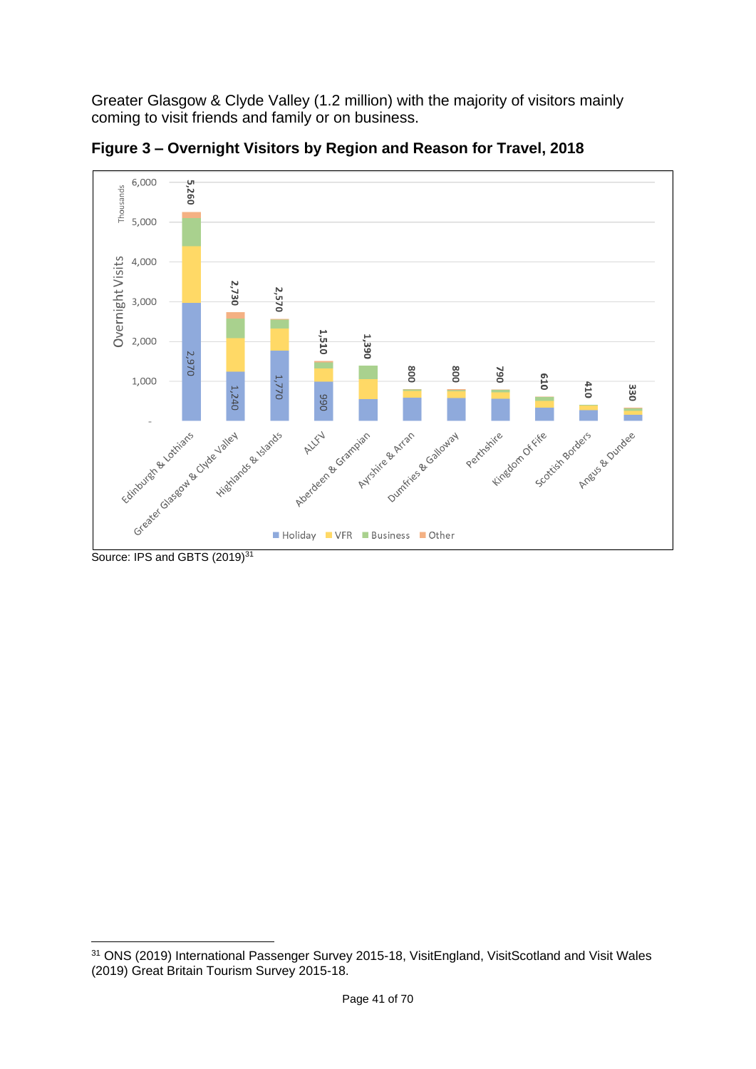Greater Glasgow & Clyde Valley (1.2 million) with the majority of visitors mainly coming to visit friends and family or on business.

**Figure 3 – Overnight Visitors by Region and Reason for Travel, 2018**

Overnight Visits (Thousands)

| Region | Total | Holiday |
|---|---|---|
| Edinburgh & Lothians | 5,260 | 2,970 |
| Greater Glasgow & Clyde Valley | 2,730 | 1,240 |
| Highlands & Islands | 2,570 | 1,770 |
| ALLFV | 1,510 | 990 |
| Aberdeen & Grampian | 1,390 | |
| Ayrshire & Arran | 800 | |
| Dumfries & Galloway | 800 | |
| Perthshire | 790 | |
| Kingdom Of Fife | 610 | |
| Scottish Borders | 410 | |
| Angus & Dundee | 330 | |

Legend: Holiday, VFR, Business, Other

Source: IPS and GBTS (2019)[31]

---

[31] ONS (2019) International Passenger Survey 2015-18, VisitEngland, VisitScotland and Visit Wales (2019) Great Britain Tourism Survey 2015-18.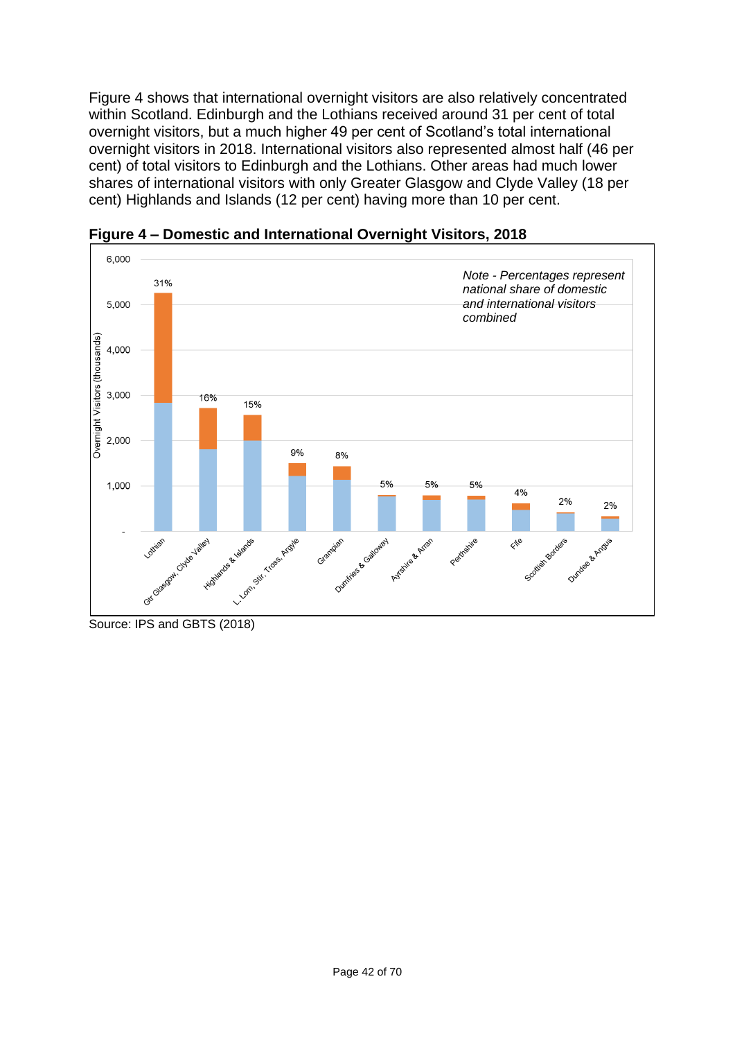Figure 4 shows that international overnight visitors are also relatively concentrated within Scotland. Edinburgh and the Lothians received around 31 per cent of total overnight visitors, but a much higher 49 per cent of Scotland's total international overnight visitors in 2018. International visitors also represented almost half (46 per cent) of total visitors to Edinburgh and the Lothians. Other areas had much lower shares of international visitors with only Greater Glasgow and Clyde Valley (18 per cent) Highlands and Islands (12 per cent) having more than 10 per cent.

**Figure 4 – Domestic and International Overnight Visitors, 2018**

*Note - Percentages represent national share of domestic and international visitors combined*

| Region | National share (%) |
|---|---|
| Lothian | 31% |
| Gtr Glasgow, Clyde Valley | 16% |
| Highlands & Islands | 15% |
| L Lom, Stir, Tross, Argyle | 9% |
| Grampian | 8% |
| Dumfries & Galloway | 5% |
| Ayrshire & Arran | 5% |
| Perthshire | 5% |
| Fife | 4% |
| Scottish Borders | 2% |
| Dundee & Angus | 2% |

Source: IPS and GBTS (2018)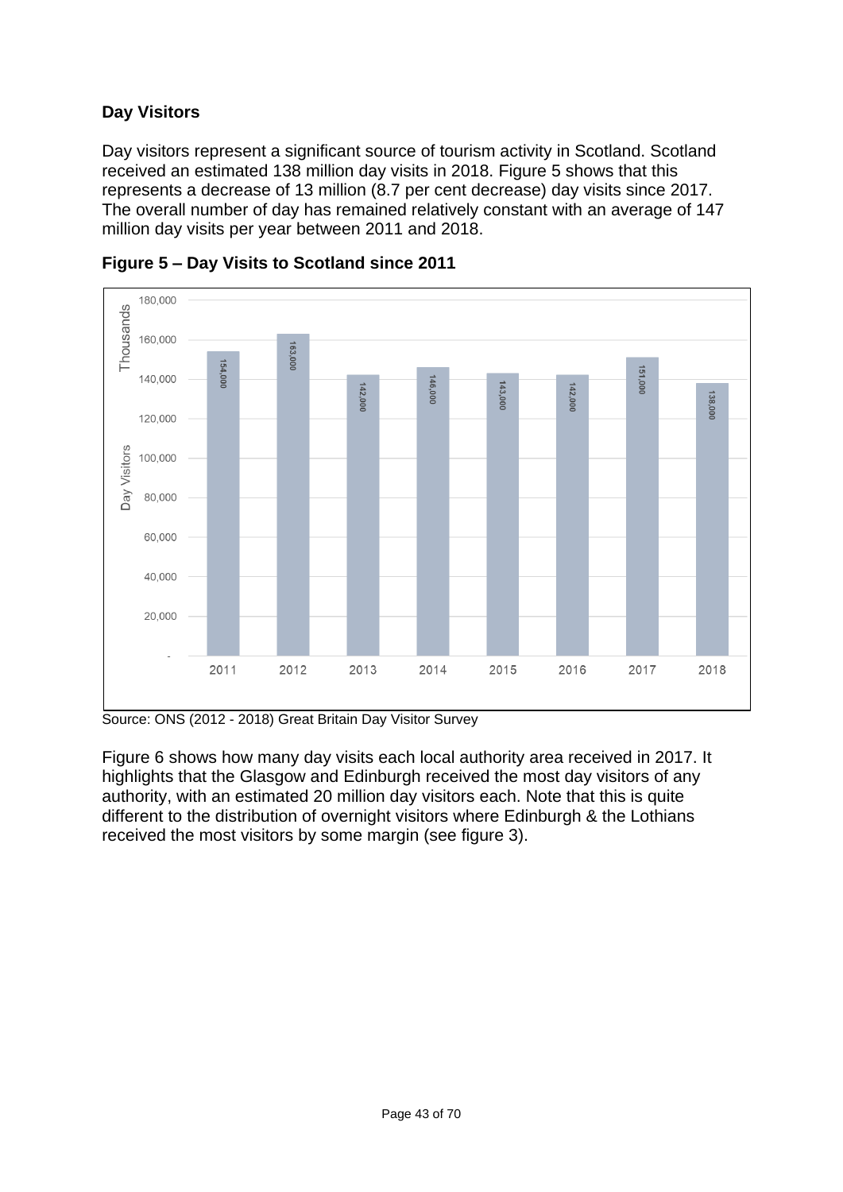## Day Visitors

Day visitors represent a significant source of tourism activity in Scotland. Scotland received an estimated 138 million day visits in 2018. Figure 5 shows that this represents a decrease of 13 million (8.7 per cent decrease) day visits since 2017. The overall number of day has remained relatively constant with an average of 147 million day visits per year between 2011 and 2018.

**Figure 5 – Day Visits to Scotland since 2011**

| Year | Day Visitors (Thousands) |
|---|---|
| 2011 | 154,000 |
| 2012 | 163,000 |
| 2013 | 142,000 |
| 2014 | 146,000 |
| 2015 | 143,000 |
| 2016 | 142,000 |
| 2017 | 151,000 |
| 2018 | 138,000 |

Source: ONS (2012 - 2018) Great Britain Day Visitor Survey

Figure 6 shows how many day visits each local authority area received in 2017. It highlights that the Glasgow and Edinburgh received the most day visitors of any authority, with an estimated 20 million day visitors each. Note that this is quite different to the distribution of overnight visitors where Edinburgh & the Lothians received the most visitors by some margin (see figure 3).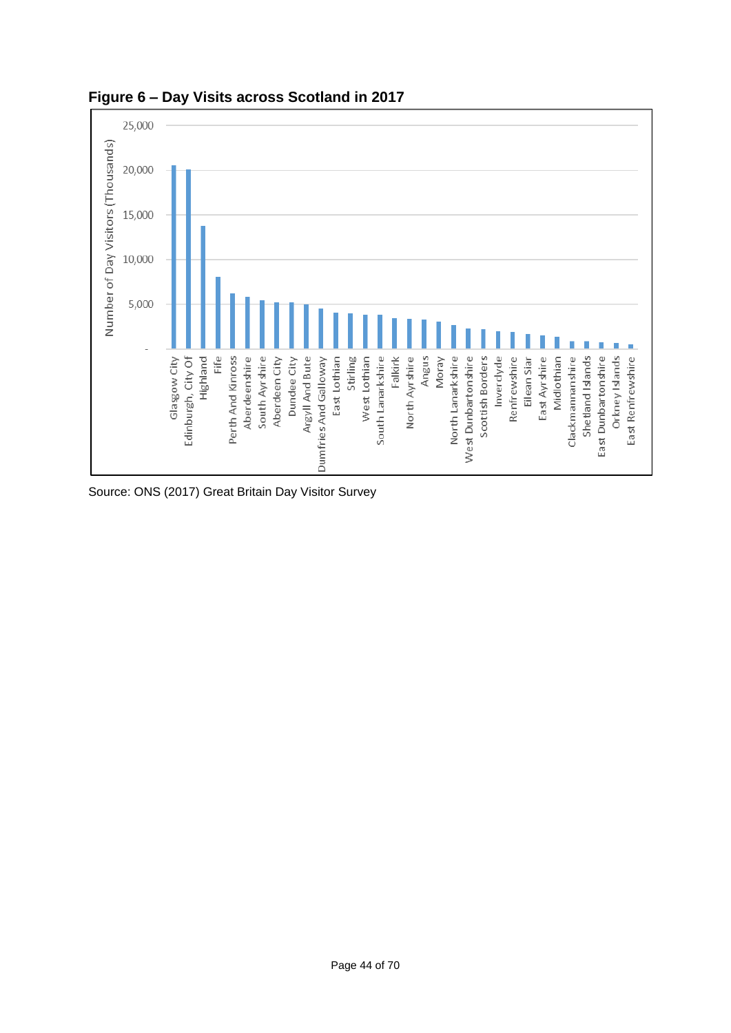**Figure 6 – Day Visits across Scotland in 2017**

Source: ONS (2017) Great Britain Day Visitor Survey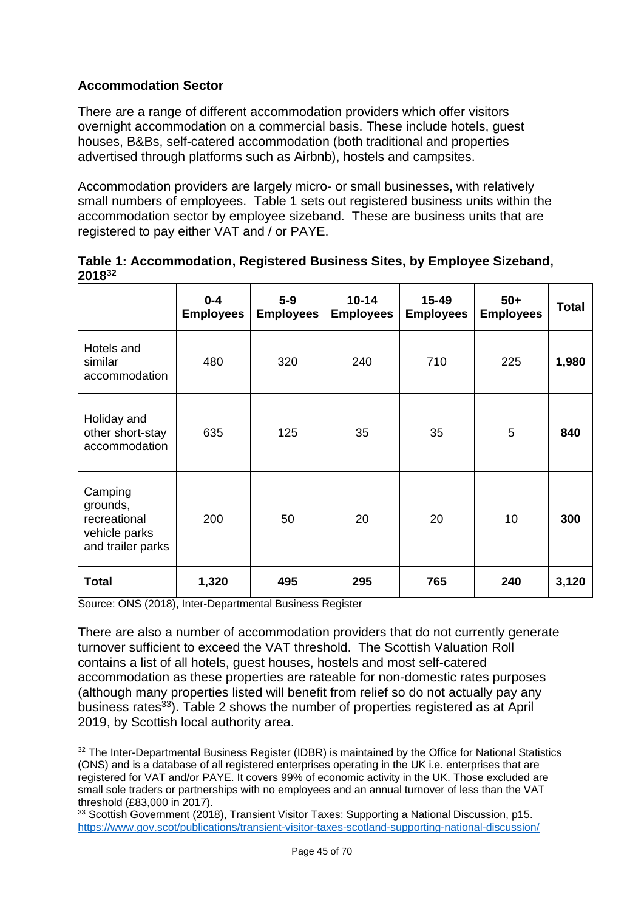## Accommodation Sector

There are a range of different accommodation providers which offer visitors overnight accommodation on a commercial basis. These include hotels, guest houses, B&Bs, self-catered accommodation (both traditional and properties advertised through platforms such as Airbnb), hostels and campsites.

Accommodation providers are largely micro- or small businesses, with relatively small numbers of employees. Table 1 sets out registered business units within the accommodation sector by employee sizeband. These are business units that are registered to pay either VAT and / or PAYE.

**Table 1: Accommodation, Registered Business Sites, by Employee Sizeband, 2018[32]**

| | 0-4 Employees | 5-9 Employees | 10-14 Employees | 15-49 Employees | 50+ Employees | Total |
|---|---|---|---|---|---|---|
| Hotels and similar accommodation | 480 | 320 | 240 | 710 | 225 | **1,980** |
| Holiday and other short-stay accommodation | 635 | 125 | 35 | 35 | 5 | **840** |
| Camping grounds, recreational vehicle parks and trailer parks | 200 | 50 | 20 | 20 | 10 | **300** |
| **Total** | **1,320** | **495** | **295** | **765** | **240** | **3,120** |

Source: ONS (2018), Inter-Departmental Business Register

There are also a number of accommodation providers that do not currently generate turnover sufficient to exceed the VAT threshold. The Scottish Valuation Roll contains a list of all hotels, guest houses, hostels and most self-catered accommodation as these properties are rateable for non-domestic rates purposes (although many properties listed will benefit from relief so do not actually pay any business rates[33]). Table 2 shows the number of properties registered as at April 2019, by Scottish local authority area.

[32] The Inter-Departmental Business Register (IDBR) is maintained by the Office for National Statistics (ONS) and is a database of all registered enterprises operating in the UK i.e. enterprises that are registered for VAT and/or PAYE. It covers 99% of economic activity in the UK. Those excluded are small sole traders or partnerships with no employees and an annual turnover of less than the VAT threshold (£83,000 in 2017).

[33] Scottish Government (2018), Transient Visitor Taxes: Supporting a National Discussion, p15. https://www.gov.scot/publications/transient-visitor-taxes-scotland-supporting-national-discussion/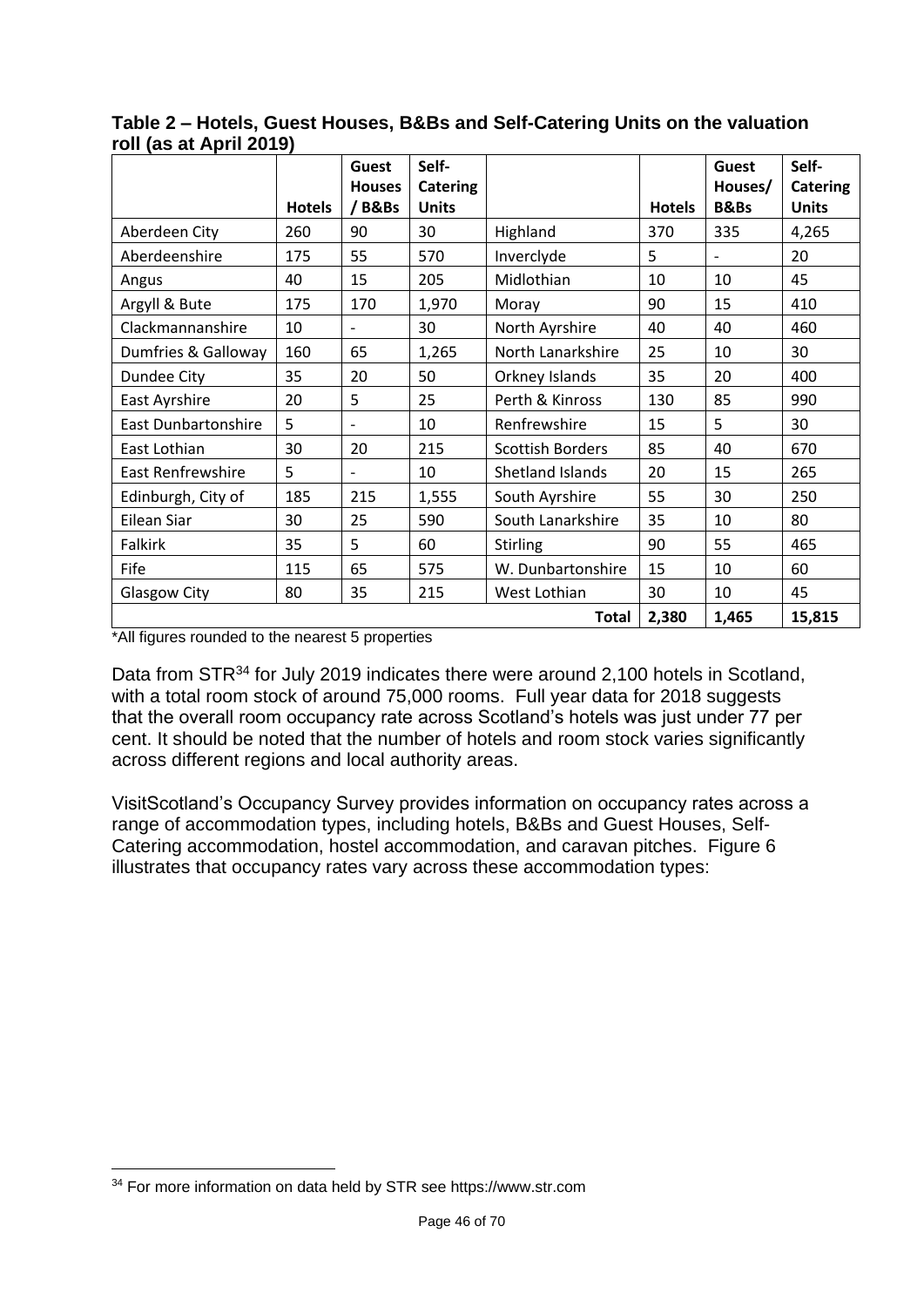**Table 2 – Hotels, Guest Houses, B&Bs and Self-Catering Units on the valuation roll (as at April 2019)**

| | Hotels | Guest Houses / B&Bs | Self-Catering Units | | Hotels | Guest Houses/ B&Bs | Self-Catering Units |
|---|---|---|---|---|---|---|---|
| Aberdeen City | 260 | 90 | 30 | Highland | 370 | 335 | 4,265 |
| Aberdeenshire | 175 | 55 | 570 | Inverclyde | 5 | - | 20 |
| Angus | 40 | 15 | 205 | Midlothian | 10 | 10 | 45 |
| Argyll & Bute | 175 | 170 | 1,970 | Moray | 90 | 15 | 410 |
| Clackmannanshire | 10 | - | 30 | North Ayrshire | 40 | 40 | 460 |
| Dumfries & Galloway | 160 | 65 | 1,265 | North Lanarkshire | 25 | 10 | 30 |
| Dundee City | 35 | 20 | 50 | Orkney Islands | 35 | 20 | 400 |
| East Ayrshire | 20 | 5 | 25 | Perth & Kinross | 130 | 85 | 990 |
| East Dunbartonshire | 5 | - | 10 | Renfrewshire | 15 | 5 | 30 |
| East Lothian | 30 | 20 | 215 | Scottish Borders | 85 | 40 | 670 |
| East Renfrewshire | 5 | - | 10 | Shetland Islands | 20 | 15 | 265 |
| Edinburgh, City of | 185 | 215 | 1,555 | South Ayrshire | 55 | 30 | 250 |
| Eilean Siar | 30 | 25 | 590 | South Lanarkshire | 35 | 10 | 80 |
| Falkirk | 35 | 5 | 60 | Stirling | 90 | 55 | 465 |
| Fife | 115 | 65 | 575 | W. Dunbartonshire | 15 | 10 | 60 |
| Glasgow City | 80 | 35 | 215 | West Lothian | 30 | 10 | 45 |
| | | | | **Total** | **2,380** | **1,465** | **15,815** |

*All figures rounded to the nearest 5 properties

Data from STR[34] for July 2019 indicates there were around 2,100 hotels in Scotland, with a total room stock of around 75,000 rooms. Full year data for 2018 suggests that the overall room occupancy rate across Scotland's hotels was just under 77 per cent. It should be noted that the number of hotels and room stock varies significantly across different regions and local authority areas.

VisitScotland's Occupancy Survey provides information on occupancy rates across a range of accommodation types, including hotels, B&Bs and Guest Houses, Self-Catering accommodation, hostel accommodation, and caravan pitches. Figure 6 illustrates that occupancy rates vary across these accommodation types:

[34] For more information on data held by STR see https://www.str.com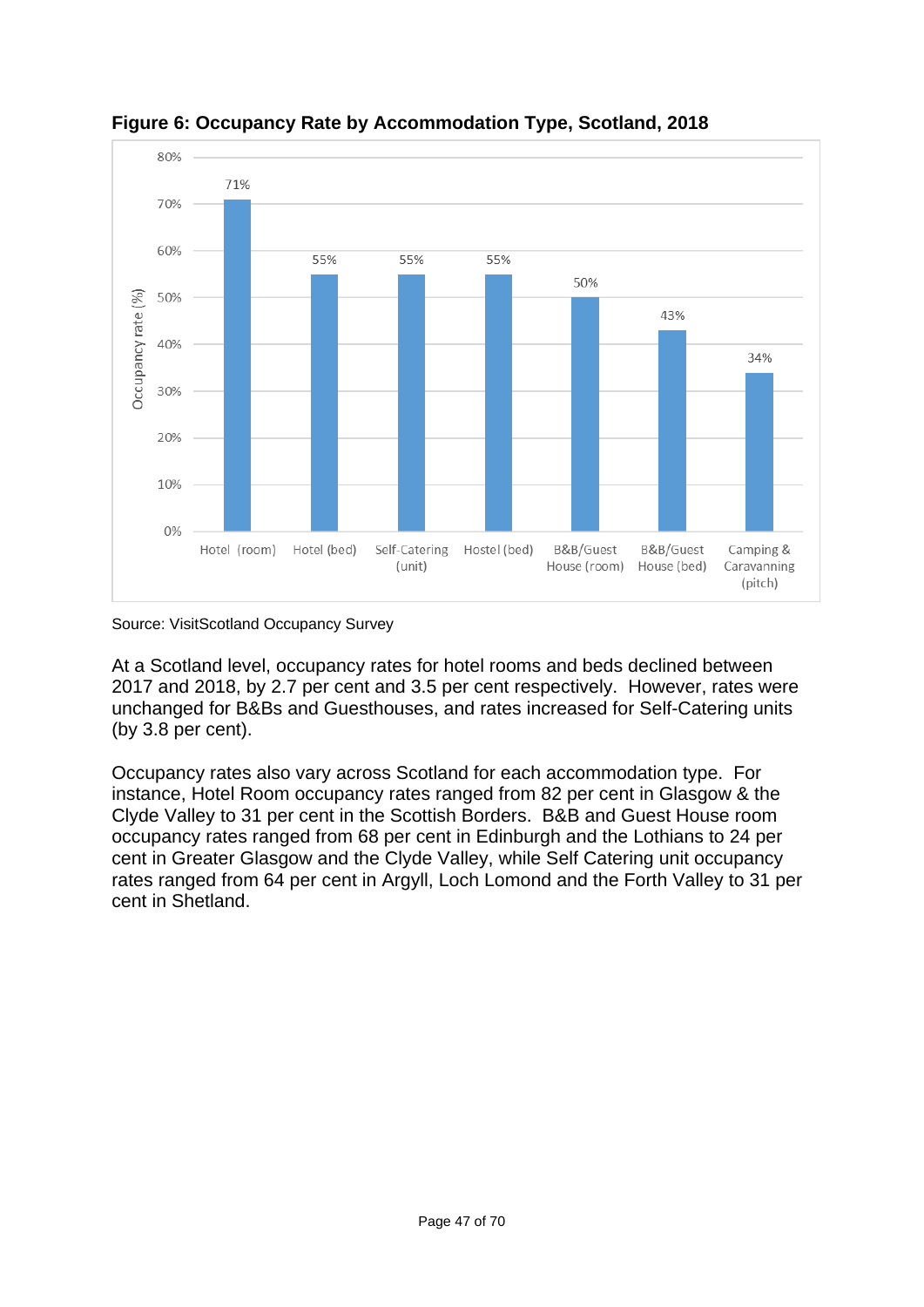**Figure 6: Occupancy Rate by Accommodation Type, Scotland, 2018**

| Accommodation type | Occupancy rate (%) |
|---|---|
| Hotel (room) | 71% |
| Hotel (bed) | 55% |
| Self-Catering (unit) | 55% |
| Hostel (bed) | 55% |
| B&B/Guest House (room) | 50% |
| B&B/Guest House (bed) | 43% |
| Camping & Caravanning (pitch) | 34% |

Source: VisitScotland Occupancy Survey

At a Scotland level, occupancy rates for hotel rooms and beds declined between 2017 and 2018, by 2.7 per cent and 3.5 per cent respectively. However, rates were unchanged for B&Bs and Guesthouses, and rates increased for Self-Catering units (by 3.8 per cent).

Occupancy rates also vary across Scotland for each accommodation type. For instance, Hotel Room occupancy rates ranged from 82 per cent in Glasgow & the Clyde Valley to 31 per cent in the Scottish Borders. B&B and Guest House room occupancy rates ranged from 68 per cent in Edinburgh and the Lothians to 24 per cent in Greater Glasgow and the Clyde Valley, while Self Catering unit occupancy rates ranged from 64 per cent in Argyll, Loch Lomond and the Forth Valley to 31 per cent in Shetland.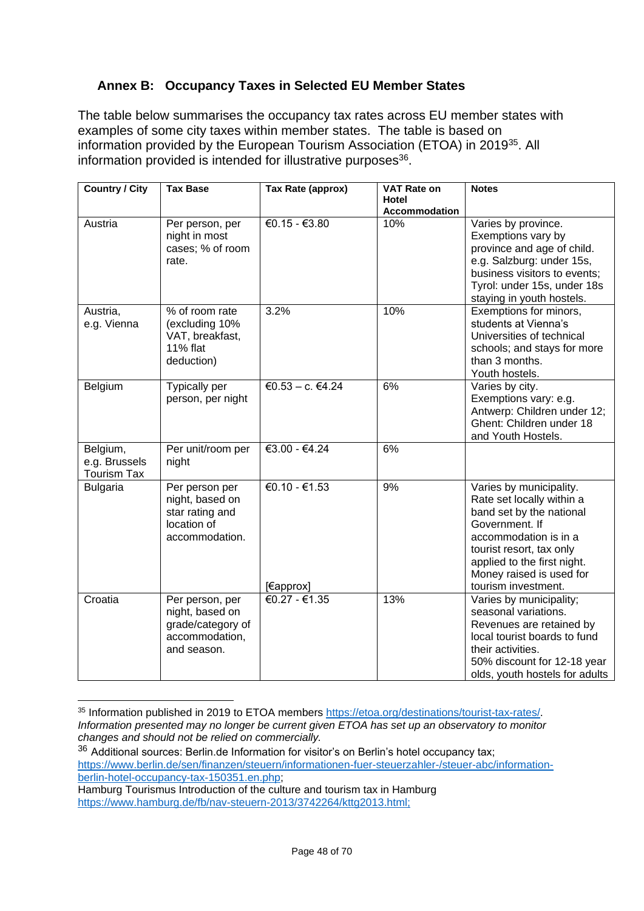## Annex B: Occupancy Taxes in Selected EU Member States

The table below summarises the occupancy tax rates across EU member states with examples of some city taxes within member states. The table is based on information provided by the European Tourism Association (ETOA) in 2019[35]. All information provided is intended for illustrative purposes[36].

| Country / City | Tax Base | Tax Rate (approx) | VAT Rate on Hotel Accommodation | Notes |
|---|---|---|---|---|
| Austria | Per person, per night in most cases; % of room rate. | €0.15 - €3.80 | 10% | Varies by province. Exemptions vary by province and age of child. e.g. Salzburg: under 15s, business visitors to events; Tyrol: under 15s, under 18s staying in youth hostels. |
| Austria, e.g. Vienna | % of room rate (excluding 10% VAT, breakfast, 11% flat deduction) | 3.2% | 10% | Exemptions for minors, students at Vienna's Universities of technical schools; and stays for more than 3 months. Youth hostels. |
| Belgium | Typically per person, per night | €0.53 – c. €4.24 | 6% | Varies by city. Exemptions vary: e.g. Antwerp: Children under 12; Ghent: Children under 18 and Youth Hostels. |
| Belgium, e.g. Brussels Tourism Tax | Per unit/room per night | €3.00 - €4.24 | 6% | |
| Bulgaria | Per person per night, based on star rating and location of accommodation. | €0.10 - €1.53 [€approx] | 9% | Varies by municipality. Rate set locally within a band set by the national Government. If accommodation is in a tourist resort, tax only applied to the first night. Money raised is used for tourism investment. |
| Croatia | Per person, per night, based on grade/category of accommodation, and season. | €0.27 - €1.35 | 13% | Varies by municipality; seasonal variations. Revenues are retained by local tourist boards to fund their activities. 50% discount for 12-18 year olds, youth hostels for adults |

[35] Information published in 2019 to ETOA members https://etoa.org/destinations/tourist-tax-rates/. *Information presented may no longer be current given ETOA has set up an observatory to monitor changes and should not be relied on commercially.*

[36] Additional sources: Berlin.de Information for visitor's on Berlin's hotel occupancy tax; https://www.berlin.de/sen/finanzen/steuern/informationen-fuer-steuerzahler-/steuer-abc/information-berlin-hotel-occupancy-tax-150351.en.php;
Hamburg Tourismus Introduction of the culture and tourism tax in Hamburg https://www.hamburg.de/fb/nav-steuern-2013/3742264/kttg2013.html;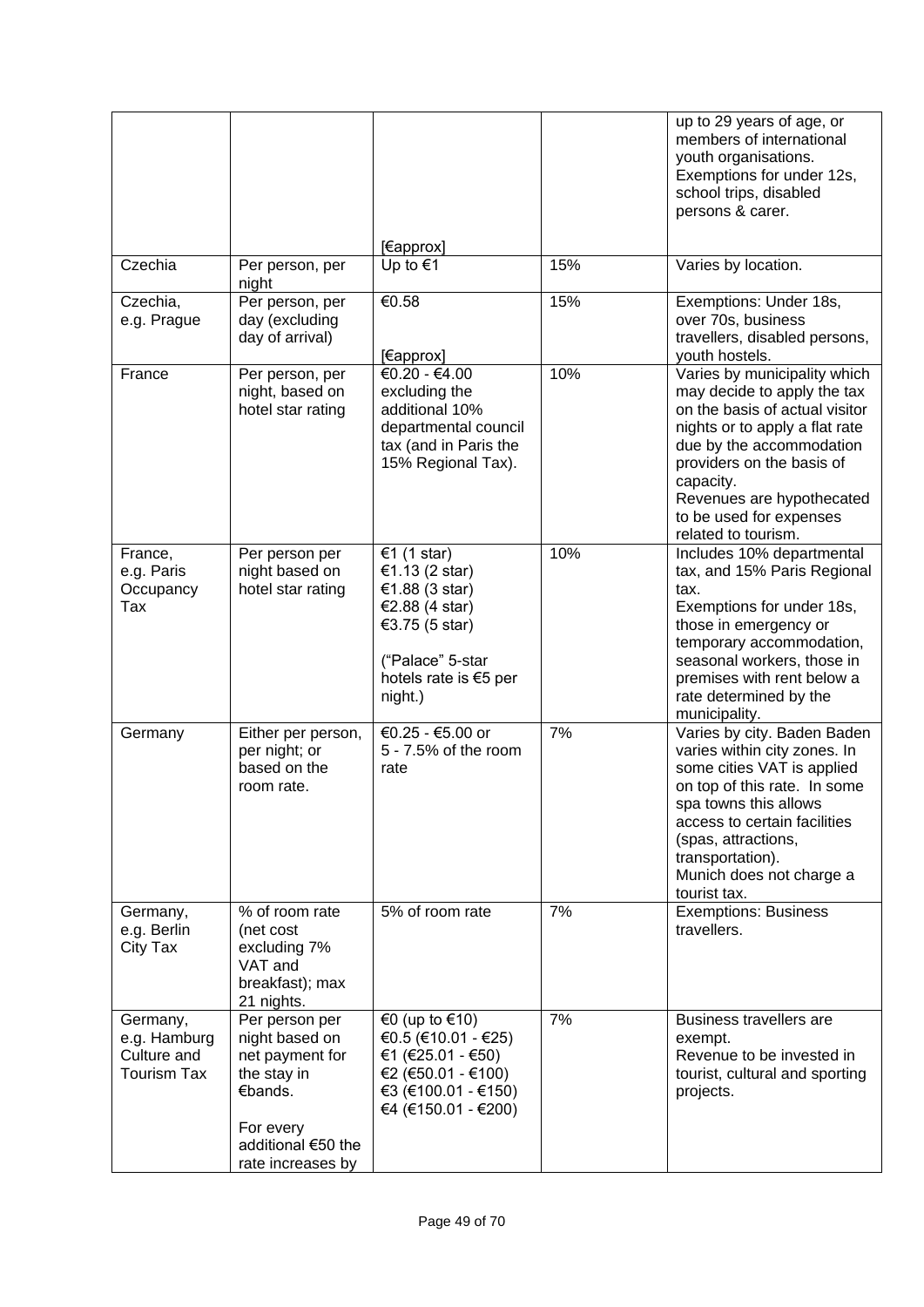| | | | | |
|---|---|---|---|---|
| | | [€approx] | | up to 29 years of age, or members of international youth organisations. Exemptions for under 12s, school trips, disabled persons & carer. |
| Czechia | Per person, per night | Up to €1 | 15% | Varies by location. |
| Czechia, e.g. Prague | Per person, per day (excluding day of arrival) | €0.58 [€approx] | 15% | Exemptions: Under 18s, over 70s, business travellers, disabled persons, youth hostels. |
| France | Per person, per night, based on hotel star rating | €0.20 - €4.00 excluding the additional 10% departmental council tax (and in Paris the 15% Regional Tax). | 10% | Varies by municipality which may decide to apply the tax on the basis of actual visitor nights or to apply a flat rate due by the accommodation providers on the basis of capacity.<br>Revenues are hypothecated to be used for expenses related to tourism. |
| France, e.g. Paris Occupancy Tax | Per person per night based on hotel star rating | €1 (1 star)<br>€1.13 (2 star)<br>€1.88 (3 star)<br>€2.88 (4 star)<br>€3.75 (5 star)<br><br>("Palace" 5-star hotels rate is €5 per night.) | 10% | Includes 10% departmental tax, and 15% Paris Regional tax.<br>Exemptions for under 18s, those in emergency or temporary accommodation, seasonal workers, those in premises with rent below a rate determined by the municipality. |
| Germany | Either per person, per night; or based on the room rate. | €0.25 - €5.00 or 5 - 7.5% of the room rate | 7% | Varies by city. Baden Baden varies within city zones. In some cities VAT is applied on top of this rate. In some spa towns this allows access to certain facilities (spas, attractions, transportation).<br>Munich does not charge a tourist tax. |
| Germany, e.g. Berlin City Tax | % of room rate (net cost excluding 7% VAT and breakfast); max 21 nights. | 5% of room rate | 7% | Exemptions: Business travellers. |
| Germany, e.g. Hamburg Culture and Tourism Tax | Per person per night based on net payment for the stay in €bands.<br><br>For every additional €50 the rate increases by | €0 (up to €10)<br>€0.5 (€10.01 - €25)<br>€1 (€25.01 - €50)<br>€2 (€50.01 - €100)<br>€3 (€100.01 - €150)<br>€4 (€150.01 - €200) | 7% | Business travellers are exempt.<br>Revenue to be invested in tourist, cultural and sporting projects. |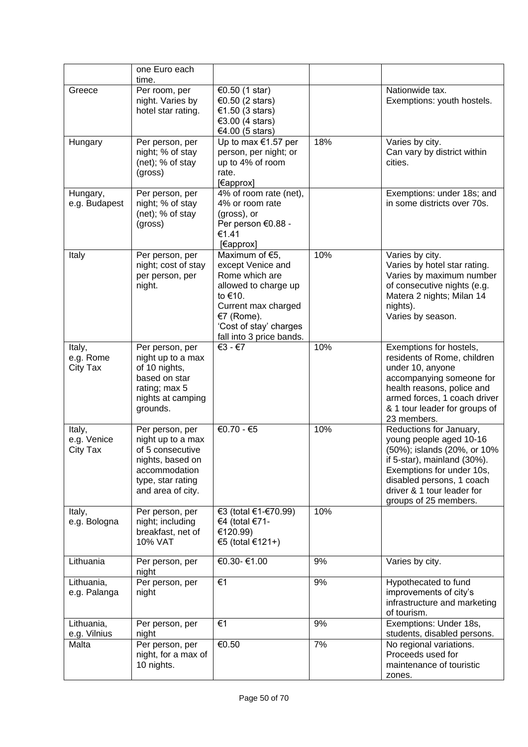| | one Euro each time. | | | |
|---|---|---|---|---|
| Greece | Per room, per night. Varies by hotel star rating. | €0.50 (1 star)<br>€0.50 (2 stars)<br>€1.50 (3 stars)<br>€3.00 (4 stars)<br>€4.00 (5 stars) | | Nationwide tax.<br>Exemptions: youth hostels. |
| Hungary | Per person, per night; % of stay (net); % of stay (gross) | Up to max €1.57 per person, per night; or up to 4% of room rate.<br>[€approx] | 18% | Varies by city.<br>Can vary by district within cities. |
| Hungary, e.g. Budapest | Per person, per night; % of stay (net); % of stay (gross) | 4% of room rate (net), 4% or room rate (gross), or<br>Per person €0.88 - €1.41<br>[€approx] | | Exemptions: under 18s; and in some districts over 70s. |
| Italy | Per person, per night; cost of stay per person, per night. | Maximum of €5, except Venice and Rome which are allowed to charge up to €10.<br>Current max charged €7 (Rome).<br>'Cost of stay' charges fall into 3 price bands. | 10% | Varies by city.<br>Varies by hotel star rating.<br>Varies by maximum number of consecutive nights (e.g. Matera 2 nights; Milan 14 nights).<br>Varies by season. |
| Italy, e.g. Rome City Tax | Per person, per night up to a max of 10 nights, based on star rating; max 5 nights at camping grounds. | €3 - €7 | 10% | Exemptions for hostels, residents of Rome, children under 10, anyone accompanying someone for health reasons, police and armed forces, 1 coach driver & 1 tour leader for groups of 23 members. |
| Italy, e.g. Venice City Tax | Per person, per night up to a max of 5 consecutive nights, based on accommodation type, star rating and area of city. | €0.70 - €5 | 10% | Reductions for January, young people aged 10-16 (50%); islands (20%, or 10% if 5-star), mainland (30%).<br>Exemptions for under 10s, disabled persons, 1 coach driver & 1 tour leader for groups of 25 members. |
| Italy, e.g. Bologna | Per person, per night; including breakfast, net of 10% VAT | €3 (total €1-€70.99)<br>€4 (total €71-€120.99)<br>€5 (total €121+) | 10% | |
| Lithuania | Per person, per night | €0.30- €1.00 | 9% | Varies by city. |
| Lithuania, e.g. Palanga | Per person, per night | €1 | 9% | Hypothecated to fund improvements of city's infrastructure and marketing of tourism. |
| Lithuania, e.g. Vilnius | Per person, per night | €1 | 9% | Exemptions: Under 18s, students, disabled persons. |
| Malta | Per person, per night, for a max of 10 nights. | €0.50 | 7% | No regional variations.<br>Proceeds used for maintenance of touristic zones. |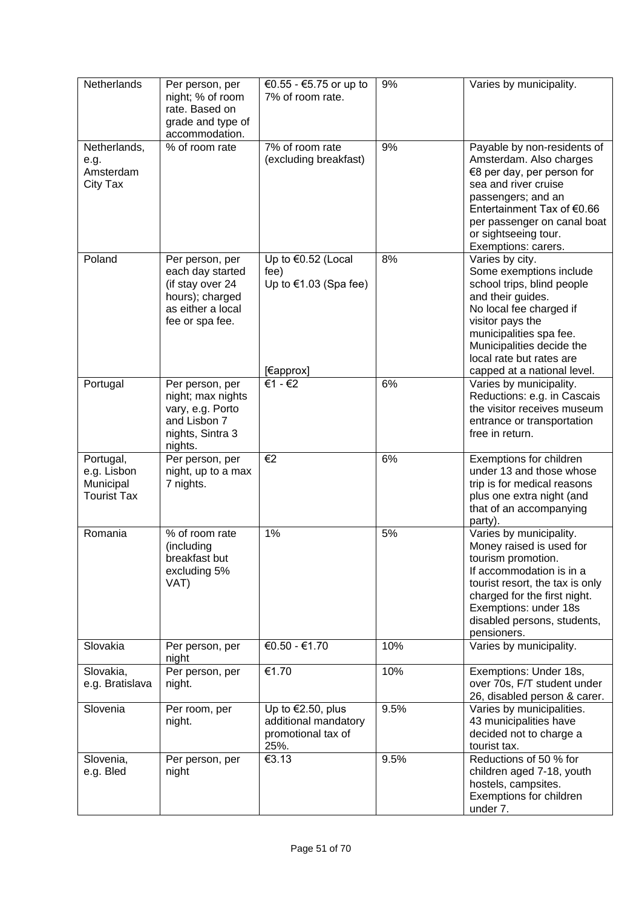| Netherlands | Per person, per night; % of room rate. Based on grade and type of accommodation. | €0.55 - €5.75 or up to 7% of room rate. | 9% | Varies by municipality. |
|---|---|---|---|---|
| Netherlands, e.g. Amsterdam City Tax | % of room rate | 7% of room rate (excluding breakfast) | 9% | Payable by non-residents of Amsterdam. Also charges €8 per day, per person for sea and river cruise passengers; and an Entertainment Tax of €0.66 per passenger on canal boat or sightseeing tour. Exemptions: carers. |
| Poland | Per person, per each day started (if stay over 24 hours); charged as either a local fee or spa fee. | Up to €0.52 (Local fee) Up to €1.03 (Spa fee) [€approx] | 8% | Varies by city. Some exemptions include school trips, blind people and their guides. No local fee charged if visitor pays the municipalities spa fee. Municipalities decide the local rate but rates are capped at a national level. |
| Portugal | Per person, per night; max nights vary, e.g. Porto and Lisbon 7 nights, Sintra 3 nights. | €1 - €2 | 6% | Varies by municipality. Reductions: e.g. in Cascais the visitor receives museum entrance or transportation free in return. |
| Portugal, e.g. Lisbon Municipal Tourist Tax | Per person, per night, up to a max 7 nights. | €2 | 6% | Exemptions for children under 13 and those whose trip is for medical reasons plus one extra night (and that of an accompanying party). |
| Romania | % of room rate (including breakfast but excluding 5% VAT) | 1% | 5% | Varies by municipality. Money raised is used for tourism promotion. If accommodation is in a tourist resort, the tax is only charged for the first night. Exemptions: under 18s disabled persons, students, pensioners. |
| Slovakia | Per person, per night | €0.50 - €1.70 | 10% | Varies by municipality. |
| Slovakia, e.g. Bratislava | Per person, per night. | €1.70 | 10% | Exemptions: Under 18s, over 70s, F/T student under 26, disabled person & carer. |
| Slovenia | Per room, per night. | Up to €2.50, plus additional mandatory promotional tax of 25%. | 9.5% | Varies by municipalities. 43 municipalities have decided not to charge a tourist tax. |
| Slovenia, e.g. Bled | Per person, per night | €3.13 | 9.5% | Reductions of 50 % for children aged 7-18, youth hostels, campsites. Exemptions for children under 7. |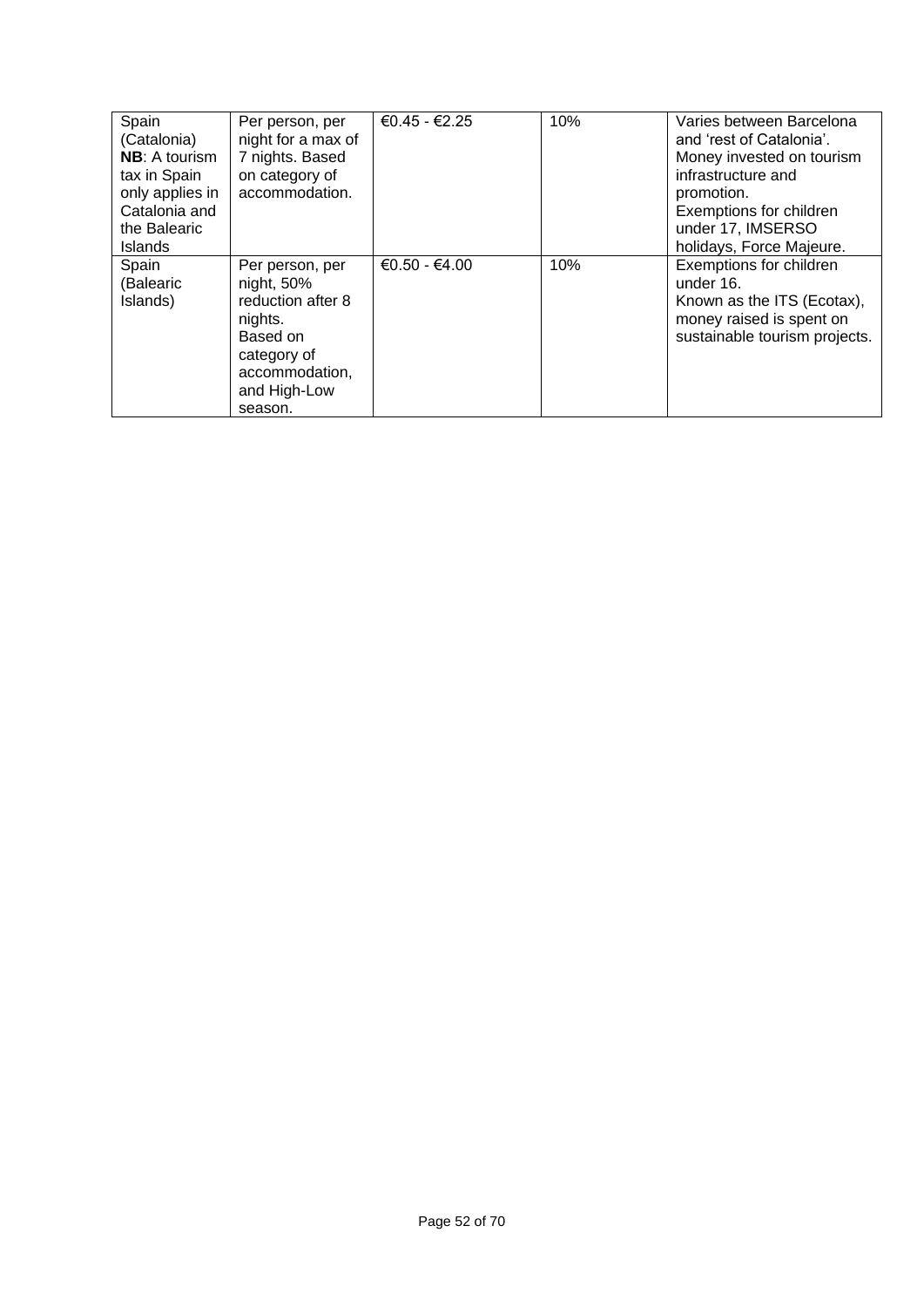| Spain (Catalonia) **NB**: A tourism tax in Spain only applies in Catalonia and the Balearic Islands | Per person, per night for a max of 7 nights. Based on category of accommodation. | €0.45 - €2.25 | 10% | Varies between Barcelona and 'rest of Catalonia'. Money invested on tourism infrastructure and promotion. Exemptions for children under 17, IMSERSO holidays, Force Majeure. |
|---|---|---|---|---|
| Spain (Balearic Islands) | Per person, per night, 50% reduction after 8 nights. Based on category of accommodation, and High-Low season. | €0.50 - €4.00 | 10% | Exemptions for children under 16. Known as the ITS (Ecotax), money raised is spent on sustainable tourism projects. |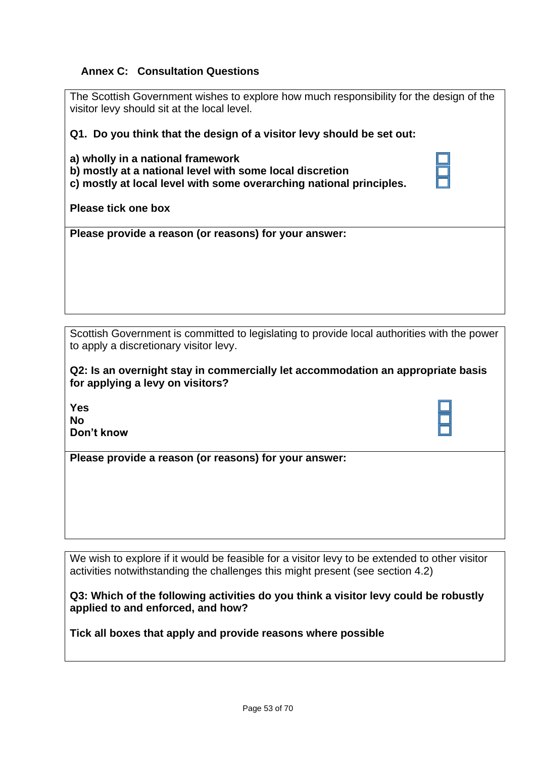## Annex C: Consultation Questions

The Scottish Government wishes to explore how much responsibility for the design of the visitor levy should sit at the local level.

**Q1. Do you think that the design of a visitor levy should be set out:**

**a) wholly in a national framework** ☐
**b) mostly at a national level with some local discretion** ☐
**c) mostly at local level with some overarching national principles.** ☐

**Please tick one box**

**Please provide a reason (or reasons) for your answer:**

Scottish Government is committed to legislating to provide local authorities with the power to apply a discretionary visitor levy.

**Q2: Is an overnight stay in commercially let accommodation an appropriate basis for applying a levy on visitors?**

**Yes** ☐
**No** ☐
**Don't know** ☐

**Please provide a reason (or reasons) for your answer:**

We wish to explore if it would be feasible for a visitor levy to be extended to other visitor activities notwithstanding the challenges this might present (see section 4.2)

**Q3: Which of the following activities do you think a visitor levy could be robustly applied to and enforced, and how?**

**Tick all boxes that apply and provide reasons where possible**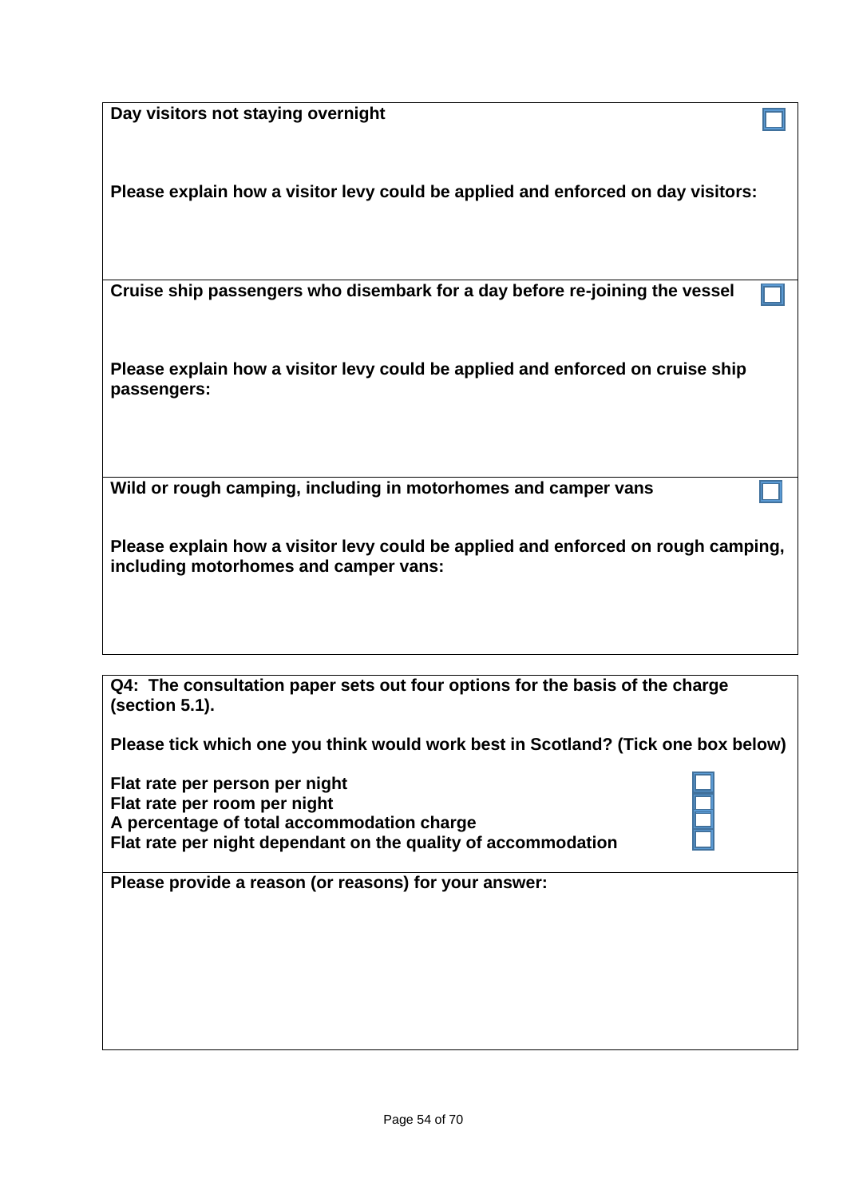**Day visitors not staying overnight** ☐

**Please explain how a visitor levy could be applied and enforced on day visitors:**

**Cruise ship passengers who disembark for a day before re-joining the vessel** ☐

**Please explain how a visitor levy could be applied and enforced on cruise ship passengers:**

**Wild or rough camping, including in motorhomes and camper vans** ☐

**Please explain how a visitor levy could be applied and enforced on rough camping, including motorhomes and camper vans:**

**Q4: The consultation paper sets out four options for the basis of the charge (section 5.1).**

**Please tick which one you think would work best in Scotland? (Tick one box below)**

**Flat rate per person per night** ☐
**Flat rate per room per night** ☐
**A percentage of total accommodation charge** ☐
**Flat rate per night dependant on the quality of accommodation** ☐

**Please provide a reason (or reasons) for your answer:**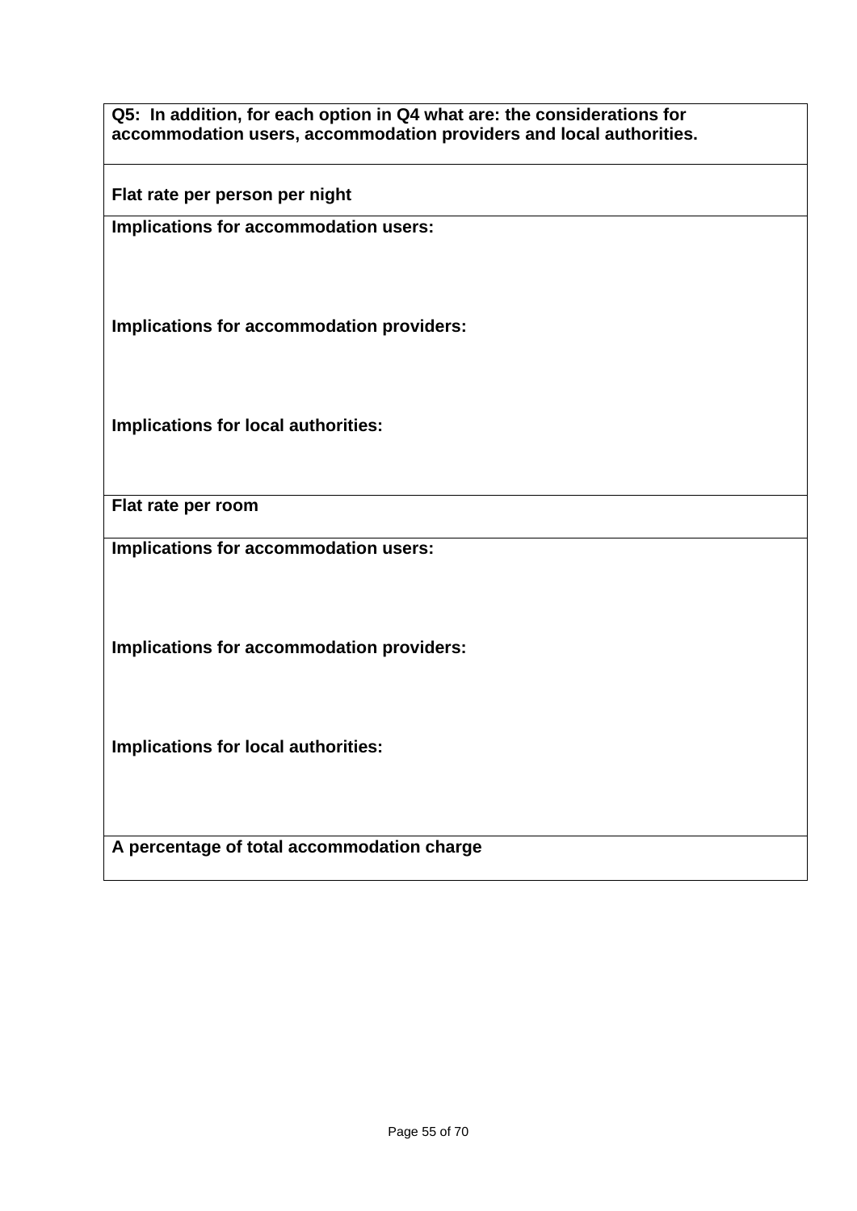| **Q5: In addition, for each option in Q4 what are: the considerations for accommodation users, accommodation providers and local authorities.** |
|---|
| **Flat rate per person per night** |
| **Implications for accommodation users:**<br><br><br>**Implications for accommodation providers:**<br><br><br>**Implications for local authorities:** |
| **Flat rate per room** |
| **Implications for accommodation users:**<br><br><br>**Implications for accommodation providers:**<br><br><br>**Implications for local authorities:** |
| **A percentage of total accommodation charge** |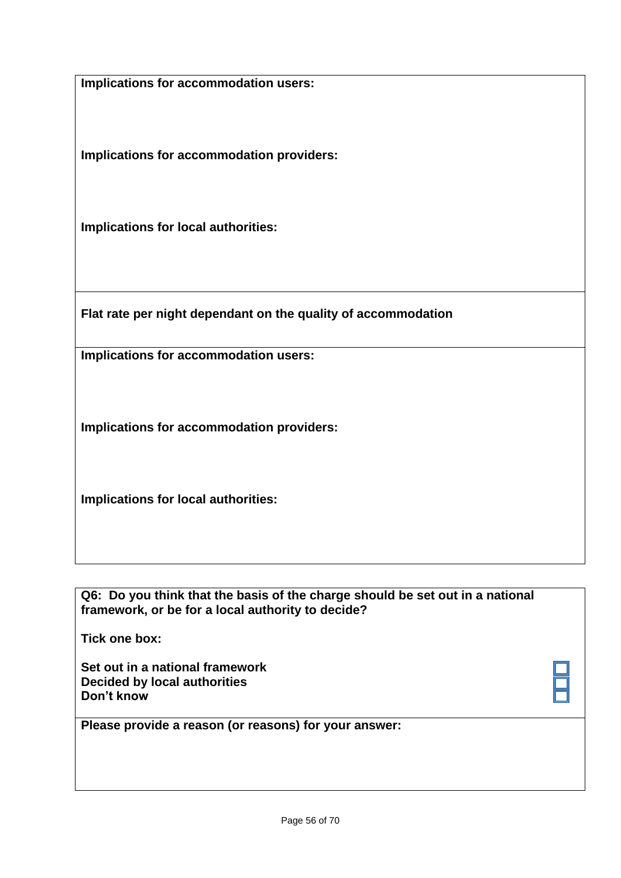**Implications for accommodation users:**

**Implications for accommodation providers:**

**Implications for local authorities:**

**Flat rate per night dependant on the quality of accommodation**

**Implications for accommodation users:**

**Implications for accommodation providers:**

**Implications for local authorities:**

**Q6: Do you think that the basis of the charge should be set out in a national framework, or be for a local authority to decide?**

**Tick one box:**

**Set out in a national framework** ☐
**Decided by local authorities** ☐
**Don't know** ☐

**Please provide a reason (or reasons) for your answer:**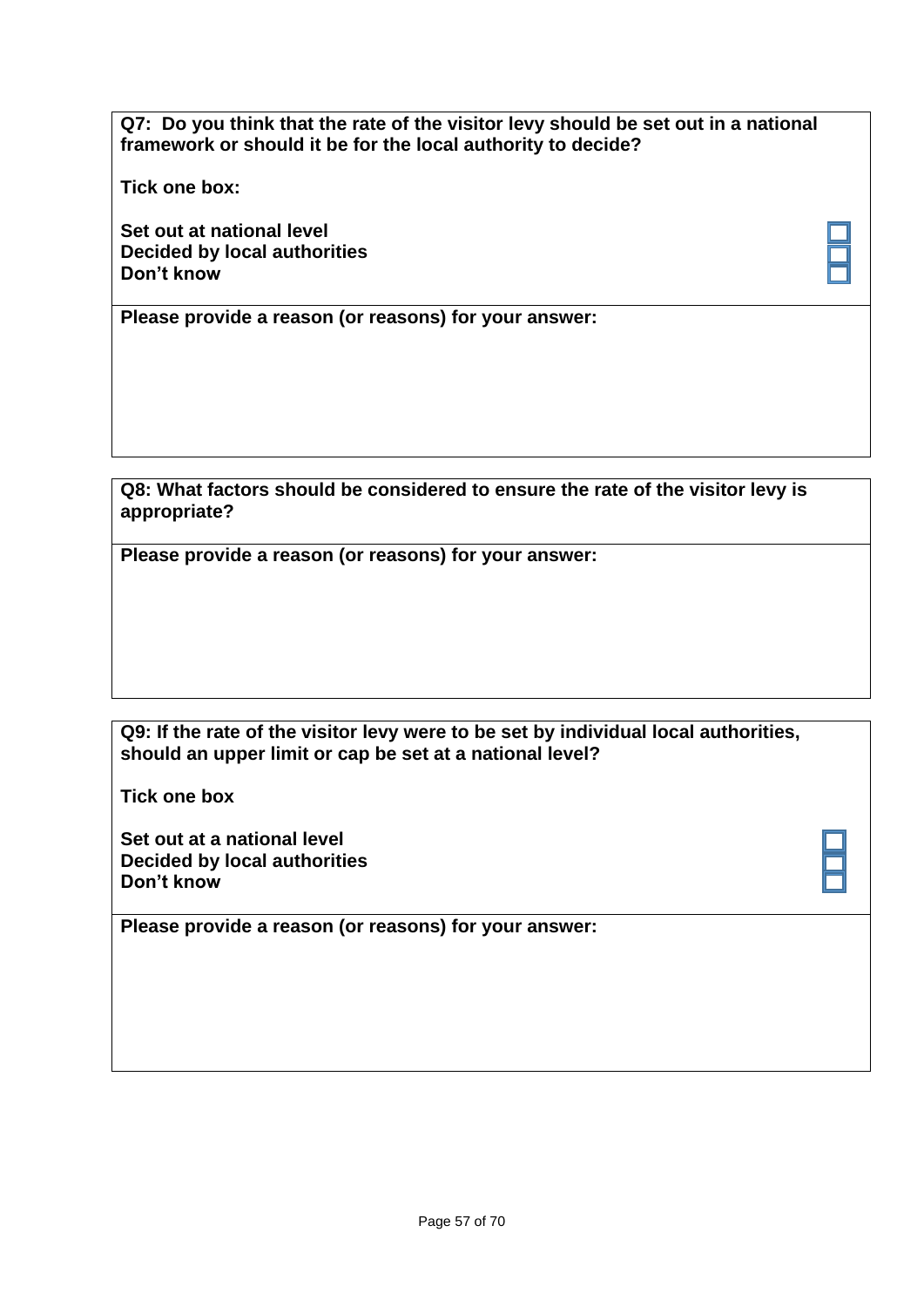**Q7: Do you think that the rate of the visitor levy should be set out in a national framework or should it be for the local authority to decide?**

**Tick one box:**

**Set out at national level** ☐
**Decided by local authorities** ☐
**Don't know** ☐

**Please provide a reason (or reasons) for your answer:**

**Q8: What factors should be considered to ensure the rate of the visitor levy is appropriate?**

**Please provide a reason (or reasons) for your answer:**

**Q9: If the rate of the visitor levy were to be set by individual local authorities, should an upper limit or cap be set at a national level?**

**Tick one box**

**Set out at a national level** ☐
**Decided by local authorities** ☐
**Don't know** ☐

**Please provide a reason (or reasons) for your answer:**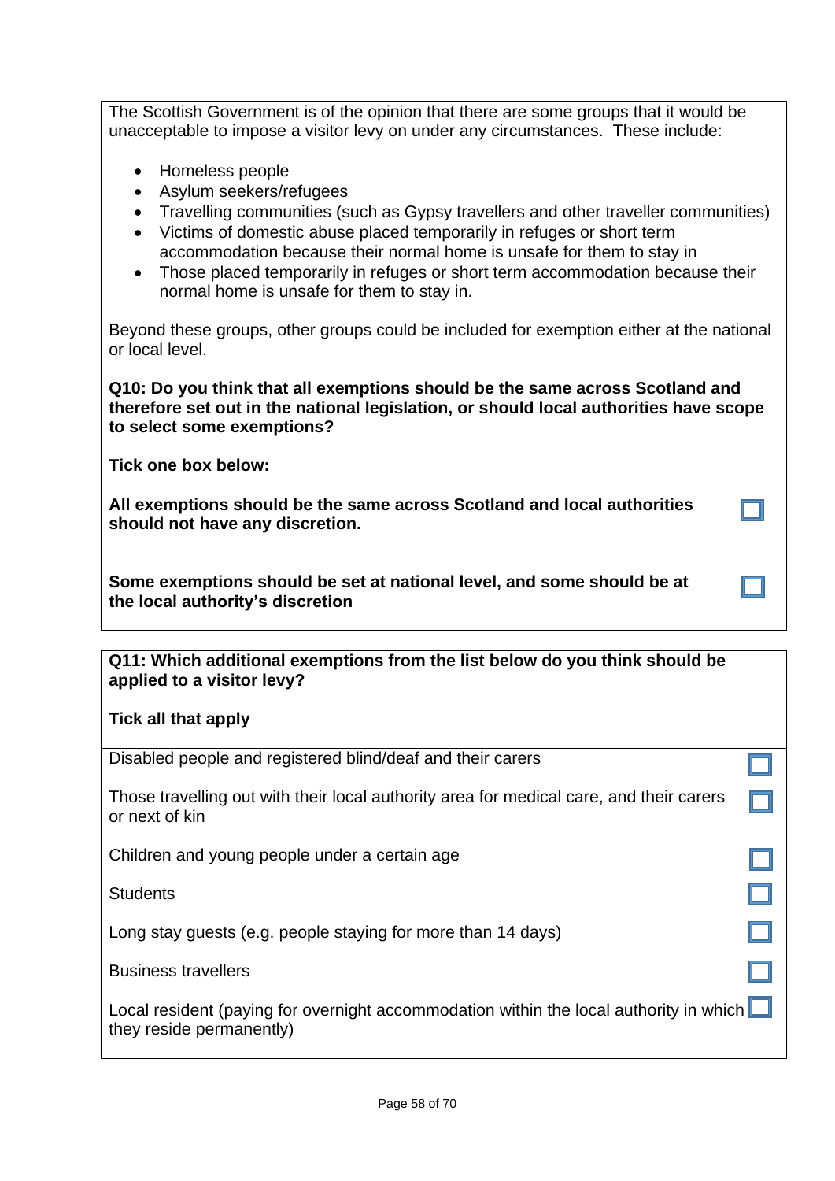The Scottish Government is of the opinion that there are some groups that it would be unacceptable to impose a visitor levy on under any circumstances. These include:

- Homeless people
- Asylum seekers/refugees
- Travelling communities (such as Gypsy travellers and other traveller communities)
- Victims of domestic abuse placed temporarily in refuges or short term accommodation because their normal home is unsafe for them to stay in
- Those placed temporarily in refuges or short term accommodation because their normal home is unsafe for them to stay in.

Beyond these groups, other groups could be included for exemption either at the national or local level.

**Q10: Do you think that all exemptions should be the same across Scotland and therefore set out in the national legislation, or should local authorities have scope to select some exemptions?**

**Tick one box below:**

**All exemptions should be the same across Scotland and local authorities should not have any discretion.** ☐

**Some exemptions should be set at national level, and some should be at the local authority's discretion** ☐

**Q11: Which additional exemptions from the list below do you think should be applied to a visitor levy?**

**Tick all that apply**

| | |
|---|---|
| Disabled people and registered blind/deaf and their carers | ☐ |
| Those travelling out with their local authority area for medical care, and their carers or next of kin | ☐ |
| Children and young people under a certain age | ☐ |
| Students | ☐ |
| Long stay guests (e.g. people staying for more than 14 days) | ☐ |
| Business travellers | ☐ |
| Local resident (paying for overnight accommodation within the local authority in which they reside permanently) | ☐ |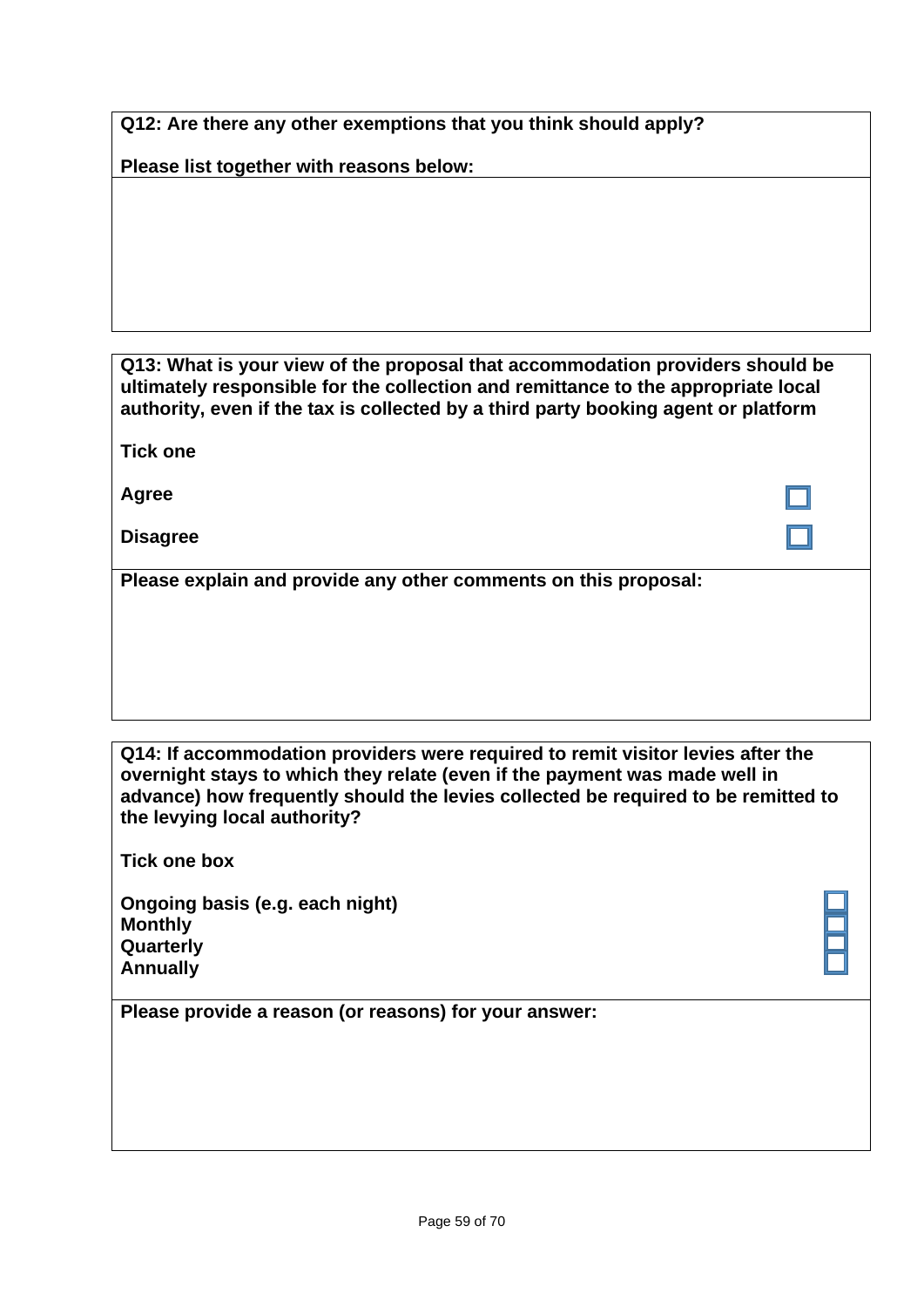**Q12: Are there any other exemptions that you think should apply?**

**Please list together with reasons below:**

**Q13: What is your view of the proposal that accommodation providers should be ultimately responsible for the collection and remittance to the appropriate local authority, even if the tax is collected by a third party booking agent or platform**

**Tick one**

**Agree** ☐

**Disagree** ☐

**Please explain and provide any other comments on this proposal:**

**Q14: If accommodation providers were required to remit visitor levies after the overnight stays to which they relate (even if the payment was made well in advance) how frequently should the levies collected be required to be remitted to the levying local authority?**

**Tick one box**

**Ongoing basis (e.g. each night)** ☐
**Monthly** ☐
**Quarterly** ☐
**Annually** ☐

**Please provide a reason (or reasons) for your answer:**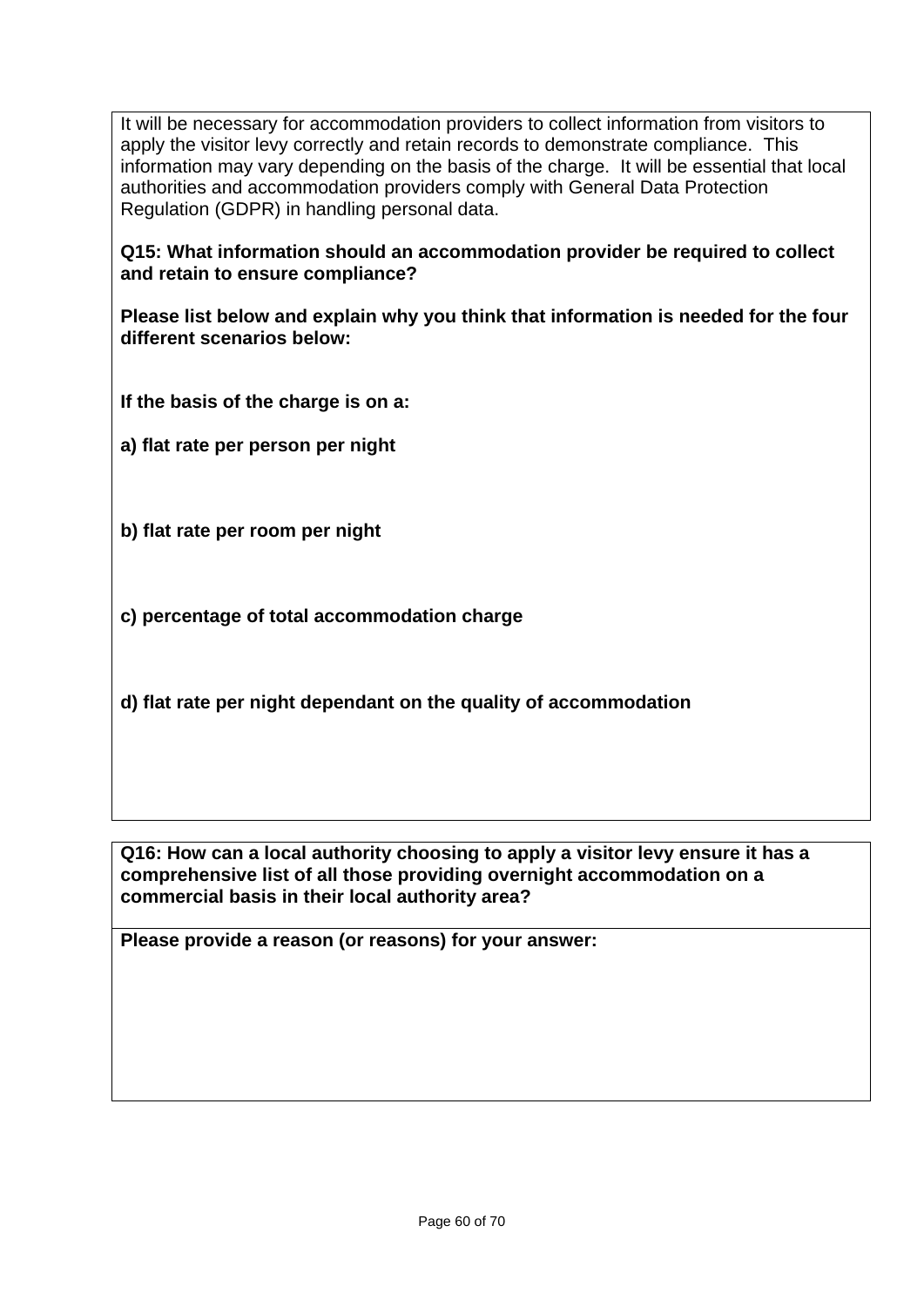It will be necessary for accommodation providers to collect information from visitors to apply the visitor levy correctly and retain records to demonstrate compliance. This information may vary depending on the basis of the charge. It will be essential that local authorities and accommodation providers comply with General Data Protection Regulation (GDPR) in handling personal data.

**Q15: What information should an accommodation provider be required to collect and retain to ensure compliance?**

**Please list below and explain why you think that information is needed for the four different scenarios below:**

**If the basis of the charge is on a:**

**a) flat rate per person per night**

**b) flat rate per room per night**

**c) percentage of total accommodation charge**

**d) flat rate per night dependant on the quality of accommodation**

**Q16: How can a local authority choosing to apply a visitor levy ensure it has a comprehensive list of all those providing overnight accommodation on a commercial basis in their local authority area?**

**Please provide a reason (or reasons) for your answer:**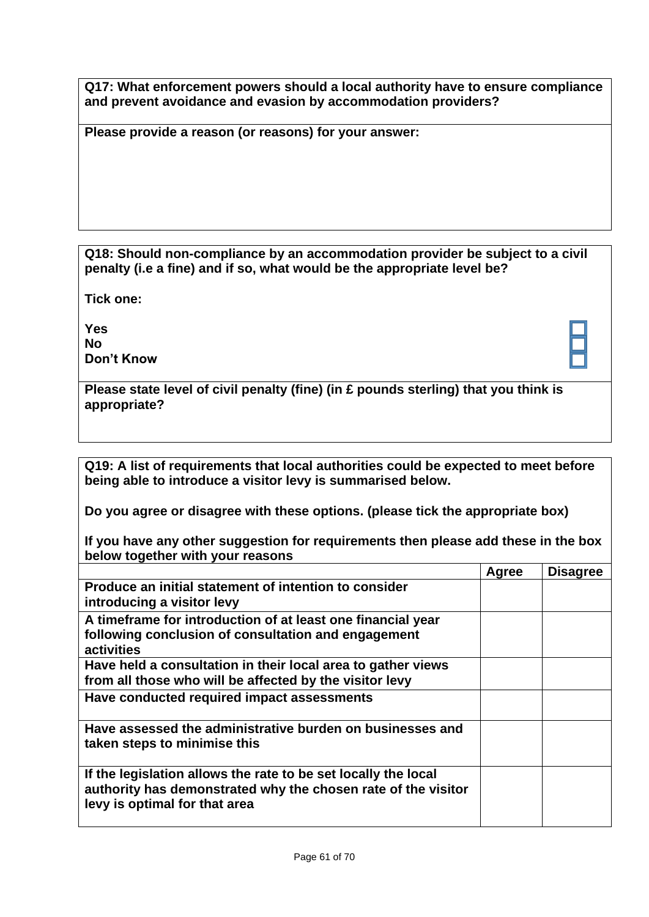**Q17: What enforcement powers should a local authority have to ensure compliance and prevent avoidance and evasion by accommodation providers?**

**Please provide a reason (or reasons) for your answer:**

**Q18: Should non-compliance by an accommodation provider be subject to a civil penalty (i.e a fine) and if so, what would be the appropriate level be?**

**Tick one:**

**Yes** ☐
**No** ☐
**Don't Know** ☐

**Please state level of civil penalty (fine) (in £ pounds sterling) that you think is appropriate?**

**Q19: A list of requirements that local authorities could be expected to meet before being able to introduce a visitor levy is summarised below.**

**Do you agree or disagree with these options. (please tick the appropriate box)**

**If you have any other suggestion for requirements then please add these in the box below together with your reasons**

| | Agree | Disagree |
|---|---|---|
| **Produce an initial statement of intention to consider introducing a visitor levy** | | |
| **A timeframe for introduction of at least one financial year following conclusion of consultation and engagement activities** | | |
| **Have held a consultation in their local area to gather views from all those who will be affected by the visitor levy** | | |
| **Have conducted required impact assessments** | | |
| **Have assessed the administrative burden on businesses and taken steps to minimise this** | | |
| **If the legislation allows the rate to be set locally the local authority has demonstrated why the chosen rate of the visitor levy is optimal for that area** | | |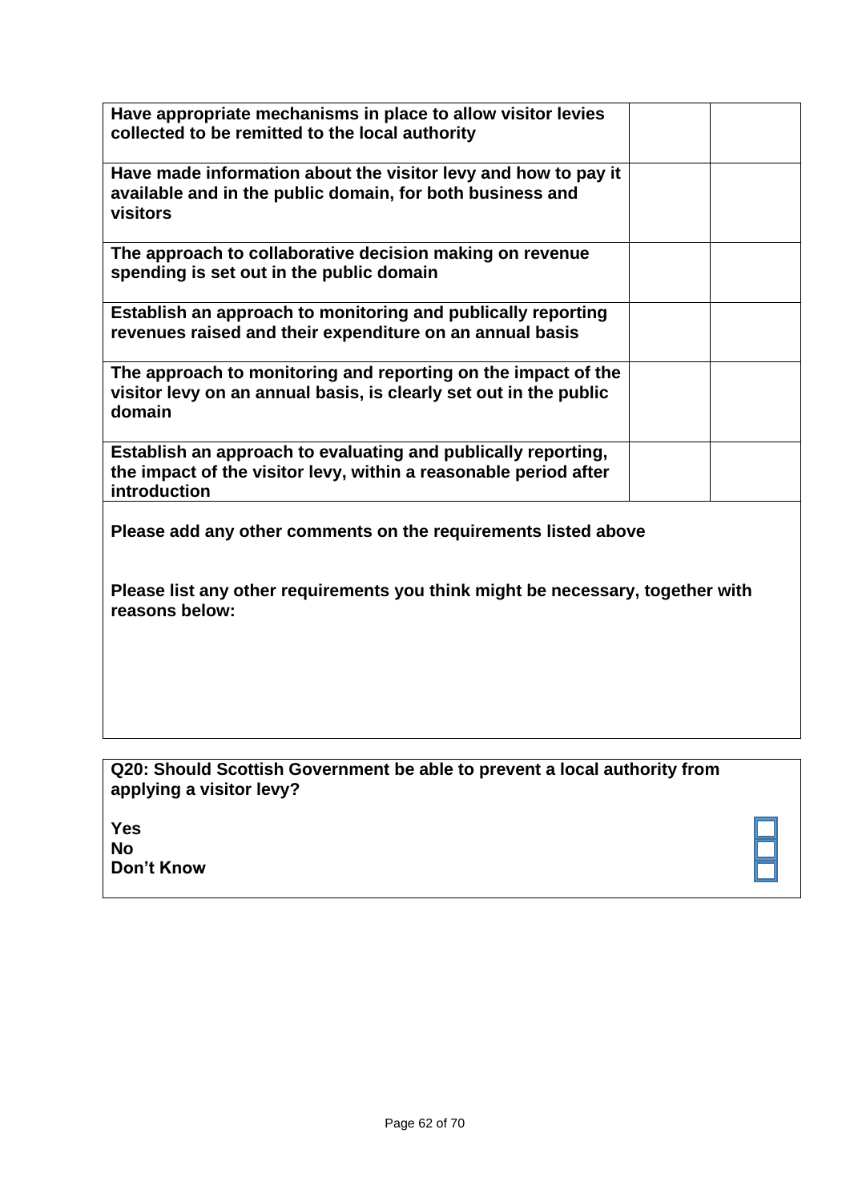| | | |
|---|---|---|
| **Have appropriate mechanisms in place to allow visitor levies collected to be remitted to the local authority** | | |
| **Have made information about the visitor levy and how to pay it available and in the public domain, for both business and visitors** | | |
| **The approach to collaborative decision making on revenue spending is set out in the public domain** | | |
| **Establish an approach to monitoring and publically reporting revenues raised and their expenditure on an annual basis** | | |
| **The approach to monitoring and reporting on the impact of the visitor levy on an annual basis, is clearly set out in the public domain** | | |
| **Establish an approach to evaluating and publically reporting, the impact of the visitor levy, within a reasonable period after introduction** | | |

**Please add any other comments on the requirements listed above**

**Please list any other requirements you think might be necessary, together with reasons below:**

**Q20: Should Scottish Government be able to prevent a local authority from applying a visitor levy?**

**Yes** ☐
**No** ☐
**Don't Know** ☐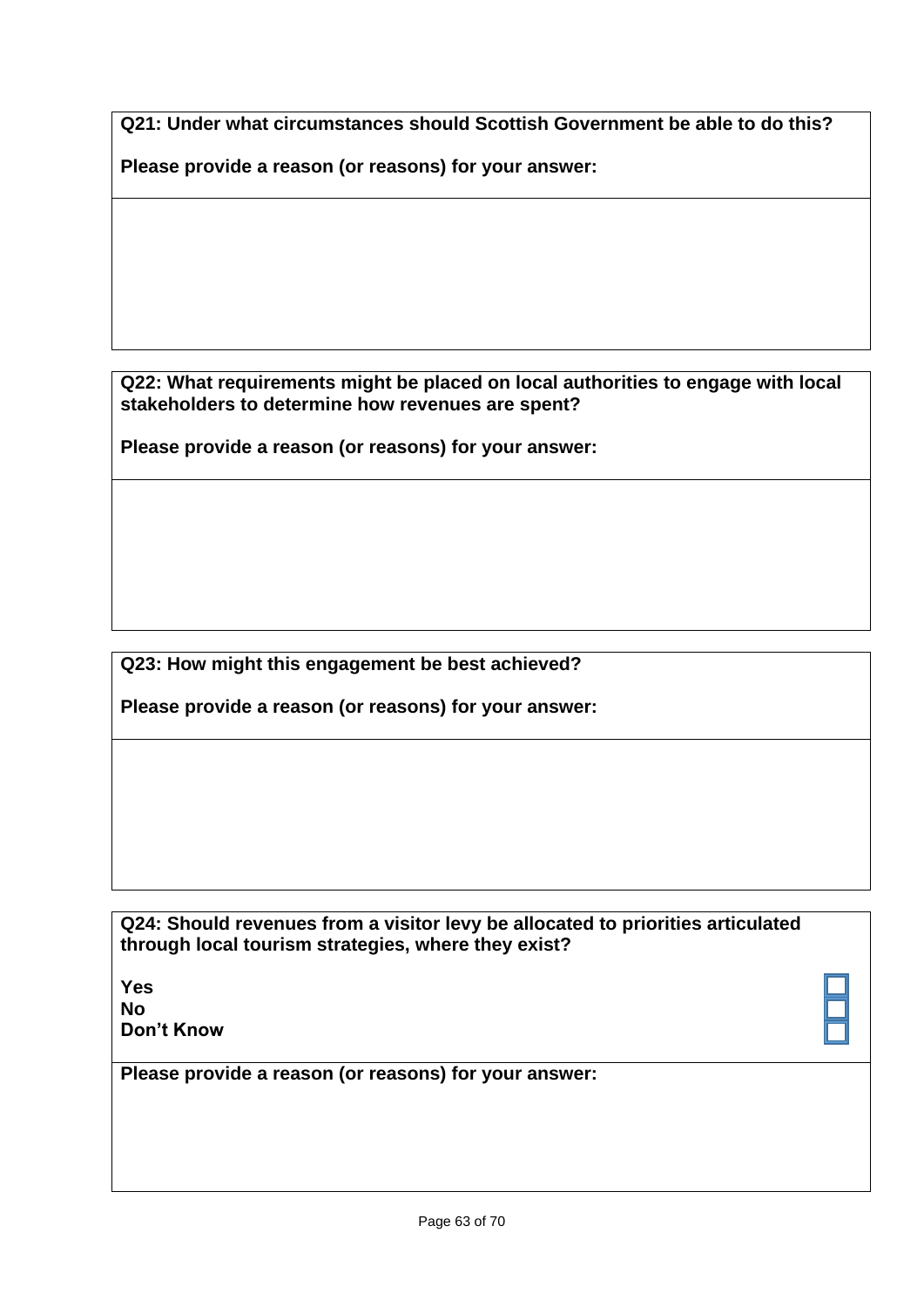**Q21: Under what circumstances should Scottish Government be able to do this?**

**Please provide a reason (or reasons) for your answer:**

**Q22: What requirements might be placed on local authorities to engage with local stakeholders to determine how revenues are spent?**

**Please provide a reason (or reasons) for your answer:**

**Q23: How might this engagement be best achieved?**

**Please provide a reason (or reasons) for your answer:**

**Q24: Should revenues from a visitor levy be allocated to priorities articulated through local tourism strategies, where they exist?**

**Yes** ☐
**No** ☐
**Don't Know** ☐

**Please provide a reason (or reasons) for your answer:**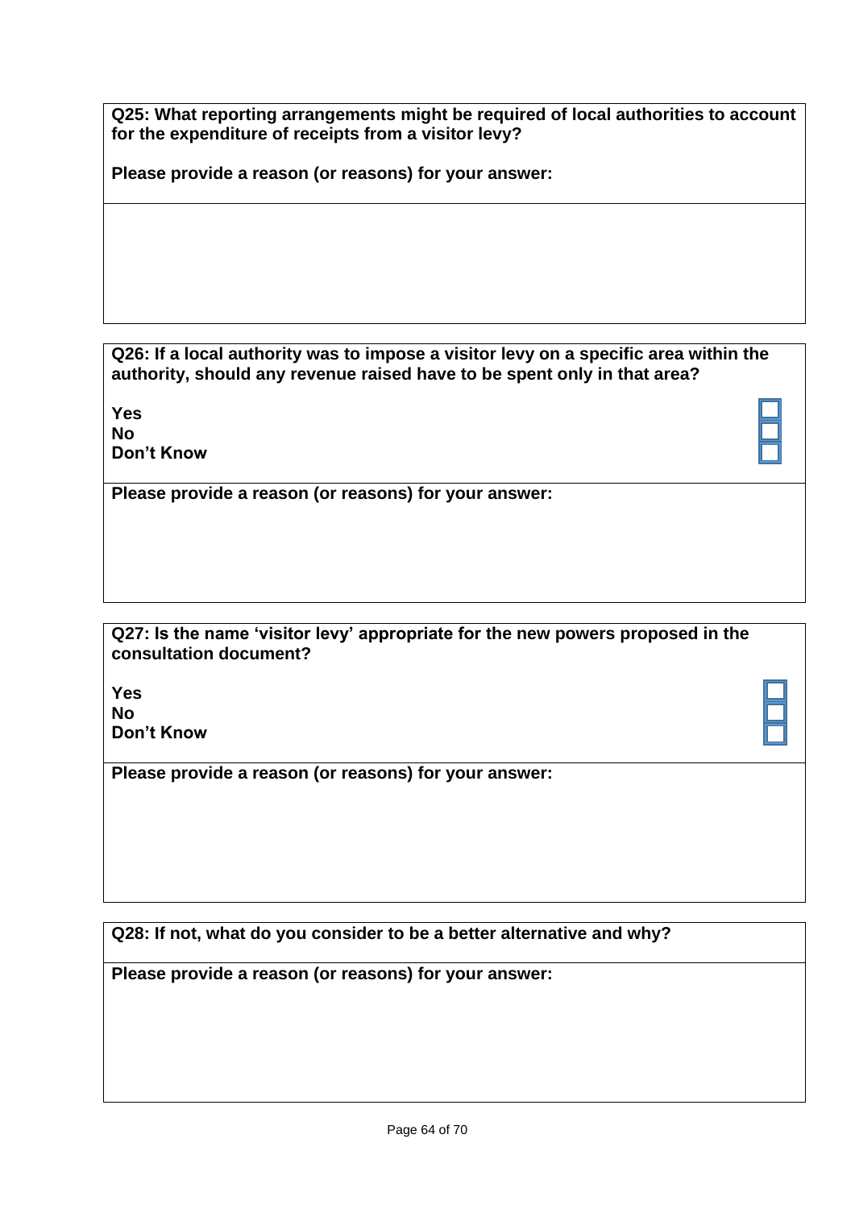**Q25: What reporting arrangements might be required of local authorities to account for the expenditure of receipts from a visitor levy?**

**Please provide a reason (or reasons) for your answer:**

**Q26: If a local authority was to impose a visitor levy on a specific area within the authority, should any revenue raised have to be spent only in that area?**

**Yes** ☐
**No** ☐
**Don't Know** ☐

**Please provide a reason (or reasons) for your answer:**

**Q27: Is the name 'visitor levy' appropriate for the new powers proposed in the consultation document?**

**Yes** ☐
**No** ☐
**Don't Know** ☐

**Please provide a reason (or reasons) for your answer:**

**Q28: If not, what do you consider to be a better alternative and why?**

**Please provide a reason (or reasons) for your answer:**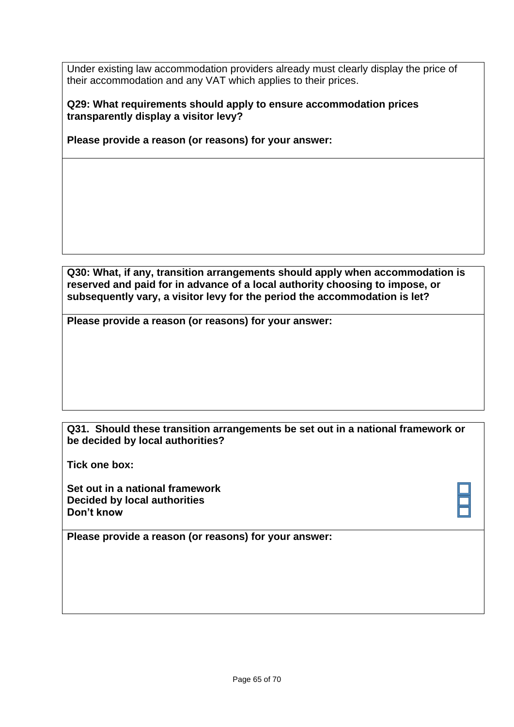Under existing law accommodation providers already must clearly display the price of their accommodation and any VAT which applies to their prices.

**Q29: What requirements should apply to ensure accommodation prices transparently display a visitor levy?**

**Please provide a reason (or reasons) for your answer:**

**Q30: What, if any, transition arrangements should apply when accommodation is reserved and paid for in advance of a local authority choosing to impose, or subsequently vary, a visitor levy for the period the accommodation is let?**

**Please provide a reason (or reasons) for your answer:**

**Q31. Should these transition arrangements be set out in a national framework or be decided by local authorities?**

**Tick one box:**

**Set out in a national framework** ☐
**Decided by local authorities** ☐
**Don't know** ☐

**Please provide a reason (or reasons) for your answer:**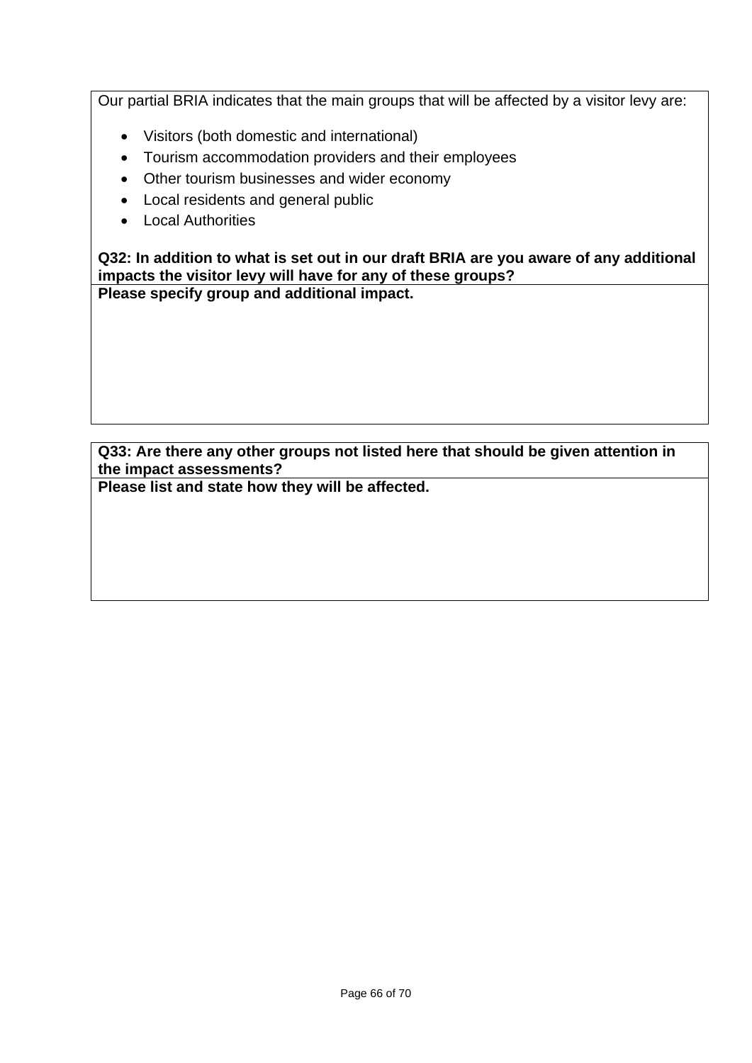Our partial BRIA indicates that the main groups that will be affected by a visitor levy are:

- Visitors (both domestic and international)
- Tourism accommodation providers and their employees
- Other tourism businesses and wider economy
- Local residents and general public
- Local Authorities

**Q32: In addition to what is set out in our draft BRIA are you aware of any additional impacts the visitor levy will have for any of these groups?**

**Please specify group and additional impact.**

**Q33: Are there any other groups not listed here that should be given attention in the impact assessments?**

**Please list and state how they will be affected.**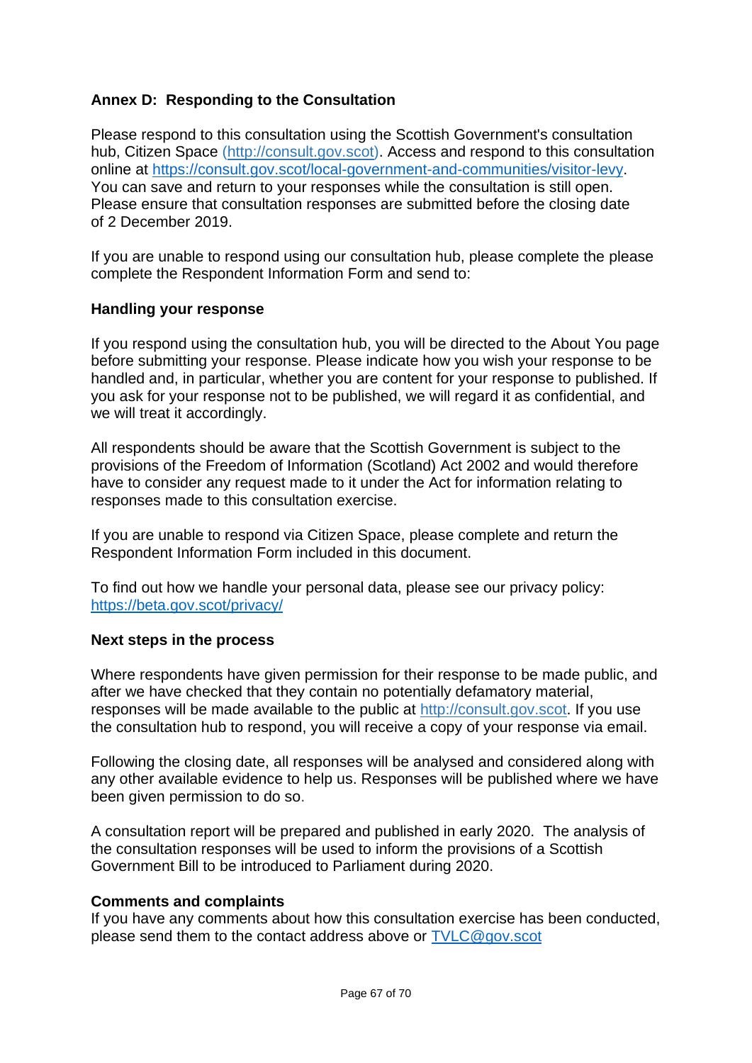## Annex D: Responding to the Consultation

Please respond to this consultation using the Scottish Government's consultation hub, Citizen Space (http://consult.gov.scot). Access and respond to this consultation online at https://consult.gov.scot/local-government-and-communities/visitor-levy. You can save and return to your responses while the consultation is still open. Please ensure that consultation responses are submitted before the closing date of 2 December 2019.

If you are unable to respond using our consultation hub, please complete the please complete the Respondent Information Form and send to:

### Handling your response

If you respond using the consultation hub, you will be directed to the About You page before submitting your response. Please indicate how you wish your response to be handled and, in particular, whether you are content for your response to published. If you ask for your response not to be published, we will regard it as confidential, and we will treat it accordingly.

All respondents should be aware that the Scottish Government is subject to the provisions of the Freedom of Information (Scotland) Act 2002 and would therefore have to consider any request made to it under the Act for information relating to responses made to this consultation exercise.

If you are unable to respond via Citizen Space, please complete and return the Respondent Information Form included in this document.

To find out how we handle your personal data, please see our privacy policy: https://beta.gov.scot/privacy/

### Next steps in the process

Where respondents have given permission for their response to be made public, and after we have checked that they contain no potentially defamatory material, responses will be made available to the public at http://consult.gov.scot. If you use the consultation hub to respond, you will receive a copy of your response via email.

Following the closing date, all responses will be analysed and considered along with any other available evidence to help us. Responses will be published where we have been given permission to do so.

A consultation report will be prepared and published in early 2020. The analysis of the consultation responses will be used to inform the provisions of a Scottish Government Bill to be introduced to Parliament during 2020.

### Comments and complaints

If you have any comments about how this consultation exercise has been conducted, please send them to the contact address above or TVLC@gov.scot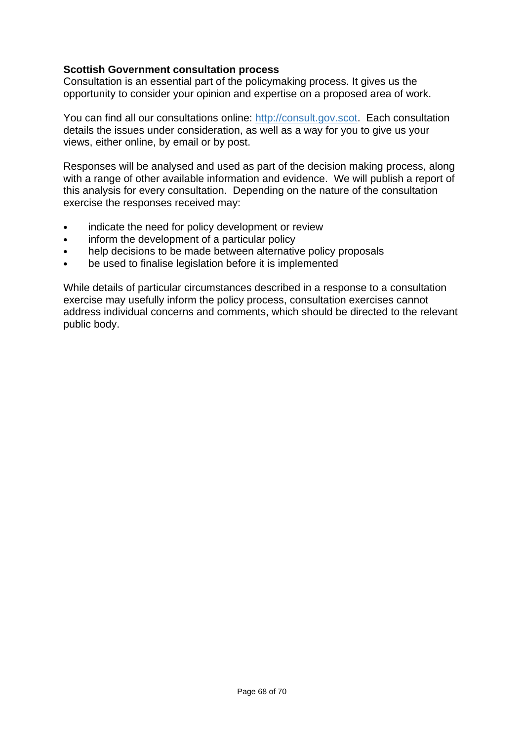**Scottish Government consultation process**
Consultation is an essential part of the policymaking process. It gives us the opportunity to consider your opinion and expertise on a proposed area of work.

You can find all our consultations online: [http://consult.gov.scot](http://consult.gov.scot). Each consultation details the issues under consideration, as well as a way for you to give us your views, either online, by email or by post.

Responses will be analysed and used as part of the decision making process, along with a range of other available information and evidence. We will publish a report of this analysis for every consultation. Depending on the nature of the consultation exercise the responses received may:

- indicate the need for policy development or review
- inform the development of a particular policy
- help decisions to be made between alternative policy proposals
- be used to finalise legislation before it is implemented

While details of particular circumstances described in a response to a consultation exercise may usefully inform the policy process, consultation exercises cannot address individual concerns and comments, which should be directed to the relevant public body.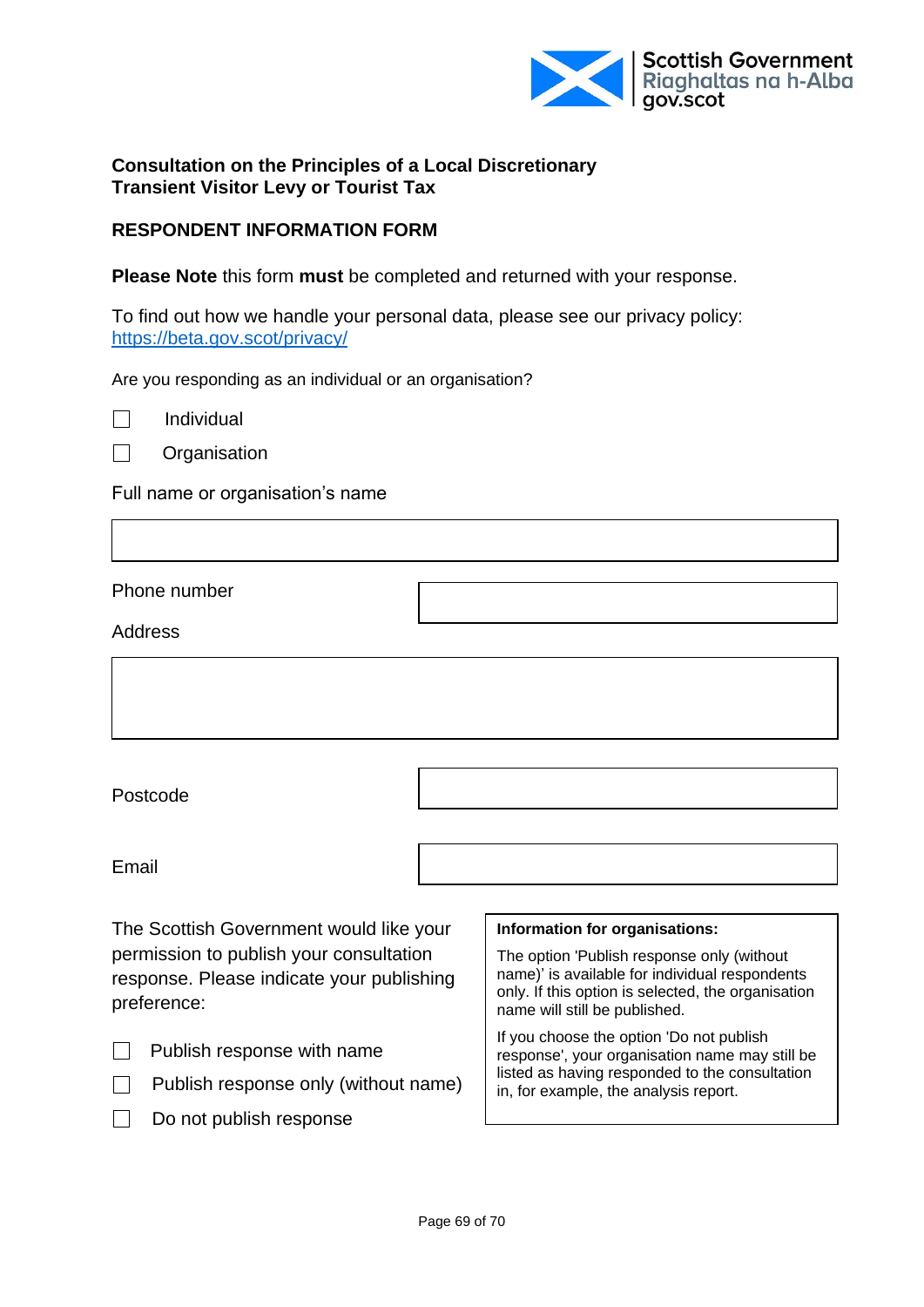Scottish Government
Riaghaltas na h-Alba
gov.scot

**Consultation on the Principles of a Local Discretionary Transient Visitor Levy or Tourist Tax**

**RESPONDENT INFORMATION FORM**

**Please Note** this form **must** be completed and returned with your response.

To find out how we handle your personal data, please see our privacy policy: https://beta.gov.scot/privacy/

Are you responding as an individual or an organisation?

☐ Individual

☐ Organisation

Full name or organisation's name

| |
|---|
| |

| Phone number | |
|---|---|

Address

| |
|---|
| |

| Postcode | |
|---|---|

| Email | |
|---|---|

The Scottish Government would like your permission to publish your consultation response. Please indicate your publishing preference:

☐ Publish response with name

☐ Publish response only (without name)

☐ Do not publish response

**Information for organisations:**

The option 'Publish response only (without name)' is available for individual respondents only. If this option is selected, the organisation name will still be published.

If you choose the option 'Do not publish response', your organisation name may still be listed as having responded to the consultation in, for example, the analysis report.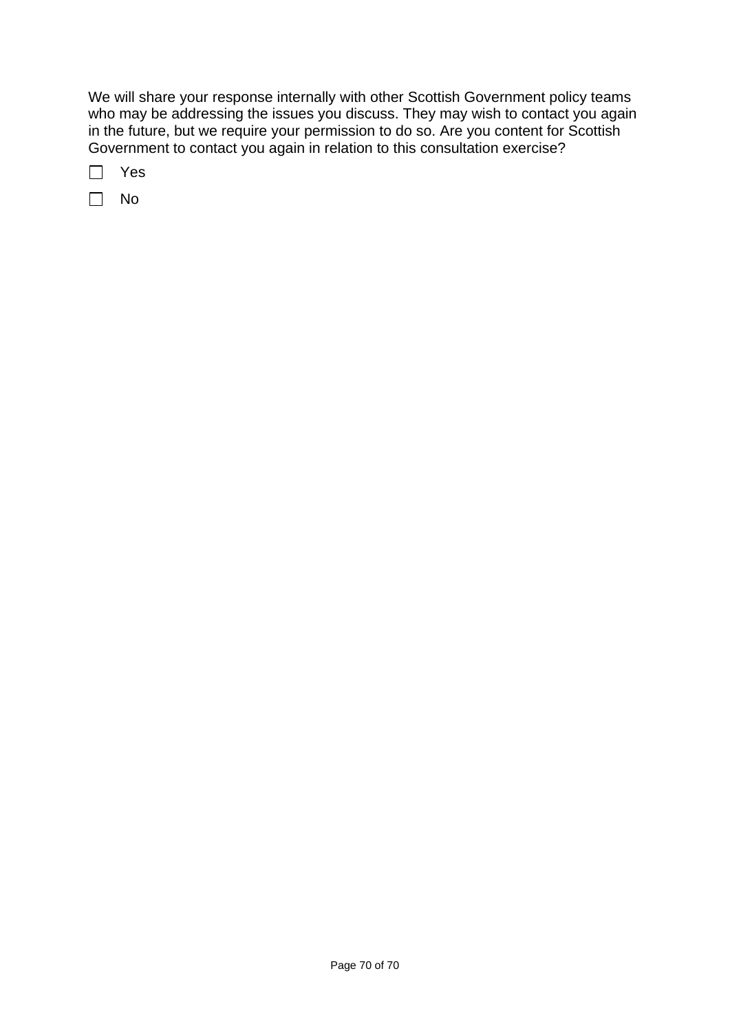We will share your response internally with other Scottish Government policy teams who may be addressing the issues you discuss. They may wish to contact you again in the future, but we require your permission to do so. Are you content for Scottish Government to contact you again in relation to this consultation exercise?

☐ Yes

☐ No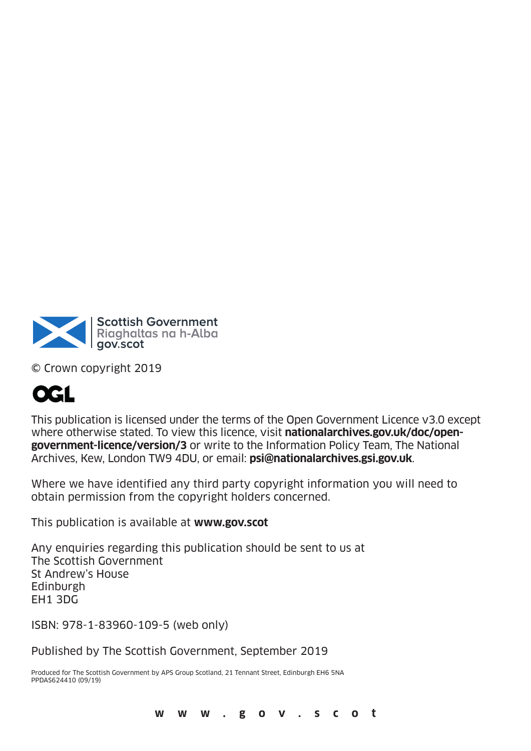Scottish Government
Riaghaltas na h-Alba
gov.scot

© Crown copyright 2019

OGL

This publication is licensed under the terms of the Open Government Licence v3.0 except where otherwise stated. To view this licence, visit **nationalarchives.gov.uk/doc/open-government-licence/version/3** or write to the Information Policy Team, The National Archives, Kew, London TW9 4DU, or email: **psi@nationalarchives.gsi.gov.uk**.

Where we have identified any third party copyright information you will need to obtain permission from the copyright holders concerned.

This publication is available at **www.gov.scot**

Any enquiries regarding this publication should be sent to us at
The Scottish Government
St Andrew's House
Edinburgh
EH1 3DG

ISBN: 978-1-83960-109-5 (web only)

Published by The Scottish Government, September 2019

Produced for The Scottish Government by APS Group Scotland, 21 Tennant Street, Edinburgh EH6 5NA
PPDAS624410 (09/19)

**w w w . g o v . s c o t**